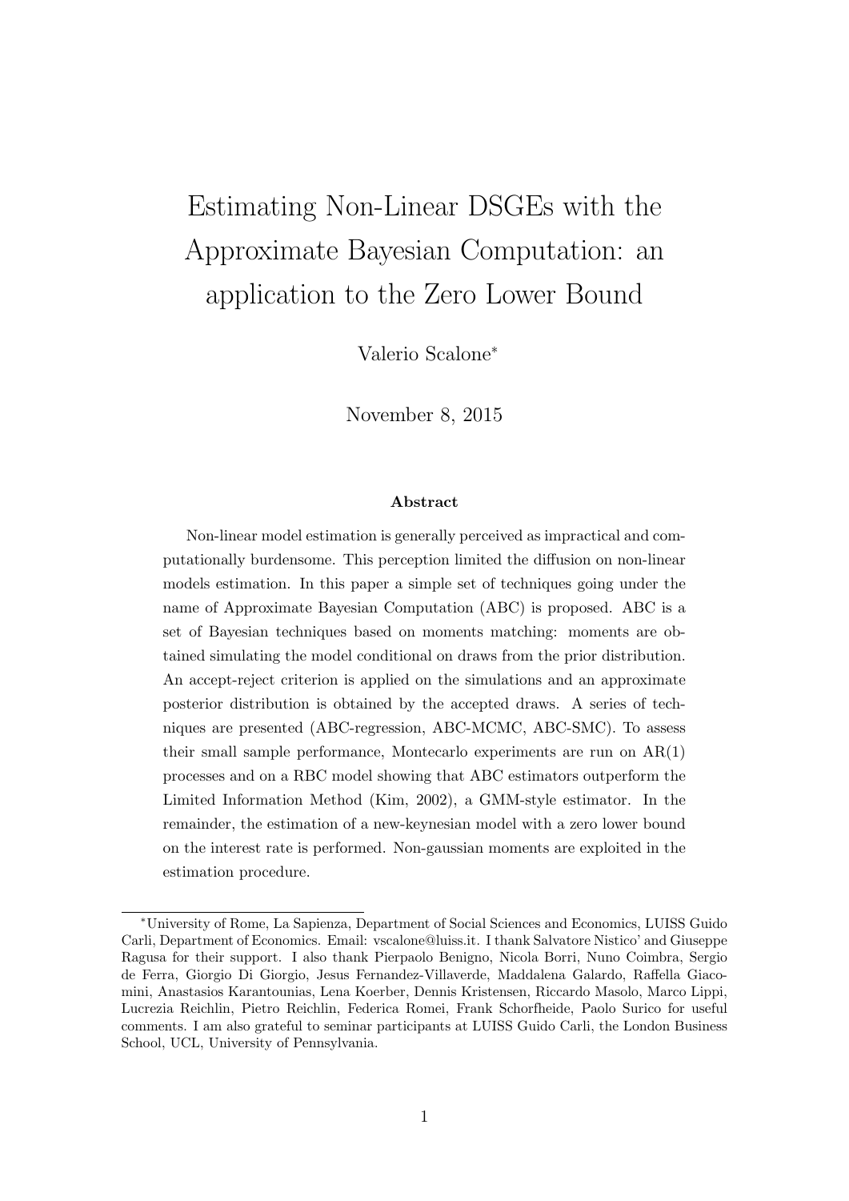# Estimating Non-Linear DSGEs with the Approximate Bayesian Computation: an application to the Zero Lower Bound

Valerio Scalone*

November 8, 2015

### Abstract

Non-linear model estimation is generally perceived as impractical and computationally burdensome. This perception limited the diffusion on non-linear models estimation. In this paper a simple set of techniques going under the name of Approximate Bayesian Computation (ABC) is proposed. ABC is a set of Bayesian techniques based on moments matching: moments are obtained simulating the model conditional on draws from the prior distribution. An accept-reject criterion is applied on the simulations and an approximate posterior distribution is obtained by the accepted draws. A series of techniques are presented (ABC-regression, ABC-MCMC, ABC-SMC). To assess their small sample performance, Montecarlo experiments are run on AR(1) processes and on a RBC model showing that ABC estimators outperform the Limited Information Method (Kim, 2002), a GMM-style estimator. In the remainder, the estimation of a new-keynesian model with a zero lower bound on the interest rate is performed. Non-gaussian moments are exploited in the estimation procedure.

---

*University of Rome, La Sapienza, Department of Social Sciences and Economics, LUISS Guido Carli, Department of Economics. Email: vscalone@luiss.it. I thank Salvatore Nistico' and Giuseppe Ragusa for their support. I also thank Pierpaolo Benigno, Nicola Borri, Nuno Coimbra, Sergio de Ferra, Giorgio Di Giorgio, Jesus Fernandez-Villaverde, Maddalena Galardo, Raffella Giacomini, Anastasios Karantounias, Lena Koerber, Dennis Kristensen, Riccardo Masolo, Marco Lippi, Lucrezia Reichlin, Pietro Reichlin, Federica Romei, Frank Schorfheide, Paolo Surico for useful comments. I am also grateful to seminar participants at LUISS Guido Carli, the London Business School, UCL, University of Pennsylvania.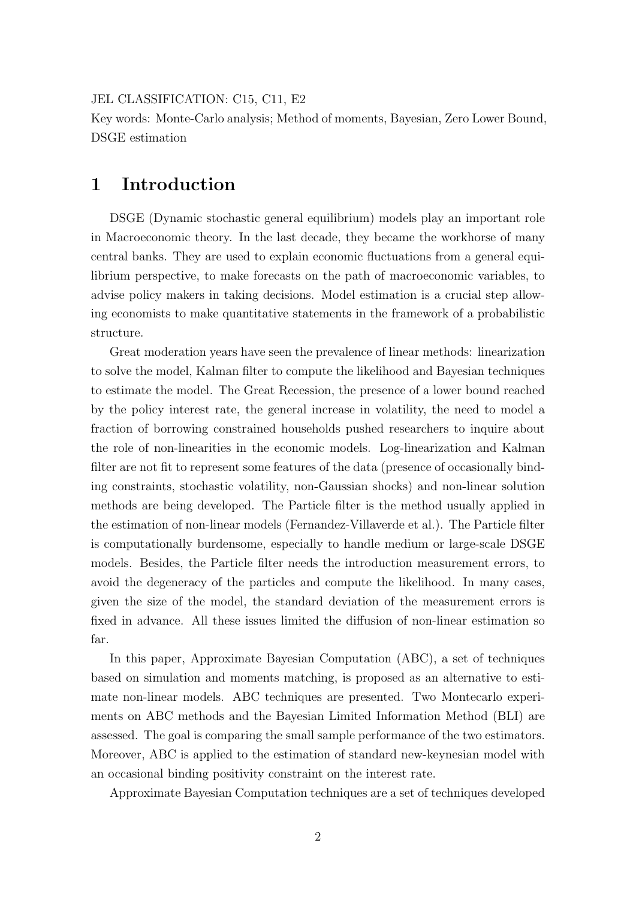JEL CLASSIFICATION: C15, C11, E2

Key words: Monte-Carlo analysis; Method of moments, Bayesian, Zero Lower Bound, DSGE estimation

# 1 Introduction

DSGE (Dynamic stochastic general equilibrium) models play an important role in Macroeconomic theory. In the last decade, they became the workhorse of many central banks. They are used to explain economic fluctuations from a general equilibrium perspective, to make forecasts on the path of macroeconomic variables, to advise policy makers in taking decisions. Model estimation is a crucial step allowing economists to make quantitative statements in the framework of a probabilistic structure.

Great moderation years have seen the prevalence of linear methods: linearization to solve the model, Kalman filter to compute the likelihood and Bayesian techniques to estimate the model. The Great Recession, the presence of a lower bound reached by the policy interest rate, the general increase in volatility, the need to model a fraction of borrowing constrained households pushed researchers to inquire about the role of non-linearities in the economic models. Log-linearization and Kalman filter are not fit to represent some features of the data (presence of occasionally binding constraints, stochastic volatility, non-Gaussian shocks) and non-linear solution methods are being developed. The Particle filter is the method usually applied in the estimation of non-linear models (Fernandez-Villaverde et al.). The Particle filter is computationally burdensome, especially to handle medium or large-scale DSGE models. Besides, the Particle filter needs the introduction measurement errors, to avoid the degeneracy of the particles and compute the likelihood. In many cases, given the size of the model, the standard deviation of the measurement errors is fixed in advance. All these issues limited the diffusion of non-linear estimation so far.

In this paper, Approximate Bayesian Computation (ABC), a set of techniques based on simulation and moments matching, is proposed as an alternative to estimate non-linear models. ABC techniques are presented. Two Montecarlo experiments on ABC methods and the Bayesian Limited Information Method (BLI) are assessed. The goal is comparing the small sample performance of the two estimators. Moreover, ABC is applied to the estimation of standard new-keynesian model with an occasional binding positivity constraint on the interest rate.

Approximate Bayesian Computation techniques are a set of techniques developed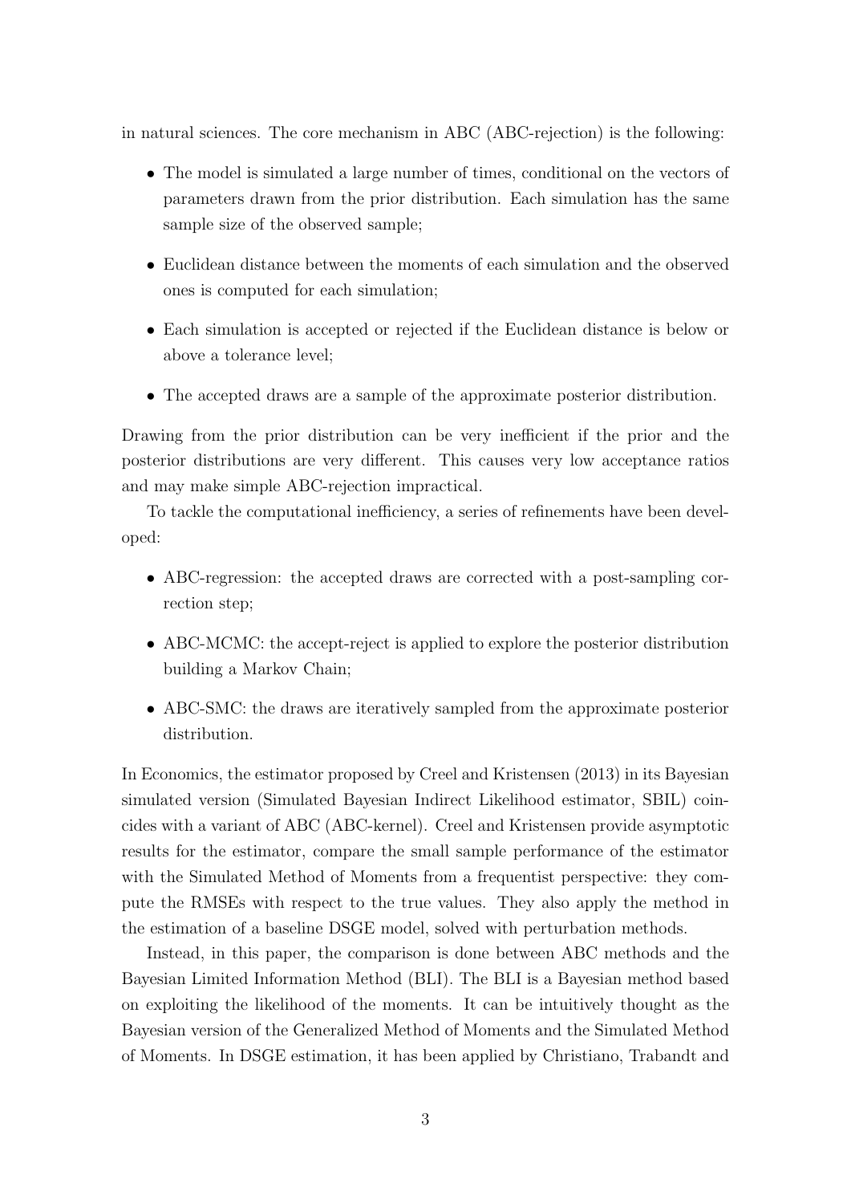in natural sciences. The core mechanism in ABC (ABC-rejection) is the following:

- The model is simulated a large number of times, conditional on the vectors of parameters drawn from the prior distribution. Each simulation has the same sample size of the observed sample;
- Euclidean distance between the moments of each simulation and the observed ones is computed for each simulation;
- Each simulation is accepted or rejected if the Euclidean distance is below or above a tolerance level;
- The accepted draws are a sample of the approximate posterior distribution.

Drawing from the prior distribution can be very inefficient if the prior and the posterior distributions are very different. This causes very low acceptance ratios and may make simple ABC-rejection impractical.

To tackle the computational inefficiency, a series of refinements have been developed:

- ABC-regression: the accepted draws are corrected with a post-sampling correction step;
- ABC-MCMC: the accept-reject is applied to explore the posterior distribution building a Markov Chain;
- ABC-SMC: the draws are iteratively sampled from the approximate posterior distribution.

In Economics, the estimator proposed by Creel and Kristensen (2013) in its Bayesian simulated version (Simulated Bayesian Indirect Likelihood estimator, SBIL) coincides with a variant of ABC (ABC-kernel). Creel and Kristensen provide asymptotic results for the estimator, compare the small sample performance of the estimator with the Simulated Method of Moments from a frequentist perspective: they compute the RMSEs with respect to the true values. They also apply the method in the estimation of a baseline DSGE model, solved with perturbation methods.

Instead, in this paper, the comparison is done between ABC methods and the Bayesian Limited Information Method (BLI). The BLI is a Bayesian method based on exploiting the likelihood of the moments. It can be intuitively thought as the Bayesian version of the Generalized Method of Moments and the Simulated Method of Moments. In DSGE estimation, it has been applied by Christiano, Trabandt and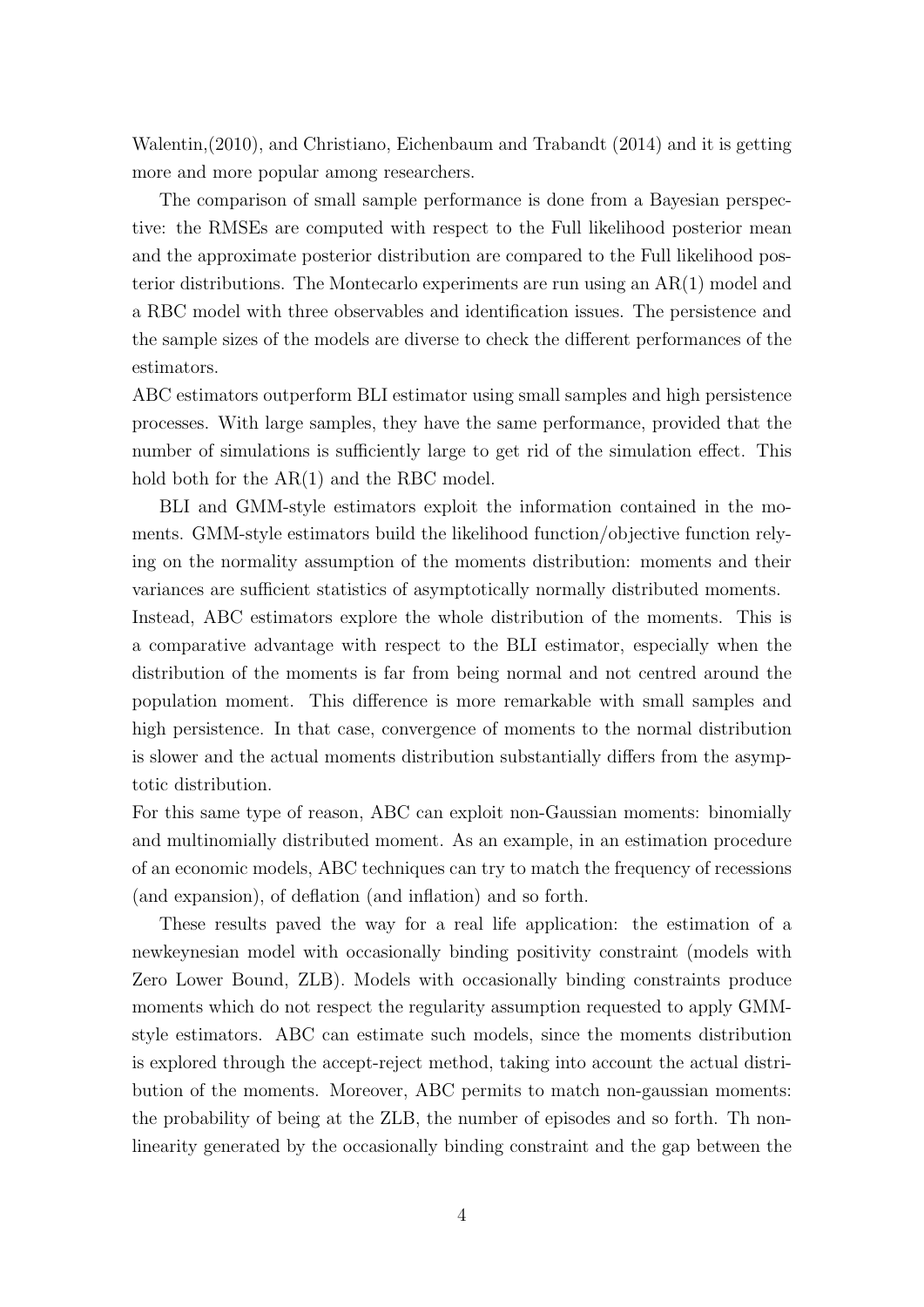Walentin,(2010), and Christiano, Eichenbaum and Trabandt (2014) and it is getting more and more popular among researchers.

The comparison of small sample performance is done from a Bayesian perspective: the RMSEs are computed with respect to the Full likelihood posterior mean and the approximate posterior distribution are compared to the Full likelihood posterior distributions. The Montecarlo experiments are run using an AR(1) model and a RBC model with three observables and identification issues. The persistence and the sample sizes of the models are diverse to check the different performances of the estimators.

ABC estimators outperform BLI estimator using small samples and high persistence processes. With large samples, they have the same performance, provided that the number of simulations is sufficiently large to get rid of the simulation effect. This hold both for the AR(1) and the RBC model.

BLI and GMM-style estimators exploit the information contained in the moments. GMM-style estimators build the likelihood function/objective function relying on the normality assumption of the moments distribution: moments and their variances are sufficient statistics of asymptotically normally distributed moments.

Instead, ABC estimators explore the whole distribution of the moments. This is a comparative advantage with respect to the BLI estimator, especially when the distribution of the moments is far from being normal and not centred around the population moment. This difference is more remarkable with small samples and high persistence. In that case, convergence of moments to the normal distribution is slower and the actual moments distribution substantially differs from the asymptotic distribution.

For this same type of reason, ABC can exploit non-Gaussian moments: binomially and multinomially distributed moment. As an example, in an estimation procedure of an economic models, ABC techniques can try to match the frequency of recessions (and expansion), of deflation (and inflation) and so forth.

These results paved the way for a real life application: the estimation of a newkeynesian model with occasionally binding positivity constraint (models with Zero Lower Bound, ZLB). Models with occasionally binding constraints produce moments which do not respect the regularity assumption requested to apply GMM-style estimators. ABC can estimate such models, since the moments distribution is explored through the accept-reject method, taking into account the actual distribution of the moments. Moreover, ABC permits to match non-gaussian moments: the probability of being at the ZLB, the number of episodes and so forth. Th non-linearity generated by the occasionally binding constraint and the gap between the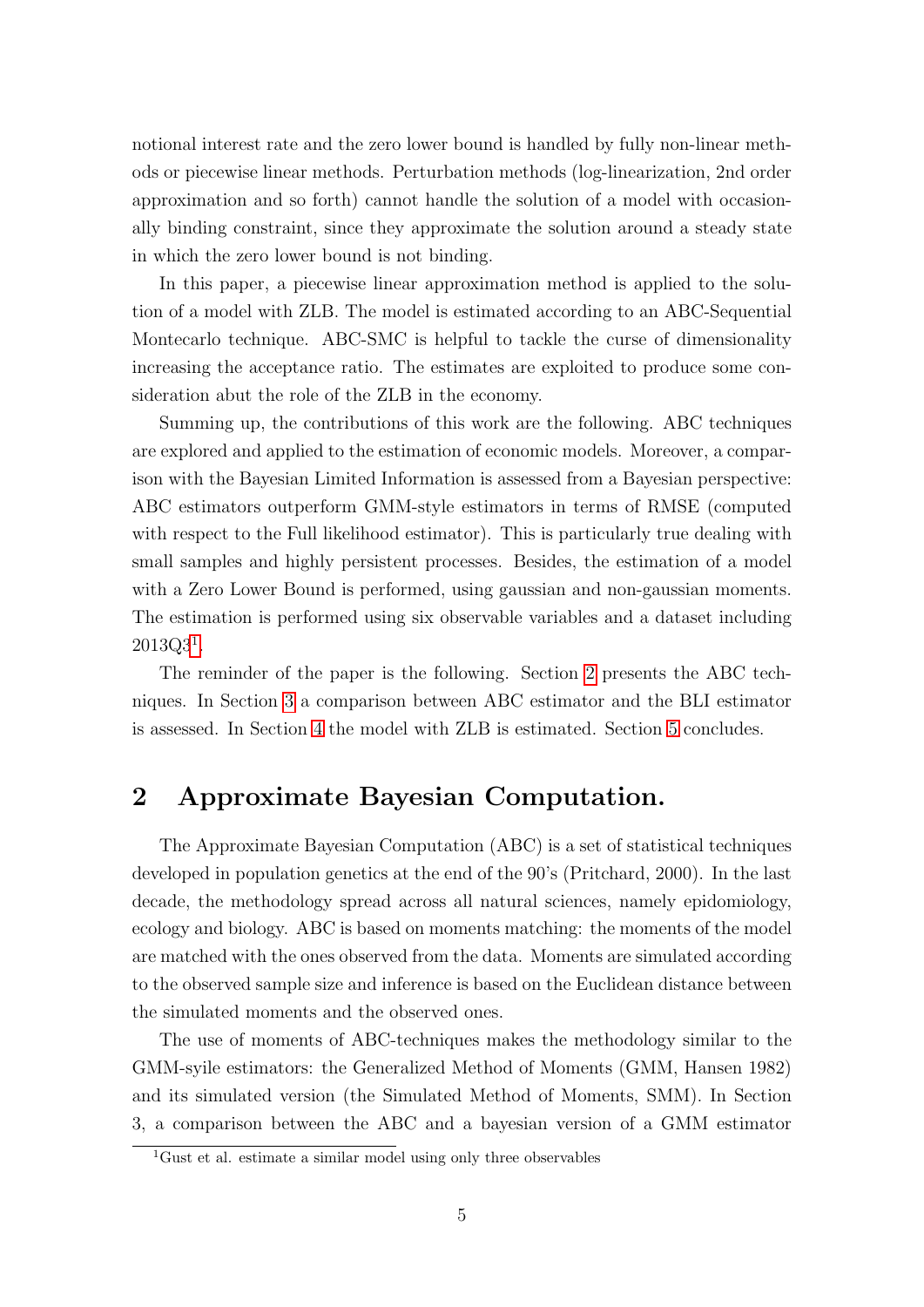notional interest rate and the zero lower bound is handled by fully non-linear methods or piecewise linear methods. Perturbation methods (log-linearization, 2nd order approximation and so forth) cannot handle the solution of a model with occasionally binding constraint, since they approximate the solution around a steady state in which the zero lower bound is not binding.

In this paper, a piecewise linear approximation method is applied to the solution of a model with ZLB. The model is estimated according to an ABC-Sequential Montecarlo technique. ABC-SMC is helpful to tackle the curse of dimensionality increasing the acceptance ratio. The estimates are exploited to produce some consideration abut the role of the ZLB in the economy.

Summing up, the contributions of this work are the following. ABC techniques are explored and applied to the estimation of economic models. Moreover, a comparison with the Bayesian Limited Information is assessed from a Bayesian perspective: ABC estimators outperform GMM-style estimators in terms of RMSE (computed with respect to the Full likelihood estimator). This is particularly true dealing with small samples and highly persistent processes. Besides, the estimation of a model with a Zero Lower Bound is performed, using gaussian and non-gaussian moments. The estimation is performed using six observable variables and a dataset including 2013Q3[1].

The reminder of the paper is the following. Section 2 presents the ABC techniques. In Section 3 a comparison between ABC estimator and the BLI estimator is assessed. In Section 4 the model with ZLB is estimated. Section 5 concludes.

## 2 Approximate Bayesian Computation.

The Approximate Bayesian Computation (ABC) is a set of statistical techniques developed in population genetics at the end of the 90's (Pritchard, 2000). In the last decade, the methodology spread across all natural sciences, namely epidomiology, ecology and biology. ABC is based on moments matching: the moments of the model are matched with the ones observed from the data. Moments are simulated according to the observed sample size and inference is based on the Euclidean distance between the simulated moments and the observed ones.

The use of moments of ABC-techniques makes the methodology similar to the GMM-syile estimators: the Generalized Method of Moments (GMM, Hansen 1982) and its simulated version (the Simulated Method of Moments, SMM). In Section 3, a comparison between the ABC and a bayesian version of a GMM estimator

[1] Gust et al. estimate a similar model using only three observables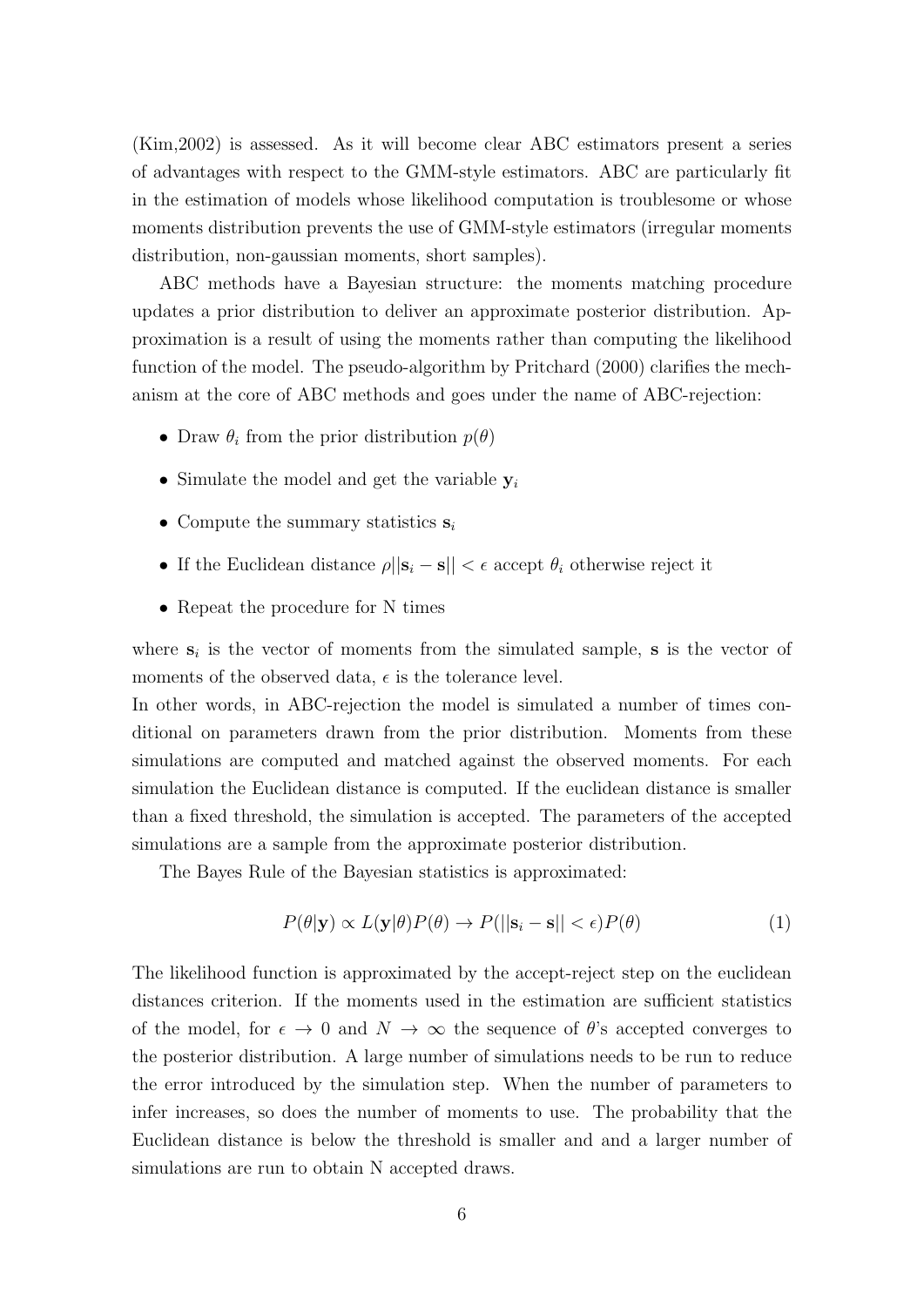(Kim,2002) is assessed. As it will become clear ABC estimators present a series of advantages with respect to the GMM-style estimators. ABC are particularly fit in the estimation of models whose likelihood computation is troublesome or whose moments distribution prevents the use of GMM-style estimators (irregular moments distribution, non-gaussian moments, short samples).

ABC methods have a Bayesian structure: the moments matching procedure updates a prior distribution to deliver an approximate posterior distribution. Approximation is a result of using the moments rather than computing the likelihood function of the model. The pseudo-algorithm by Pritchard (2000) clarifies the mechanism at the core of ABC methods and goes under the name of ABC-rejection:

- Draw $\theta_i$ from the prior distribution $p(\theta)$
- Simulate the model and get the variable $\mathbf{y}_i$
- Compute the summary statistics $\mathbf{s}_i$
- If the Euclidean distance $\rho||\mathbf{s}_i - \mathbf{s}|| < \epsilon$ accept $\theta_i$ otherwise reject it
- Repeat the procedure for N times

where $\mathbf{s}_i$ is the vector of moments from the simulated sample, $\mathbf{s}$ is the vector of moments of the observed data, $\epsilon$ is the tolerance level.
In other words, in ABC-rejection the model is simulated a number of times conditional on parameters drawn from the prior distribution. Moments from these simulations are computed and matched against the observed moments. For each simulation the Euclidean distance is computed. If the euclidean distance is smaller than a fixed threshold, the simulation is accepted. The parameters of the accepted simulations are a sample from the approximate posterior distribution.

The Bayes Rule of the Bayesian statistics is approximated:

$$P(\theta|\mathbf{y}) \propto L(\mathbf{y}|\theta)P(\theta) \rightarrow P(||\mathbf{s}_i - \mathbf{s}|| < \epsilon)P(\theta) \tag{1}$$

The likelihood function is approximated by the accept-reject step on the euclidean distances criterion. If the moments used in the estimation are sufficient statistics of the model, for $\epsilon \rightarrow 0$ and $N \rightarrow \infty$ the sequence of $\theta$'s accepted converges to the posterior distribution. A large number of simulations needs to be run to reduce the error introduced by the simulation step. When the number of parameters to infer increases, so does the number of moments to use. The probability that the Euclidean distance is below the threshold is smaller and and a larger number of simulations are run to obtain N accepted draws.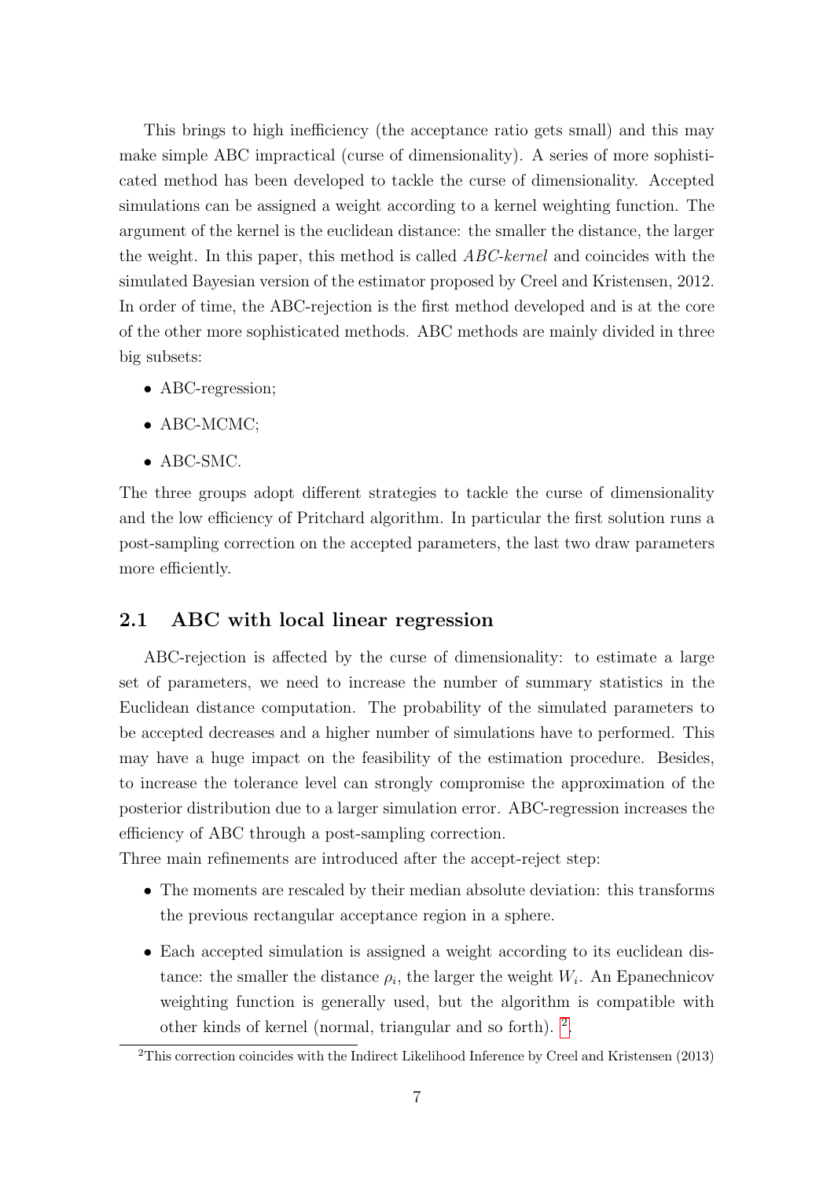This brings to high inefficiency (the acceptance ratio gets small) and this may make simple ABC impractical (curse of dimensionality). A series of more sophisticated method has been developed to tackle the curse of dimensionality. Accepted simulations can be assigned a weight according to a kernel weighting function. The argument of the kernel is the euclidean distance: the smaller the distance, the larger the weight. In this paper, this method is called *ABC-kernel* and coincides with the simulated Bayesian version of the estimator proposed by Creel and Kristensen, 2012. In order of time, the ABC-rejection is the first method developed and is at the core of the other more sophisticated methods. ABC methods are mainly divided in three big subsets:

- ABC-regression;
- ABC-MCMC;
- ABC-SMC.

The three groups adopt different strategies to tackle the curse of dimensionality and the low efficiency of Pritchard algorithm. In particular the first solution runs a post-sampling correction on the accepted parameters, the last two draw parameters more efficiently.

## 2.1 ABC with local linear regression

ABC-rejection is affected by the curse of dimensionality: to estimate a large set of parameters, we need to increase the number of summary statistics in the Euclidean distance computation. The probability of the simulated parameters to be accepted decreases and a higher number of simulations have to performed. This may have a huge impact on the feasibility of the estimation procedure. Besides, to increase the tolerance level can strongly compromise the approximation of the posterior distribution due to a larger simulation error. ABC-regression increases the efficiency of ABC through a post-sampling correction.

Three main refinements are introduced after the accept-reject step:

- The moments are rescaled by their median absolute deviation: this transforms the previous rectangular acceptance region in a sphere.
- Each accepted simulation is assigned a weight according to its euclidean distance: the smaller the distance $\rho_i$, the larger the weight $W_i$. An Epanechnicov weighting function is generally used, but the algorithm is compatible with other kinds of kernel (normal, triangular and so forth). [2].

[2] This correction coincides with the Indirect Likelihood Inference by Creel and Kristensen (2013)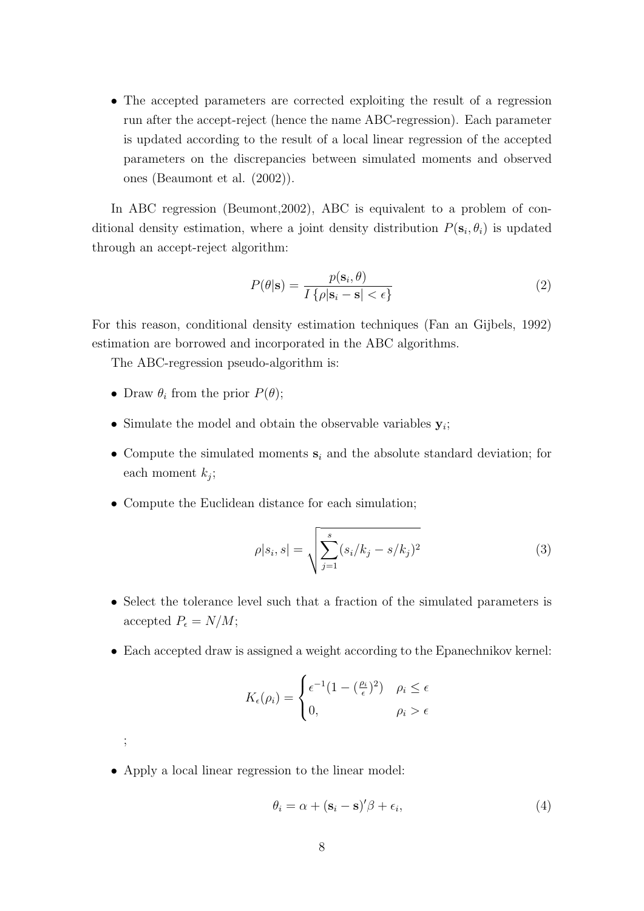- The accepted parameters are corrected exploiting the result of a regression run after the accept-reject (hence the name ABC-regression). Each parameter is updated according to the result of a local linear regression of the accepted parameters on the discrepancies between simulated moments and observed ones (Beaumont et al. (2002)).

In ABC regression (Beumont,2002), ABC is equivalent to a problem of conditional density estimation, where a joint density distribution $P(\mathbf{s}_i, \theta_i)$ is updated through an accept-reject algorithm:

$$P(\theta|\mathbf{s}) = \frac{p(\mathbf{s}_i, \theta)}{I\{\rho|\mathbf{s}_i - \mathbf{s}| < \epsilon\}} \tag{2}$$

For this reason, conditional density estimation techniques (Fan an Gijbels, 1992) estimation are borrowed and incorporated in the ABC algorithms.

The ABC-regression pseudo-algorithm is:

- Draw $\theta_i$ from the prior $P(\theta)$;
- Simulate the model and obtain the observable variables $\mathbf{y}_i$;
- Compute the simulated moments $\mathbf{s}_i$ and the absolute standard deviation; for each moment $k_j$;
- Compute the Euclidean distance for each simulation;

$$\rho|s_i, s| = \sqrt{\sum_{j=1}^{s}(s_i/k_j - s/k_j)^2} \tag{3}$$

- Select the tolerance level such that a fraction of the simulated parameters is accepted $P_\epsilon = N/M$;
- Each accepted draw is assigned a weight according to the Epanechnikov kernel:

$$K_\epsilon(\rho_i) = \begin{cases} \epsilon^{-1}(1 - (\frac{\rho_i}{\epsilon})^2) & \rho_i \leq \epsilon \\ 0, & \rho_i > \epsilon \end{cases}$$

;

- Apply a local linear regression to the linear model:

$$\theta_i = \alpha + (\mathbf{s}_i - \mathbf{s})'\beta + \epsilon_i, \tag{4}$$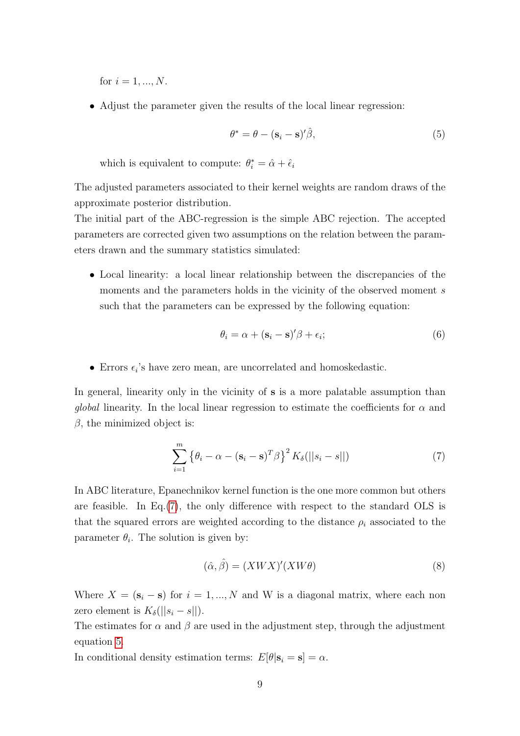for $i = 1, ..., N$.

- Adjust the parameter given the results of the local linear regression:

$$\theta^* = \theta - (\mathbf{s}_i - \mathbf{s})'\hat{\beta}, \tag{5}$$

  which is equivalent to compute: $\theta_i^* = \hat{\alpha} + \hat{\epsilon}_i$

The adjusted parameters associated to their kernel weights are random draws of the approximate posterior distribution.
The initial part of the ABC-regression is the simple ABC rejection. The accepted parameters are corrected given two assumptions on the relation between the parameters drawn and the summary statistics simulated:

- Local linearity: a local linear relationship between the discrepancies of the moments and the parameters holds in the vicinity of the observed moment $s$ such that the parameters can be expressed by the following equation:

$$\theta_i = \alpha + (\mathbf{s}_i - \mathbf{s})'\beta + \epsilon_i; \tag{6}$$

- Errors $\epsilon_i$'s have zero mean, are uncorrelated and homoskedastic.

In general, linearity only in the vicinity of $\mathbf{s}$ is a more palatable assumption than *global* linearity. In the local linear regression to estimate the coefficients for $\alpha$ and $\beta$, the minimized object is:

$$\sum_{i=1}^{m} \left\{ \theta_i - \alpha - (\mathbf{s}_i - \mathbf{s})^T \beta \right\}^2 K_\delta(||s_i - s||) \tag{7}$$

In ABC literature, Epanechnikov kernel function is the one more common but others are feasible. In Eq.(7), the only difference with respect to the standard OLS is that the squared errors are weighted according to the distance $\rho_i$ associated to the parameter $\theta_i$. The solution is given by:

$$(\hat{\alpha}, \hat{\beta}) = (XWX)'(XW\theta) \tag{8}$$

Where $X = (\mathbf{s}_i - \mathbf{s})$ for $i = 1, ..., N$ and W is a diagonal matrix, where each non zero element is $K_\delta(||s_i - s||)$.
The estimates for $\alpha$ and $\beta$ are used in the adjustment step, through the adjustment equation 5.
In conditional density estimation terms: $E[\theta|\mathbf{s}_i = \mathbf{s}] = \alpha$.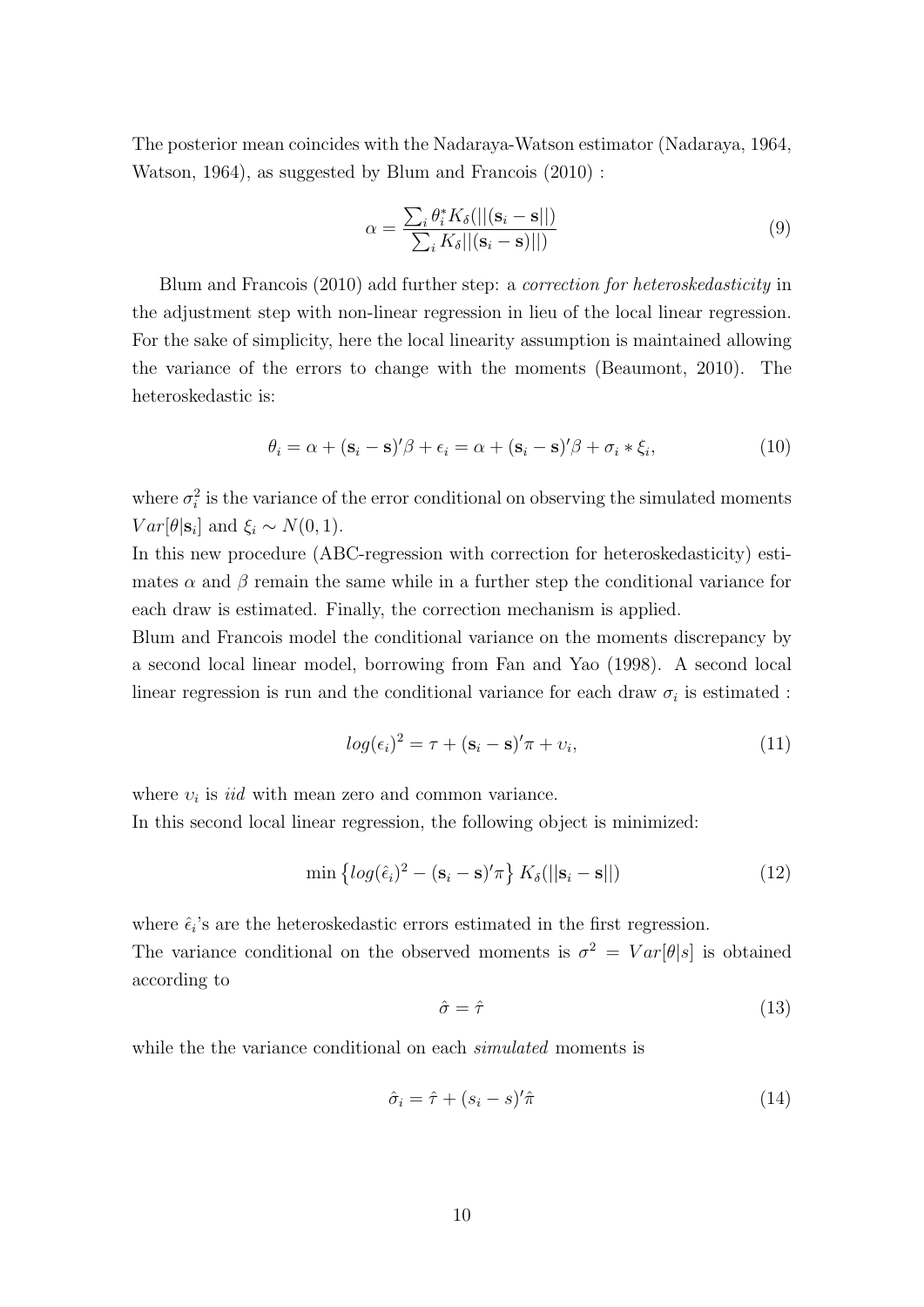The posterior mean coincides with the Nadaraya-Watson estimator (Nadaraya, 1964, Watson, 1964), as suggested by Blum and Francois (2010) :

$$\alpha = \frac{\sum_i \theta_i^* K_\delta(||(\mathbf{s}_i - \mathbf{s}||)}{\sum_i K_\delta||(\mathbf{s}_i - \mathbf{s})||)} \tag{9}$$

Blum and Francois (2010) add further step: a *correction for heteroskedasticity* in the adjustment step with non-linear regression in lieu of the local linear regression. For the sake of simplicity, here the local linearity assumption is maintained allowing the variance of the errors to change with the moments (Beaumont, 2010). The heteroskedastic is:

$$\theta_i = \alpha + (\mathbf{s}_i - \mathbf{s})'\beta + \epsilon_i = \alpha + (\mathbf{s}_i - \mathbf{s})'\beta + \sigma_i * \xi_i, \tag{10}$$

where $\sigma_i^2$ is the variance of the error conditional on observing the simulated moments $Var[\theta|\mathbf{s}_i]$ and $\xi_i \sim N(0,1)$.

In this new procedure (ABC-regression with correction for heteroskedasticity) estimates $\alpha$ and $\beta$ remain the same while in a further step the conditional variance for each draw is estimated. Finally, the correction mechanism is applied.

Blum and Francois model the conditional variance on the moments discrepancy by a second local linear model, borrowing from Fan and Yao (1998). A second local linear regression is run and the conditional variance for each draw $\sigma_i$ is estimated :

$$log(\epsilon_i)^2 = \tau + (\mathbf{s}_i - \mathbf{s})'\pi + \upsilon_i, \tag{11}$$

where $\upsilon_i$ is *iid* with mean zero and common variance.

In this second local linear regression, the following object is minimized:

$$\min \left\{ log(\hat{\epsilon}_i)^2 - (\mathbf{s}_i - \mathbf{s})'\pi \right\} K_\delta(||\mathbf{s}_i - \mathbf{s}||) \tag{12}$$

where $\hat{\epsilon}_i$'s are the heteroskedastic errors estimated in the first regression.

The variance conditional on the observed moments is $\sigma^2 = Var[\theta|s]$ is obtained according to

$$\hat{\sigma} = \hat{\tau} \tag{13}$$

while the the variance conditional on each *simulated* moments is

$$\hat{\sigma}_i = \hat{\tau} + (s_i - s)'\hat{\pi} \tag{14}$$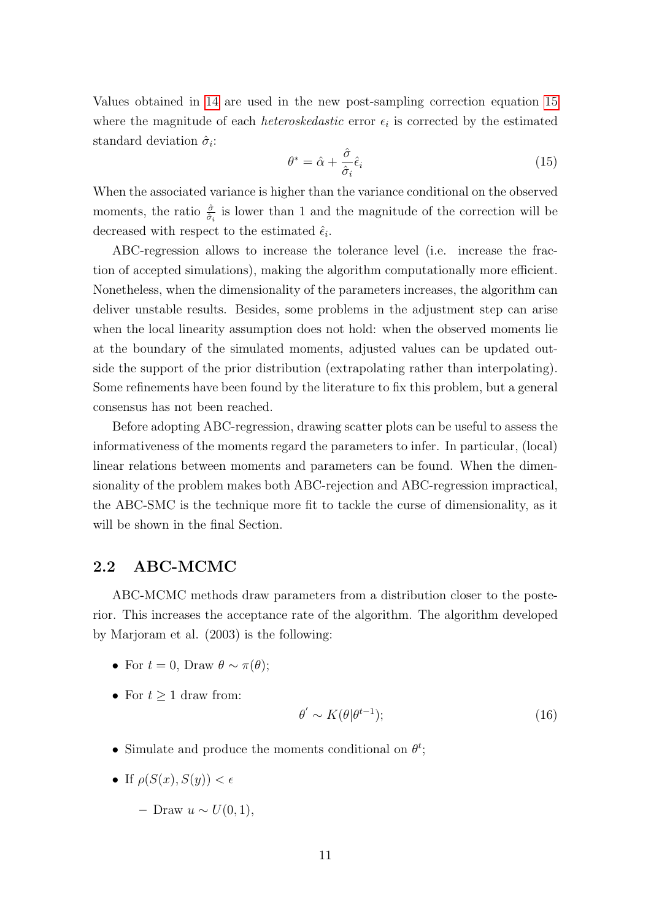Values obtained in 14 are used in the new post-sampling correction equation 15 where the magnitude of each *heteroskedastic* error $\epsilon_i$ is corrected by the estimated standard deviation $\hat{\sigma}_i$:

$$\theta^* = \hat{\alpha} + \frac{\hat{\sigma}}{\hat{\sigma}_i}\hat{\epsilon}_i \tag{15}$$

When the associated variance is higher than the variance conditional on the observed moments, the ratio $\frac{\hat{\sigma}}{\hat{\sigma}_i}$ is lower than 1 and the magnitude of the correction will be decreased with respect to the estimated $\hat{\epsilon}_i$.

ABC-regression allows to increase the tolerance level (i.e. increase the fraction of accepted simulations), making the algorithm computationally more efficient. Nonetheless, when the dimensionality of the parameters increases, the algorithm can deliver unstable results. Besides, some problems in the adjustment step can arise when the local linearity assumption does not hold: when the observed moments lie at the boundary of the simulated moments, adjusted values can be updated outside the support of the prior distribution (extrapolating rather than interpolating). Some refinements have been found by the literature to fix this problem, but a general consensus has not been reached.

Before adopting ABC-regression, drawing scatter plots can be useful to assess the informativeness of the moments regard the parameters to infer. In particular, (local) linear relations between moments and parameters can be found. When the dimensionality of the problem makes both ABC-rejection and ABC-regression impractical, the ABC-SMC is the technique more fit to tackle the curse of dimensionality, as it will be shown in the final Section.

## 2.2 ABC-MCMC

ABC-MCMC methods draw parameters from a distribution closer to the posterior. This increases the acceptance rate of the algorithm. The algorithm developed by Marjoram et al. (2003) is the following:

- For $t = 0$, Draw $\theta \sim \pi(\theta)$;
- For $t \geq 1$ draw from:

$$\theta^{'} \sim K(\theta|\theta^{t-1}); \tag{16}$$

- Simulate and produce the moments conditional on $\theta^t$;
- If $\rho(S(x), S(y)) < \epsilon$
  - Draw $u \sim U(0, 1)$,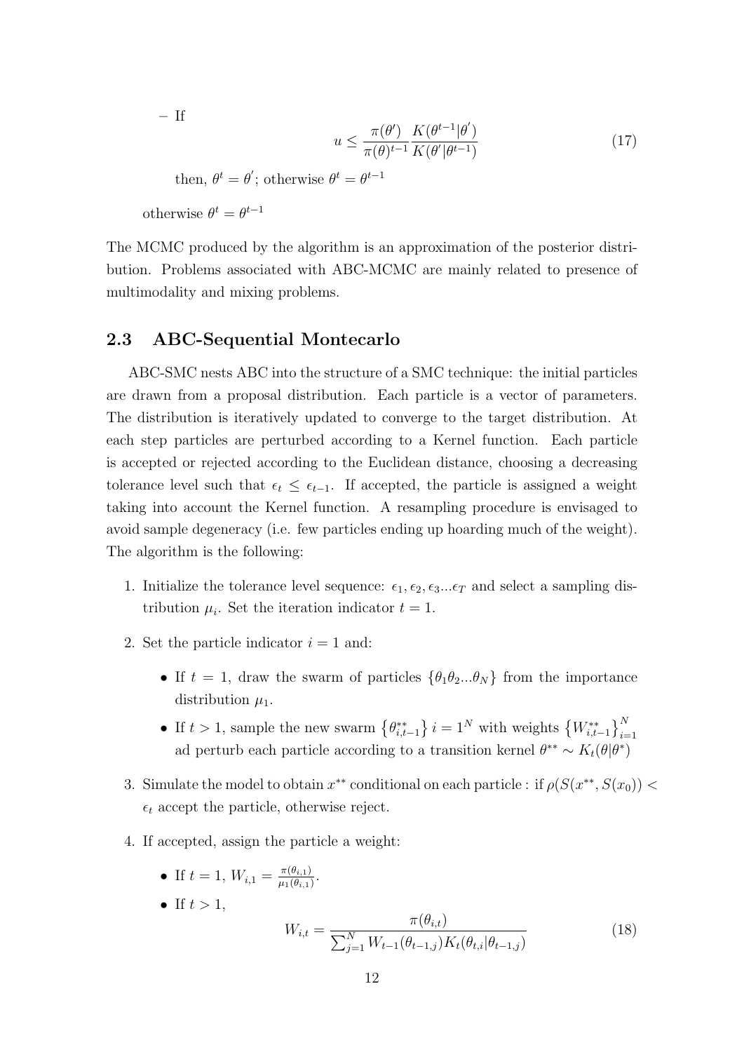– If

$$u \leq \frac{\pi(\theta')}{\pi(\theta)^{t-1}} \frac{K(\theta^{t-1}|\theta')}{K(\theta'|\theta^{t-1})} \tag{17}$$

then, $\theta^t = \theta'$; otherwise $\theta^t = \theta^{t-1}$

otherwise $\theta^t = \theta^{t-1}$

The MCMC produced by the algorithm is an approximation of the posterior distribution. Problems associated with ABC-MCMC are mainly related to presence of multimodality and mixing problems.

## 2.3 ABC-Sequential Montecarlo

ABC-SMC nests ABC into the structure of a SMC technique: the initial particles are drawn from a proposal distribution. Each particle is a vector of parameters. The distribution is iteratively updated to converge to the target distribution. At each step particles are perturbed according to a Kernel function. Each particle is accepted or rejected according to the Euclidean distance, choosing a decreasing tolerance level such that $\epsilon_t \leq \epsilon_{t-1}$. If accepted, the particle is assigned a weight taking into account the Kernel function. A resampling procedure is envisaged to avoid sample degeneracy (i.e. few particles ending up hoarding much of the weight). The algorithm is the following:

1. Initialize the tolerance level sequence: $\epsilon_1, \epsilon_2, \epsilon_3 ... \epsilon_T$ and select a sampling distribution $\mu_i$. Set the iteration indicator $t = 1$.

2. Set the particle indicator $i = 1$ and:

   - If $t = 1$, draw the swarm of particles $\{\theta_1 \theta_2 ... \theta_N\}$ from the importance distribution $\mu_1$.
   - If $t > 1$, sample the new swarm $\left\{\theta^{**}_{i,t-1}\right\} i = 1^N$ with weights $\left\{W^{**}_{i,t-1}\right\}_{i=1}^{N}$ ad perturb each particle according to a transition kernel $\theta^{**} \sim K_t(\theta|\theta^*)$

3. Simulate the model to obtain $x^{**}$ conditional on each particle : if $\rho(S(x^{**}, S(x_0)) < \epsilon_t$ accept the particle, otherwise reject.

4. If accepted, assign the particle a weight:

   - If $t = 1$, $W_{i,1} = \frac{\pi(\theta_{i,1})}{\mu_1(\theta_{i,1})}$.
   - If $t > 1$,

$$W_{i,t} = \frac{\pi(\theta_{i,t})}{\sum_{j=1}^{N} W_{t-1}(\theta_{t-1,j}) K_t(\theta_{t,i}|\theta_{t-1,j})} \tag{18}$$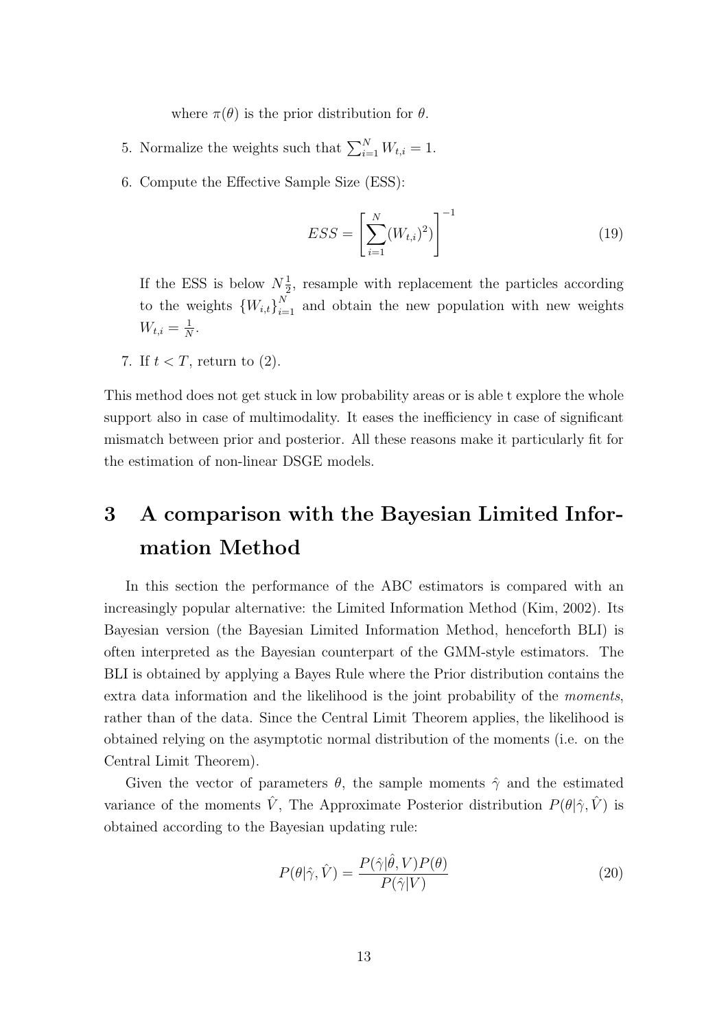where $\pi(\theta)$ is the prior distribution for $\theta$.

5. Normalize the weights such that $\sum_{i=1}^{N} W_{t,i} = 1$.

6. Compute the Effective Sample Size (ESS):

$$ESS = \left[ \sum_{i=1}^{N} (W_{t,i})^2 ) \right]^{-1} \tag{19}$$

   If the ESS is below $N\frac{1}{2}$, resample with replacement the particles according to the weights $\{W_{i,t}\}_{i=1}^{N}$ and obtain the new population with new weights $W_{t,i} = \frac{1}{N}$.

7. If $t < T$, return to (2).

This method does not get stuck in low probability areas or is able t explore the whole support also in case of multimodality. It eases the inefficiency in case of significant mismatch between prior and posterior. All these reasons make it particularly fit for the estimation of non-linear DSGE models.

# 3 A comparison with the Bayesian Limited Information Method

In this section the performance of the ABC estimators is compared with an increasingly popular alternative: the Limited Information Method (Kim, 2002). Its Bayesian version (the Bayesian Limited Information Method, henceforth BLI) is often interpreted as the Bayesian counterpart of the GMM-style estimators. The BLI is obtained by applying a Bayes Rule where the Prior distribution contains the extra data information and the likelihood is the joint probability of the *moments*, rather than of the data. Since the Central Limit Theorem applies, the likelihood is obtained relying on the asymptotic normal distribution of the moments (i.e. on the Central Limit Theorem).

Given the vector of parameters $\theta$, the sample moments $\hat{\gamma}$ and the estimated variance of the moments $\hat{V}$, The Approximate Posterior distribution $P(\theta|\hat{\gamma}, \hat{V})$ is obtained according to the Bayesian updating rule:

$$P(\theta|\hat{\gamma}, \hat{V}) = \frac{P(\hat{\gamma}|\hat{\theta}, V)P(\theta)}{P(\hat{\gamma}|V)} \tag{20}$$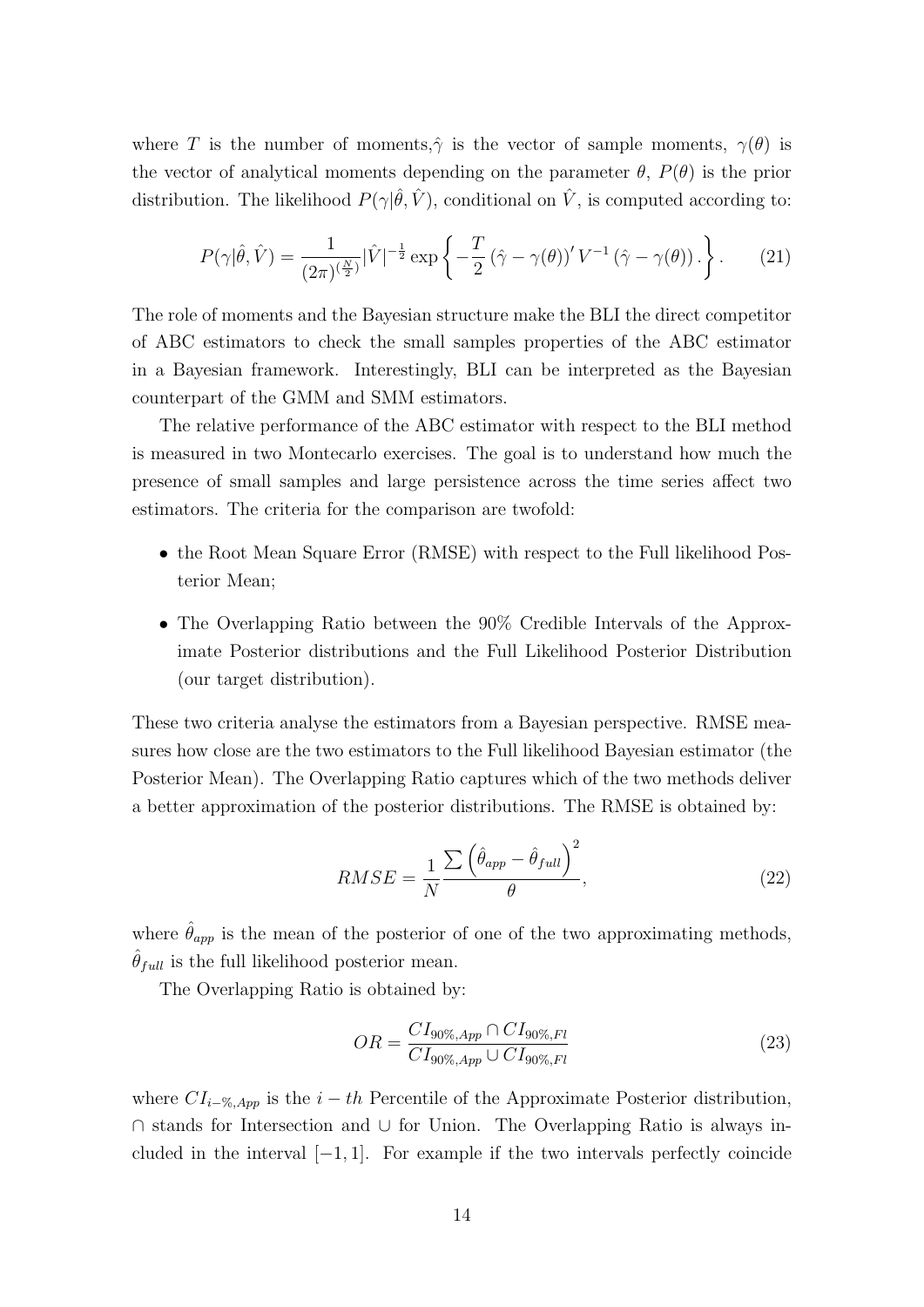where $T$ is the number of moments,$\hat{\gamma}$ is the vector of sample moments, $\gamma(\theta)$ is the vector of analytical moments depending on the parameter $\theta$, $P(\theta)$ is the prior distribution. The likelihood $P(\gamma|\hat{\theta}, \hat{V})$, conditional on $\hat{V}$, is computed according to:

$$P(\gamma|\hat{\theta}, \hat{V}) = \frac{1}{(2\pi)^{(\frac{N}{2})}} |\hat{V}|^{-\frac{1}{2}} \exp\left\{ -\frac{T}{2} \left(\hat{\gamma} - \gamma(\theta)\right)' V^{-1} \left(\hat{\gamma} - \gamma(\theta)\right). \right\}. \tag{21}$$

The role of moments and the Bayesian structure make the BLI the direct competitor of ABC estimators to check the small samples properties of the ABC estimator in a Bayesian framework. Interestingly, BLI can be interpreted as the Bayesian counterpart of the GMM and SMM estimators.

The relative performance of the ABC estimator with respect to the BLI method is measured in two Montecarlo exercises. The goal is to understand how much the presence of small samples and large persistence across the time series affect two estimators. The criteria for the comparison are twofold:

- the Root Mean Square Error (RMSE) with respect to the Full likelihood Posterior Mean;
- The Overlapping Ratio between the 90% Credible Intervals of the Approximate Posterior distributions and the Full Likelihood Posterior Distribution (our target distribution).

These two criteria analyse the estimators from a Bayesian perspective. RMSE measures how close are the two estimators to the Full likelihood Bayesian estimator (the Posterior Mean). The Overlapping Ratio captures which of the two methods deliver a better approximation of the posterior distributions. The RMSE is obtained by:

$$RMSE = \frac{1}{N} \frac{\sum \left(\hat{\theta}_{app} - \hat{\theta}_{full}\right)^2}{\theta}, \tag{22}$$

where $\hat{\theta}_{app}$ is the mean of the posterior of one of the two approximating methods, $\hat{\theta}_{full}$ is the full likelihood posterior mean.

The Overlapping Ratio is obtained by:

$$OR = \frac{CI_{90\%,App} \cap CI_{90\%,Fl}}{CI_{90\%,App} \cup CI_{90\%,Fl}} \tag{23}$$

where $CI_{i-\%,App}$ is the $i-th$ Percentile of the Approximate Posterior distribution, $\cap$ stands for Intersection and $\cup$ for Union. The Overlapping Ratio is always included in the interval $[-1, 1]$. For example if the two intervals perfectly coincide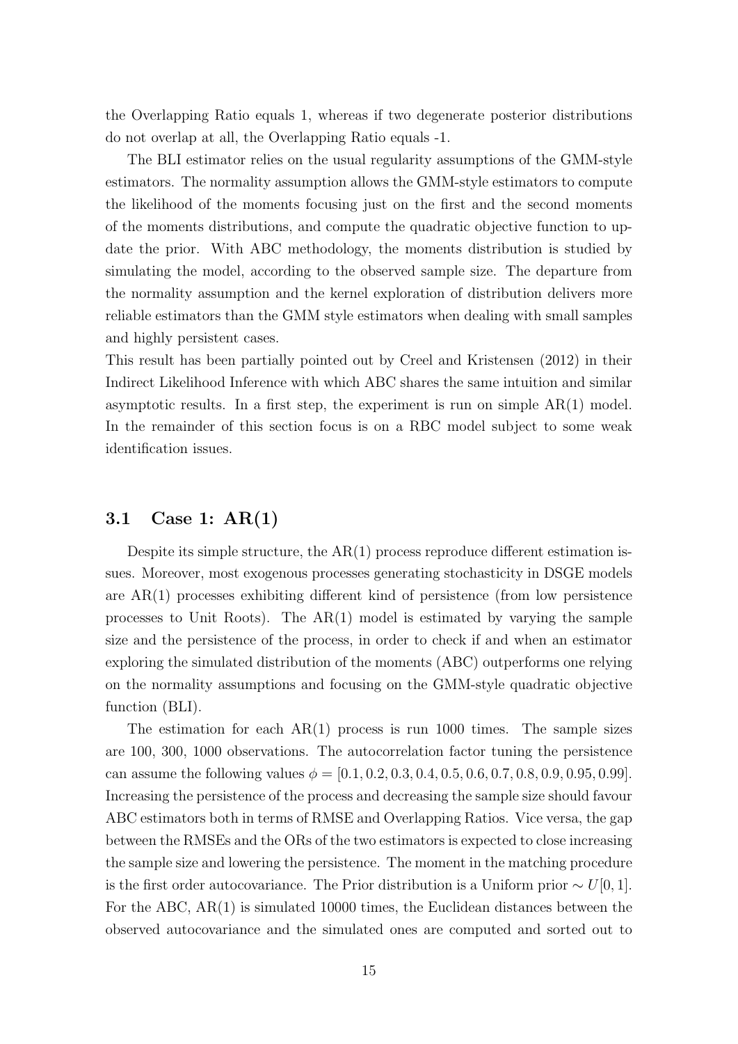the Overlapping Ratio equals 1, whereas if two degenerate posterior distributions do not overlap at all, the Overlapping Ratio equals -1.

The BLI estimator relies on the usual regularity assumptions of the GMM-style estimators. The normality assumption allows the GMM-style estimators to compute the likelihood of the moments focusing just on the first and the second moments of the moments distributions, and compute the quadratic objective function to update the prior. With ABC methodology, the moments distribution is studied by simulating the model, according to the observed sample size. The departure from the normality assumption and the kernel exploration of distribution delivers more reliable estimators than the GMM style estimators when dealing with small samples and highly persistent cases.
This result has been partially pointed out by Creel and Kristensen (2012) in their Indirect Likelihood Inference with which ABC shares the same intuition and similar asymptotic results. In a first step, the experiment is run on simple AR(1) model. In the remainder of this section focus is on a RBC model subject to some weak identification issues.

### 3.1 Case 1: AR(1)

Despite its simple structure, the AR(1) process reproduce different estimation issues. Moreover, most exogenous processes generating stochasticity in DSGE models are AR(1) processes exhibiting different kind of persistence (from low persistence processes to Unit Roots). The AR(1) model is estimated by varying the sample size and the persistence of the process, in order to check if and when an estimator exploring the simulated distribution of the moments (ABC) outperforms one relying on the normality assumptions and focusing on the GMM-style quadratic objective function (BLI).

The estimation for each AR(1) process is run 1000 times. The sample sizes are 100, 300, 1000 observations. The autocorrelation factor tuning the persistence can assume the following values $\phi = [0.1, 0.2, 0.3, 0.4, 0.5, 0.6, 0.7, 0.8, 0.9, 0.95, 0.99]$. Increasing the persistence of the process and decreasing the sample size should favour ABC estimators both in terms of RMSE and Overlapping Ratios. Vice versa, the gap between the RMSEs and the ORs of the two estimators is expected to close increasing the sample size and lowering the persistence. The moment in the matching procedure is the first order autocovariance. The Prior distribution is a Uniform prior $\sim U[0, 1]$. For the ABC, AR(1) is simulated 10000 times, the Euclidean distances between the observed autocovariance and the simulated ones are computed and sorted out to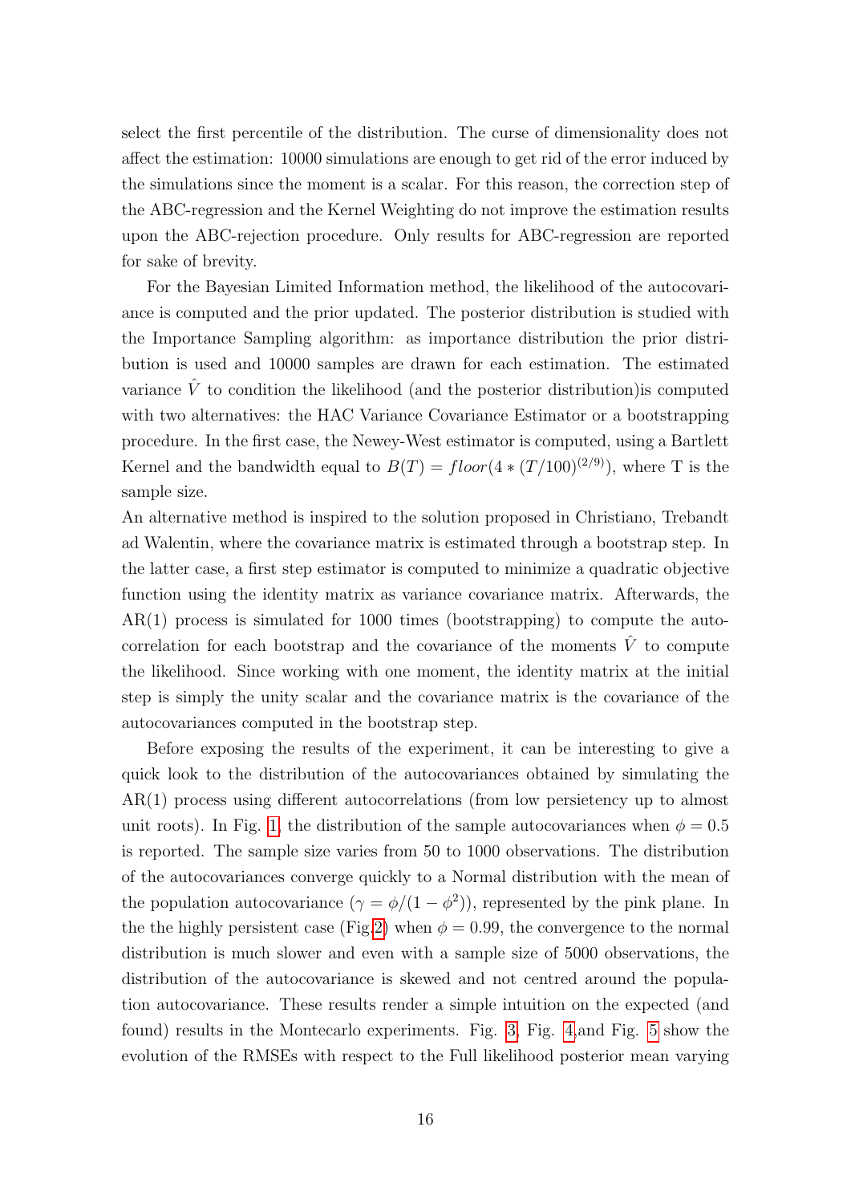select the first percentile of the distribution. The curse of dimensionality does not affect the estimation: 10000 simulations are enough to get rid of the error induced by the simulations since the moment is a scalar. For this reason, the correction step of the ABC-regression and the Kernel Weighting do not improve the estimation results upon the ABC-rejection procedure. Only results for ABC-regression are reported for sake of brevity.

For the Bayesian Limited Information method, the likelihood of the autocovariance is computed and the prior updated. The posterior distribution is studied with the Importance Sampling algorithm: as importance distribution the prior distribution is used and 10000 samples are drawn for each estimation. The estimated variance $\hat{V}$ to condition the likelihood (and the posterior distribution)is computed with two alternatives: the HAC Variance Covariance Estimator or a bootstrapping procedure. In the first case, the Newey-West estimator is computed, using a Bartlett Kernel and the bandwidth equal to $B(T) = floor(4 * (T/100)^{(2/9)})$, where T is the sample size.
An alternative method is inspired to the solution proposed in Christiano, Trebandt ad Walentin, where the covariance matrix is estimated through a bootstrap step. In the latter case, a first step estimator is computed to minimize a quadratic objective function using the identity matrix as variance covariance matrix. Afterwards, the AR(1) process is simulated for 1000 times (bootstrapping) to compute the autocorrelation for each bootstrap and the covariance of the moments $\hat{V}$ to compute the likelihood. Since working with one moment, the identity matrix at the initial step is simply the unity scalar and the covariance matrix is the covariance of the autocovariances computed in the bootstrap step.

Before exposing the results of the experiment, it can be interesting to give a quick look to the distribution of the autocovariances obtained by simulating the AR(1) process using different autocorrelations (from low persietency up to almost unit roots). In Fig. 1, the distribution of the sample autocovariances when $\phi = 0.5$ is reported. The sample size varies from 50 to 1000 observations. The distribution of the autocovariances converge quickly to a Normal distribution with the mean of the population autocovariance ($\gamma = \phi/(1 - \phi^2)$), represented by the pink plane. In the the highly persistent case (Fig.2) when $\phi = 0.99$, the convergence to the normal distribution is much slower and even with a sample size of 5000 observations, the distribution of the autocovariance is skewed and not centred around the population autocovariance. These results render a simple intuition on the expected (and found) results in the Montecarlo experiments. Fig. 3, Fig. 4,and Fig. 5 show the evolution of the RMSEs with respect to the Full likelihood posterior mean varying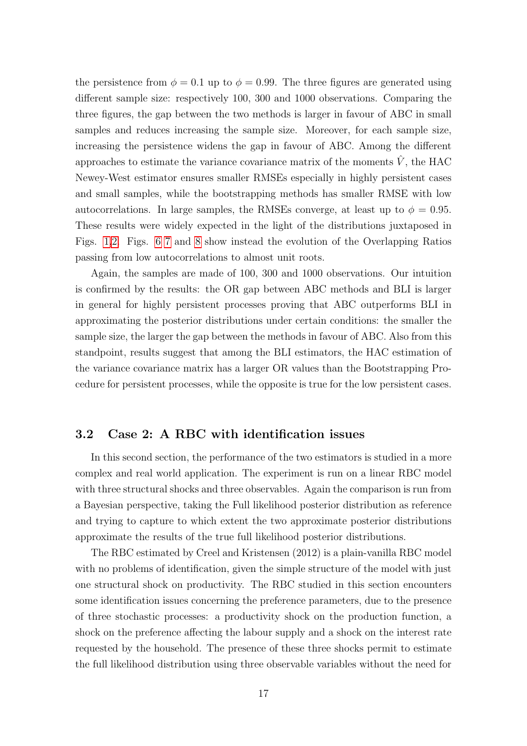the persistence from $\phi = 0.1$ up to $\phi = 0.99$. The three figures are generated using different sample size: respectively 100, 300 and 1000 observations. Comparing the three figures, the gap between the two methods is larger in favour of ABC in small samples and reduces increasing the sample size. Moreover, for each sample size, increasing the persistence widens the gap in favour of ABC. Among the different approaches to estimate the variance covariance matrix of the moments $\hat{V}$, the HAC Newey-West estimator ensures smaller RMSEs especially in highly persistent cases and small samples, while the bootstrapping methods has smaller RMSE with low autocorrelations. In large samples, the RMSEs converge, at least up to $\phi = 0.95$. These results were widely expected in the light of the distributions juxtaposed in Figs. 1,2. Figs. 6 7 and 8 show instead the evolution of the Overlapping Ratios passing from low autocorrelations to almost unit roots.

Again, the samples are made of 100, 300 and 1000 observations. Our intuition is confirmed by the results: the OR gap between ABC methods and BLI is larger in general for highly persistent processes proving that ABC outperforms BLI in approximating the posterior distributions under certain conditions: the smaller the sample size, the larger the gap between the methods in favour of ABC. Also from this standpoint, results suggest that among the BLI estimators, the HAC estimation of the variance covariance matrix has a larger OR values than the Bootstrapping Procedure for persistent processes, while the opposite is true for the low persistent cases.

### 3.2 Case 2: A RBC with identification issues

In this second section, the performance of the two estimators is studied in a more complex and real world application. The experiment is run on a linear RBC model with three structural shocks and three observables. Again the comparison is run from a Bayesian perspective, taking the Full likelihood posterior distribution as reference and trying to capture to which extent the two approximate posterior distributions approximate the results of the true full likelihood posterior distributions.

The RBC estimated by Creel and Kristensen (2012) is a plain-vanilla RBC model with no problems of identification, given the simple structure of the model with just one structural shock on productivity. The RBC studied in this section encounters some identification issues concerning the preference parameters, due to the presence of three stochastic processes: a productivity shock on the production function, a shock on the preference affecting the labour supply and a shock on the interest rate requested by the household. The presence of these three shocks permit to estimate the full likelihood distribution using three observable variables without the need for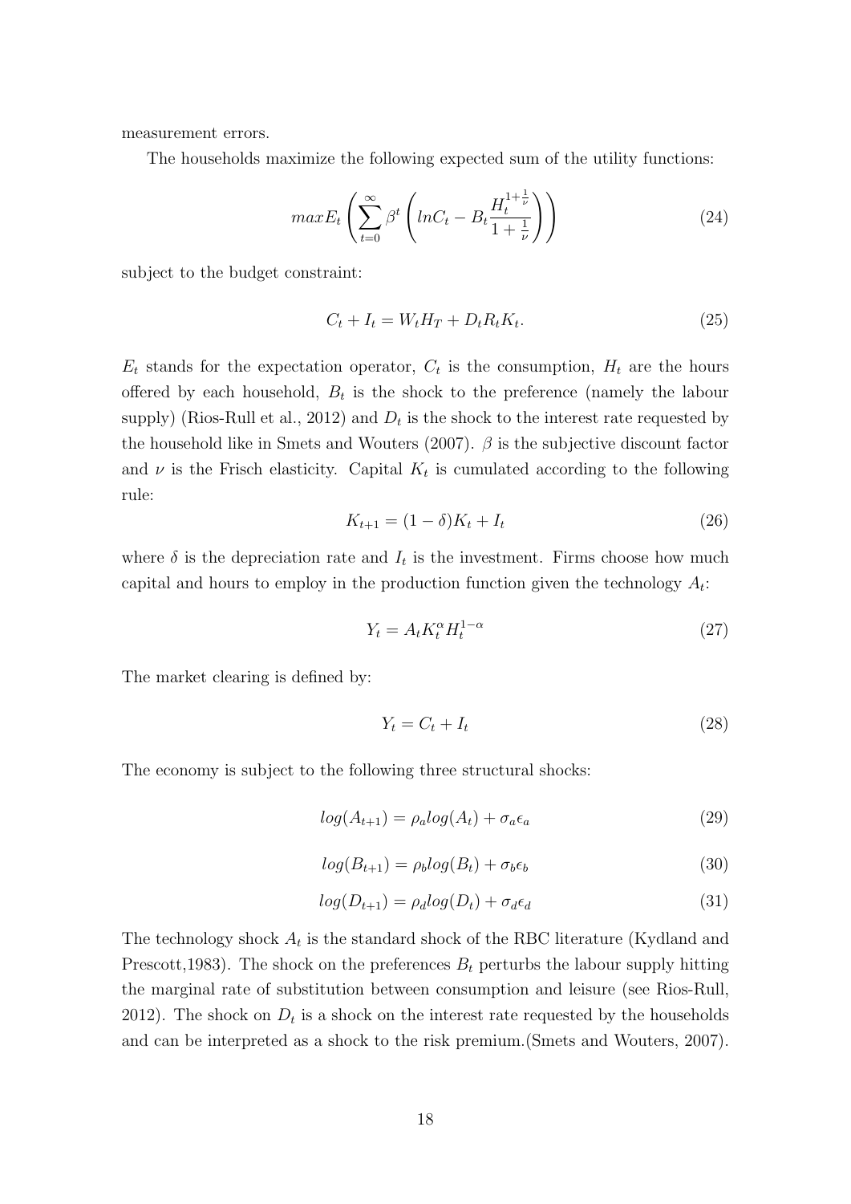measurement errors.

The households maximize the following expected sum of the utility functions:

$$maxE_t \left( \sum_{t=0}^{\infty} \beta^t \left( lnC_t - B_t \frac{H_t^{1+\frac{1}{\nu}}}{1+\frac{1}{\nu}} \right) \right) \tag{24}$$

subject to the budget constraint:

$$C_t + I_t = W_t H_T + D_t R_t K_t. \tag{25}$$

$E_t$ stands for the expectation operator, $C_t$ is the consumption, $H_t$ are the hours offered by each household, $B_t$ is the shock to the preference (namely the labour supply) (Rios-Rull et al., 2012) and $D_t$ is the shock to the interest rate requested by the household like in Smets and Wouters (2007). $\beta$ is the subjective discount factor and $\nu$ is the Frisch elasticity. Capital $K_t$ is cumulated according to the following rule:

$$K_{t+1} = (1-\delta)K_t + I_t \tag{26}$$

where $\delta$ is the depreciation rate and $I_t$ is the investment. Firms choose how much capital and hours to employ in the production function given the technology $A_t$:

$$Y_t = A_t K_t^{\alpha} H_t^{1-\alpha} \tag{27}$$

The market clearing is defined by:

$$Y_t = C_t + I_t \tag{28}$$

The economy is subject to the following three structural shocks:

$$log(A_{t+1}) = \rho_a log(A_t) + \sigma_a \epsilon_a \tag{29}$$

$$log(B_{t+1}) = \rho_b log(B_t) + \sigma_b \epsilon_b \tag{30}$$

$$log(D_{t+1}) = \rho_d log(D_t) + \sigma_d \epsilon_d \tag{31}$$

The technology shock $A_t$ is the standard shock of the RBC literature (Kydland and Prescott,1983). The shock on the preferences $B_t$ perturbs the labour supply hitting the marginal rate of substitution between consumption and leisure (see Rios-Rull, 2012). The shock on $D_t$ is a shock on the interest rate requested by the households and can be interpreted as a shock to the risk premium.(Smets and Wouters, 2007).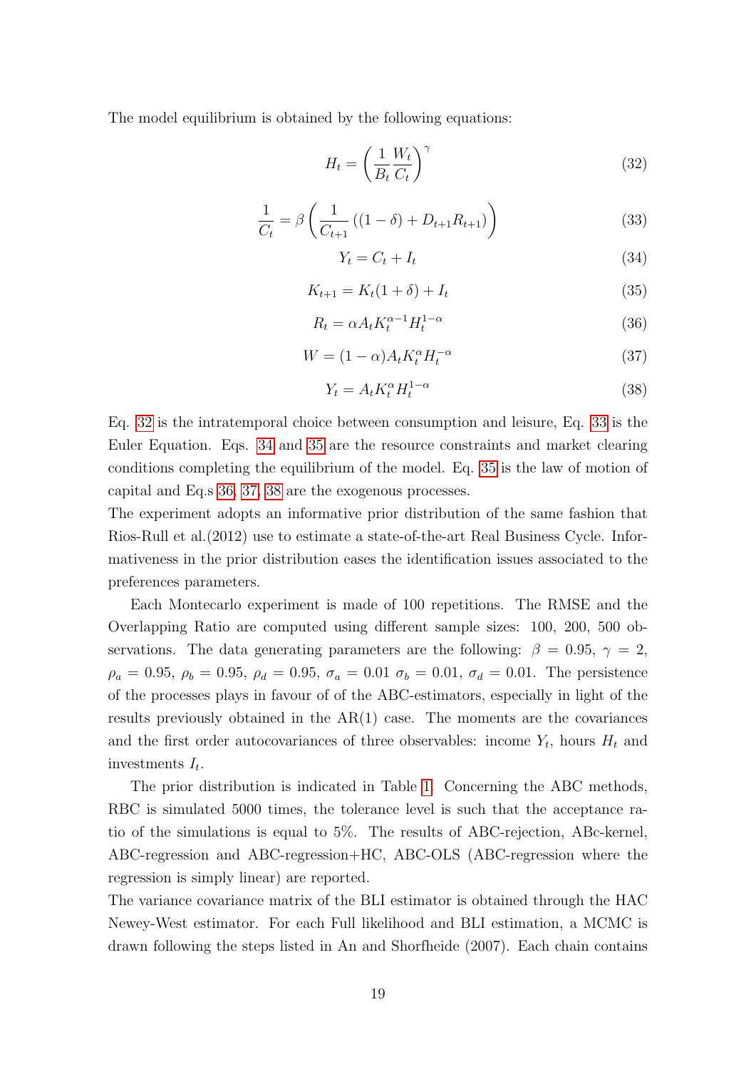The model equilibrium is obtained by the following equations:

$$H_t = \left( \frac{1}{B_t} \frac{W_t}{C_t} \right)^{\gamma} \tag{32}$$

$$\frac{1}{C_t} = \beta \left( \frac{1}{C_{t+1}} \left( (1-\delta) + D_{t+1} R_{t+1} \right) \right) \tag{33}$$

$$Y_t = C_t + I_t \tag{34}$$

$$K_{t+1} = K_t(1+\delta) + I_t \tag{35}$$

$$R_t = \alpha A_t K_t^{\alpha - 1} H_t^{1-\alpha} \tag{36}$$

$$W = (1-\alpha) A_t K_t^{\alpha} H_t^{-\alpha} \tag{37}$$

$$Y_t = A_t K_t^{\alpha} H_t^{1-\alpha} \tag{38}$$

Eq. 32 is the intratemporal choice between consumption and leisure, Eq. 33 is the Euler Equation. Eqs. 34 and 35 are the resource constraints and market clearing conditions completing the equilibrium of the model. Eq. 35 is the law of motion of capital and Eq.s 36, 37, 38 are the exogenous processes.

The experiment adopts an informative prior distribution of the same fashion that Rios-Rull et al.(2012) use to estimate a state-of-the-art Real Business Cycle. Informativeness in the prior distribution eases the identification issues associated to the preferences parameters.

Each Montecarlo experiment is made of 100 repetitions. The RMSE and the Overlapping Ratio are computed using different sample sizes: 100, 200, 500 observations. The data generating parameters are the following: $\beta = 0.95$, $\gamma = 2$, $\rho_a = 0.95$, $\rho_b = 0.95$, $\rho_d = 0.95$, $\sigma_a = 0.01$ $\sigma_b = 0.01$, $\sigma_d = 0.01$. The persistence of the processes plays in favour of of the ABC-estimators, especially in light of the results previously obtained in the AR(1) case. The moments are the covariances and the first order autocovariances of three observables: income $Y_t$, hours $H_t$ and investments $I_t$.

The prior distribution is indicated in Table 1. Concerning the ABC methods, RBC is simulated 5000 times, the tolerance level is such that the acceptance ratio of the simulations is equal to 5%. The results of ABC-rejection, ABc-kernel, ABC-regression and ABC-regression+HC, ABC-OLS (ABC-regression where the regression is simply linear) are reported.

The variance covariance matrix of the BLI estimator is obtained through the HAC Newey-West estimator. For each Full likelihood and BLI estimation, a MCMC is drawn following the steps listed in An and Shorfheide (2007). Each chain contains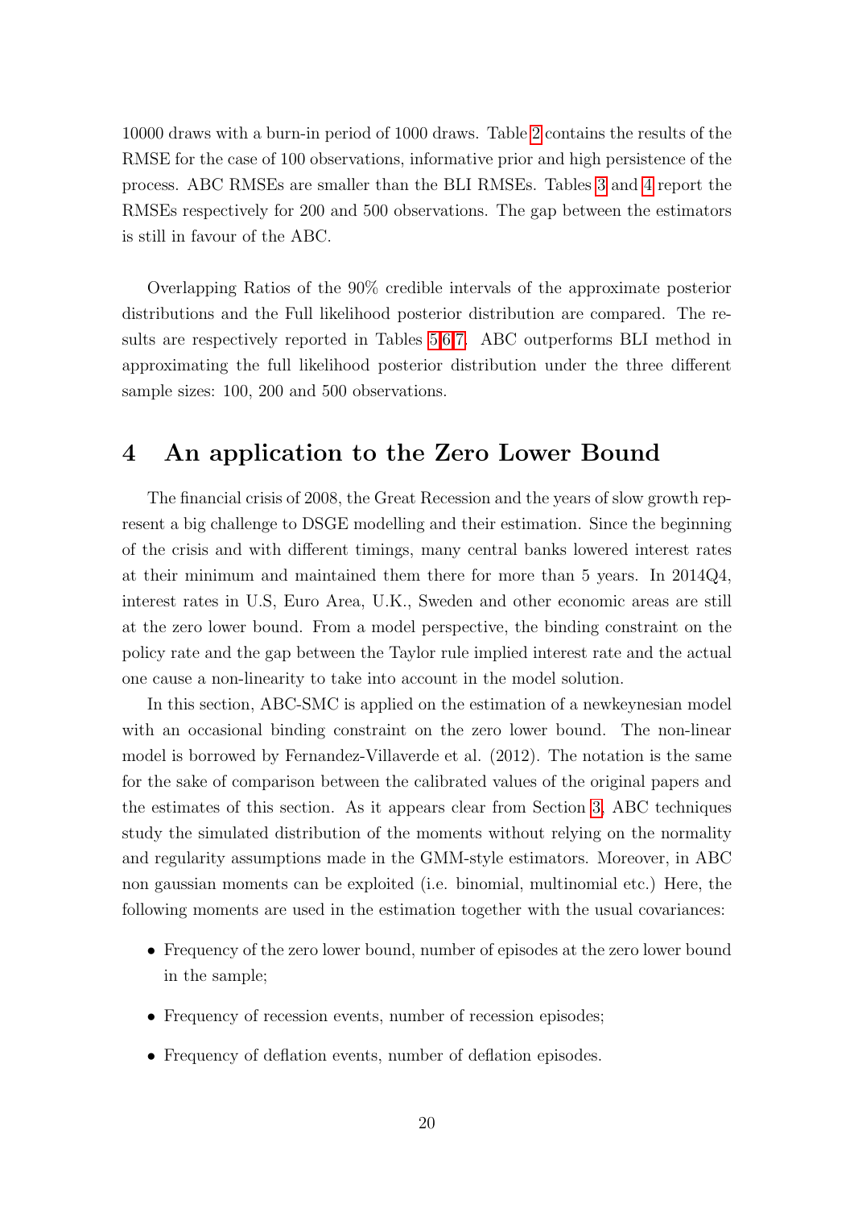10000 draws with a burn-in period of 1000 draws. Table 2 contains the results of the RMSE for the case of 100 observations, informative prior and high persistence of the process. ABC RMSEs are smaller than the BLI RMSEs. Tables 3 and 4 report the RMSEs respectively for 200 and 500 observations. The gap between the estimators is still in favour of the ABC.

Overlapping Ratios of the 90% credible intervals of the approximate posterior distributions and the Full likelihood posterior distribution are compared. The results are respectively reported in Tables 5,6,7. ABC outperforms BLI method in approximating the full likelihood posterior distribution under the three different sample sizes: 100, 200 and 500 observations.

# 4 An application to the Zero Lower Bound

The financial crisis of 2008, the Great Recession and the years of slow growth represent a big challenge to DSGE modelling and their estimation. Since the beginning of the crisis and with different timings, many central banks lowered interest rates at their minimum and maintained them there for more than 5 years. In 2014Q4, interest rates in U.S, Euro Area, U.K., Sweden and other economic areas are still at the zero lower bound. From a model perspective, the binding constraint on the policy rate and the gap between the Taylor rule implied interest rate and the actual one cause a non-linearity to take into account in the model solution.

In this section, ABC-SMC is applied on the estimation of a newkeynesian model with an occasional binding constraint on the zero lower bound. The non-linear model is borrowed by Fernandez-Villaverde et al. (2012). The notation is the same for the sake of comparison between the calibrated values of the original papers and the estimates of this section. As it appears clear from Section 3, ABC techniques study the simulated distribution of the moments without relying on the normality and regularity assumptions made in the GMM-style estimators. Moreover, in ABC non gaussian moments can be exploited (i.e. binomial, multinomial etc.) Here, the following moments are used in the estimation together with the usual covariances:

- Frequency of the zero lower bound, number of episodes at the zero lower bound in the sample;
- Frequency of recession events, number of recession episodes;
- Frequency of deflation events, number of deflation episodes.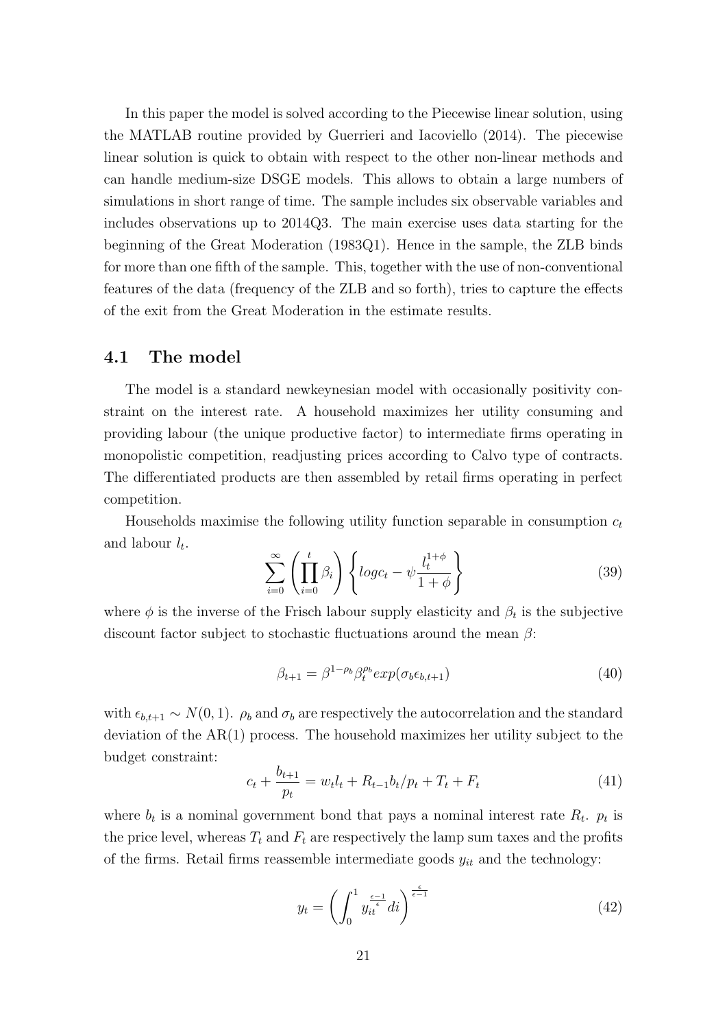In this paper the model is solved according to the Piecewise linear solution, using the MATLAB routine provided by Guerrieri and Iacoviello (2014). The piecewise linear solution is quick to obtain with respect to the other non-linear methods and can handle medium-size DSGE models. This allows to obtain a large numbers of simulations in short range of time. The sample includes six observable variables and includes observations up to 2014Q3. The main exercise uses data starting for the beginning of the Great Moderation (1983Q1). Hence in the sample, the ZLB binds for more than one fifth of the sample. This, together with the use of non-conventional features of the data (frequency of the ZLB and so forth), tries to capture the effects of the exit from the Great Moderation in the estimate results.

## 4.1 The model

The model is a standard newkeynesian model with occasionally positivity constraint on the interest rate. A household maximizes her utility consuming and providing labour (the unique productive factor) to intermediate firms operating in monopolistic competition, readjusting prices according to Calvo type of contracts. The differentiated products are then assembled by retail firms operating in perfect competition.

Households maximise the following utility function separable in consumption $c_t$ and labour $l_t$.

$$\sum_{i=0}^{\infty}\left(\prod_{i=0}^{t}\beta_i\right)\left\{logc_t - \psi\frac{l_t^{1+\phi}}{1+\phi}\right\} \tag{39}$$

where $\phi$ is the inverse of the Frisch labour supply elasticity and $\beta_t$ is the subjective discount factor subject to stochastic fluctuations around the mean $\beta$:

$$\beta_{t+1} = \beta^{1-\rho_b}\beta_t^{\rho_b}exp(\sigma_b\epsilon_{b,t+1}) \tag{40}$$

with $\epsilon_{b,t+1} \sim N(0,1)$. $\rho_b$ and $\sigma_b$ are respectively the autocorrelation and the standard deviation of the AR(1) process. The household maximizes her utility subject to the budget constraint:

$$c_t + \frac{b_{t+1}}{p_t} = w_t l_t + R_{t-1}b_t/p_t + T_t + F_t \tag{41}$$

where $b_t$ is a nominal government bond that pays a nominal interest rate $R_t$. $p_t$ is the price level, whereas $T_t$ and $F_t$ are respectively the lamp sum taxes and the profits of the firms. Retail firms reassemble intermediate goods $y_{it}$ and the technology:

$$y_t = \left(\int_0^1 y_{it}^{\frac{\epsilon-1}{\epsilon}}di\right)^{\frac{\epsilon}{\epsilon-1}} \tag{42}$$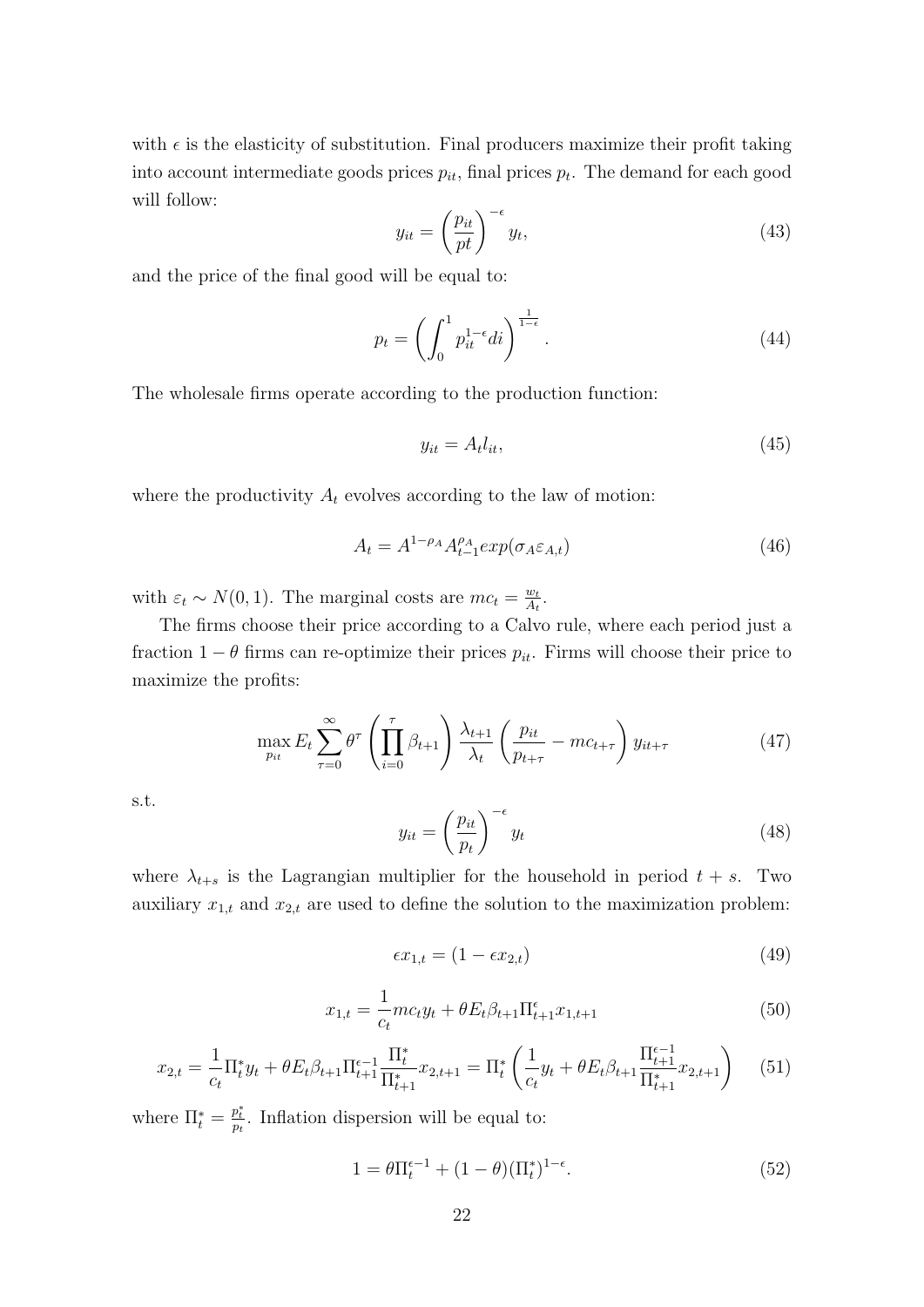with $\epsilon$ is the elasticity of substitution. Final producers maximize their profit taking into account intermediate goods prices $p_{it}$, final prices $p_t$. The demand for each good will follow:

$$y_{it} = \left(\frac{p_{it}}{pt}\right)^{-\epsilon} y_t, \tag{43}$$

and the price of the final good will be equal to:

$$p_t = \left(\int_0^1 p_{it}^{1-\epsilon} di\right)^{\frac{1}{1-\epsilon}}. \tag{44}$$

The wholesale firms operate according to the production function:

$$y_{it} = A_t l_{it}, \tag{45}$$

where the productivity $A_t$ evolves according to the law of motion:

$$A_t = A^{1-\rho_A} A_{t-1}^{\rho_A} exp(\sigma_A \varepsilon_{A,t}) \tag{46}$$

with $\varepsilon_t \sim N(0,1)$. The marginal costs are $mc_t = \frac{w_t}{A_t}$.

The firms choose their price according to a Calvo rule, where each period just a fraction $1-\theta$ firms can re-optimize their prices $p_{it}$. Firms will choose their price to maximize the profits:

$$\max_{p_{it}} E_t \sum_{\tau=0}^{\infty} \theta^{\tau} \left(\prod_{i=0}^{\tau} \beta_{t+1}\right) \frac{\lambda_{t+1}}{\lambda_t} \left(\frac{p_{it}}{p_{t+\tau}} - mc_{t+\tau}\right) y_{it+\tau} \tag{47}$$

s.t.

$$y_{it} = \left(\frac{p_{it}}{p_t}\right)^{-\epsilon} y_t \tag{48}$$

where $\lambda_{t+s}$ is the Lagrangian multiplier for the household in period $t+s$. Two auxiliary $x_{1,t}$ and $x_{2,t}$ are used to define the solution to the maximization problem:

$$\epsilon x_{1,t} = (1 - \epsilon x_{2,t}) \tag{49}$$

$$x_{1,t} = \frac{1}{c_t} mc_t y_t + \theta E_t \beta_{t+1} \Pi_{t+1}^{\epsilon} x_{1,t+1} \tag{50}$$

$$x_{2,t} = \frac{1}{c_t} \Pi_t^* y_t + \theta E_t \beta_{t+1} \Pi_{t+1}^{\epsilon-1} \frac{\Pi_t^*}{\Pi_{t+1}^*} x_{2,t+1} = \Pi_t^* \left(\frac{1}{c_t} y_t + \theta E_t \beta_{t+1} \frac{\Pi_{t+1}^{\epsilon-1}}{\Pi_{t+1}^*} x_{2,t+1}\right) \tag{51}$$

where $\Pi_t^* = \frac{p_t^*}{p_t}$. Inflation dispersion will be equal to:

$$1 = \theta \Pi_t^{\epsilon-1} + (1-\theta)(\Pi_t^*)^{1-\epsilon}. \tag{52}$$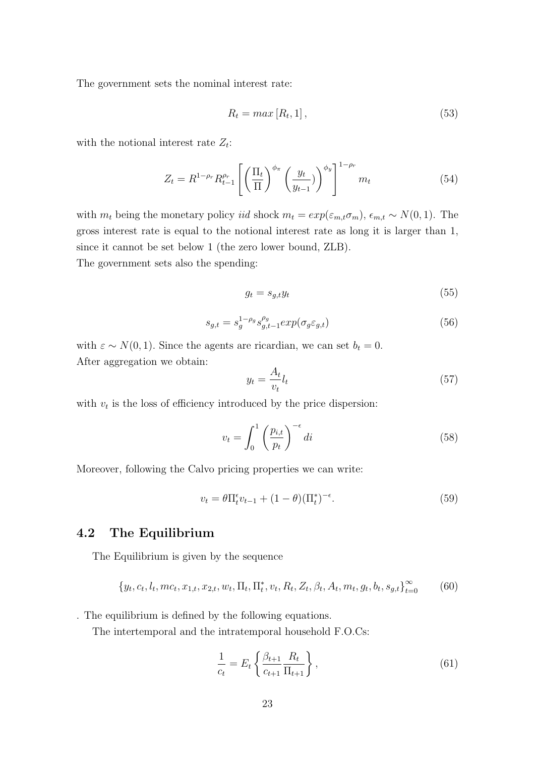The government sets the nominal interest rate:

$$R_t = max\left[R_t, 1\right], \tag{53}$$

with the notional interest rate $Z_t$:

$$Z_t = R^{1-\rho_r} R_{t-1}^{\rho_r} \left[ \left(\frac{\Pi_t}{\Pi}\right)^{\phi_\pi} \left(\frac{y_t}{y_{t-1}})\right)^{\phi_y} \right]^{1-\rho_r} m_t \tag{54}$$

with $m_t$ being the monetary policy *iid* shock $m_t = exp(\varepsilon_{m,t}\sigma_m)$, $\epsilon_{m,t} \sim N(0,1)$. The gross interest rate is equal to the notional interest rate as long it is larger than 1, since it cannot be set below 1 (the zero lower bound, ZLB).
The government sets also the spending:

$$g_t = s_{g,t} y_t \tag{55}$$

$$s_{g,t} = s_g^{1-\rho_g} s_{g,t-1}^{\rho_g} exp(\sigma_g \varepsilon_{g,t}) \tag{56}$$

with $\varepsilon \sim N(0,1)$. Since the agents are ricardian, we can set $b_t = 0$.
After aggregation we obtain:

$$y_t = \frac{A_t}{v_t} l_t \tag{57}$$

with $v_t$ is the loss of efficiency introduced by the price dispersion:

$$v_t = \int_0^1 \left(\frac{p_{i,t}}{p_t}\right)^{-\epsilon} di \tag{58}$$

Moreover, following the Calvo pricing properties we can write:

$$v_t = \theta \Pi_t^{\epsilon} v_{t-1} + (1-\theta)(\Pi_t^*)^{-\epsilon}. \tag{59}$$

## 4.2 The Equilibrium

The Equilibrium is given by the sequence

$$\{y_t, c_t, l_t, mc_t, x_{1,t}, x_{2,t}, w_t, \Pi_t, \Pi_t^*, v_t, R_t, Z_t, \beta_t, A_t, m_t, g_t, b_t, s_{g,t}\}_{t=0}^{\infty} \tag{60}$$

. The equilibrium is defined by the following equations.

The intertemporal and the intratemporal household F.O.Cs:

$$\frac{1}{c_t} = E_t \left\{ \frac{\beta_{t+1}}{c_{t+1}} \frac{R_t}{\Pi_{t+1}} \right\}, \tag{61}$$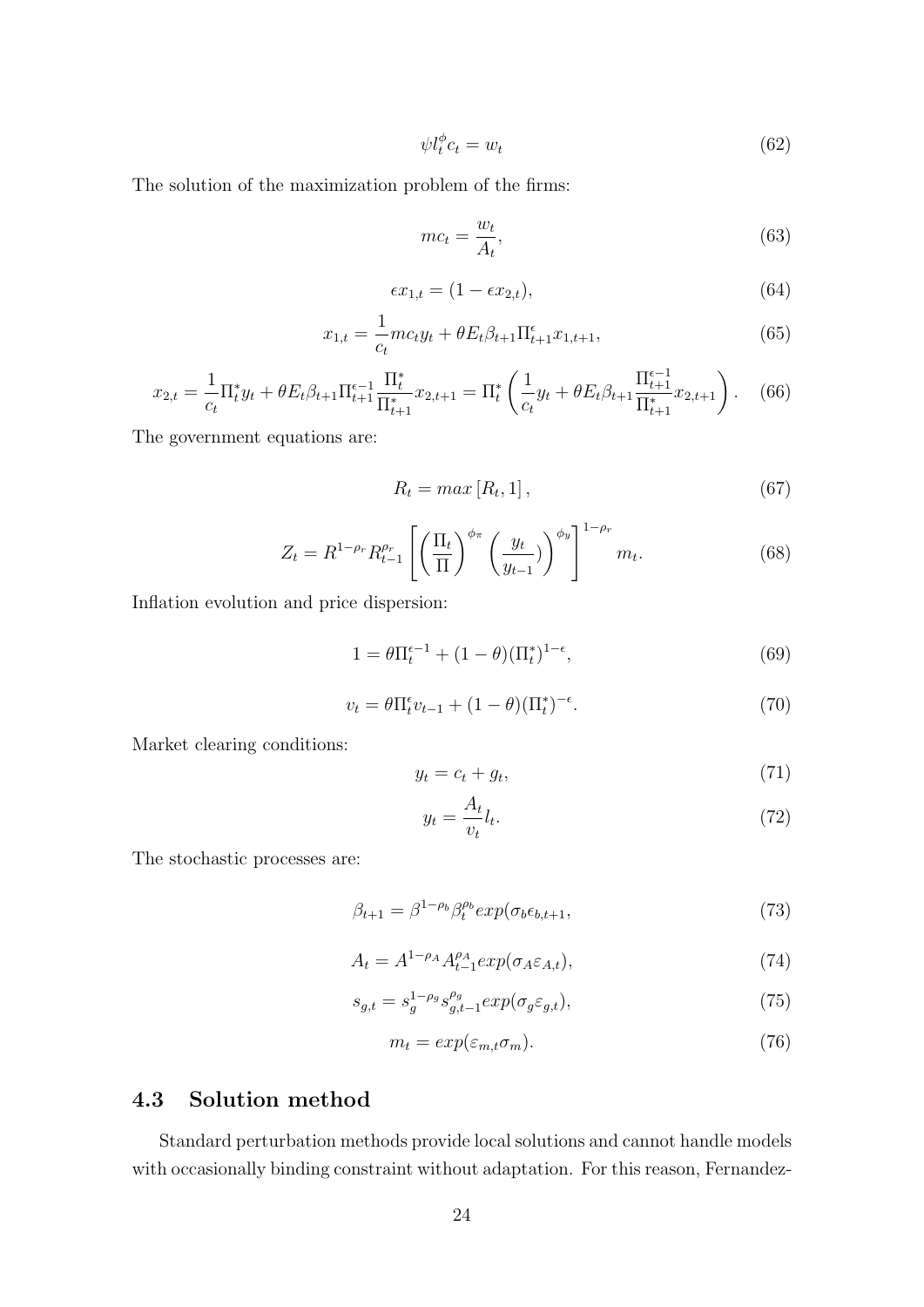$$\psi l_t^{\phi} c_t = w_t \tag{62}$$

The solution of the maximization problem of the firms:

$$mc_t = \frac{w_t}{A_t}, \tag{63}$$

$$\epsilon x_{1,t} = (1 - \epsilon x_{2,t}), \tag{64}$$

$$x_{1,t} = \frac{1}{c_t} mc_t y_t + \theta E_t \beta_{t+1} \Pi_{t+1}^{\epsilon} x_{1,t+1}, \tag{65}$$

$$x_{2,t} = \frac{1}{c_t} \Pi_t^* y_t + \theta E_t \beta_{t+1} \Pi_{t+1}^{\epsilon-1} \frac{\Pi_t^*}{\Pi_{t+1}^*} x_{2,t+1} = \Pi_t^* \left( \frac{1}{c_t} y_t + \theta E_t \beta_{t+1} \frac{\Pi_{t+1}^{\epsilon-1}}{\Pi_{t+1}^*} x_{2,t+1} \right). \tag{66}$$

The government equations are:

$$R_t = max\left[R_t, 1\right], \tag{67}$$

$$Z_t = R^{1-\rho_r} R_{t-1}^{\rho_r} \left[ \left( \frac{\Pi_t}{\Pi} \right)^{\phi_\pi} \left( \frac{y_t}{y_{t-1}} ) \right)^{\phi_y} \right]^{1-\rho_r} m_t. \tag{68}$$

Inflation evolution and price dispersion:

$$1 = \theta \Pi_t^{\epsilon-1} + (1-\theta)(\Pi_t^*)^{1-\epsilon}, \tag{69}$$

$$v_t = \theta \Pi_t^{\epsilon} v_{t-1} + (1-\theta)(\Pi_t^*)^{-\epsilon}. \tag{70}$$

Market clearing conditions:

$$y_t = c_t + g_t, \tag{71}$$

$$y_t = \frac{A_t}{v_t} l_t. \tag{72}$$

The stochastic processes are:

$$\beta_{t+1} = \beta^{1-\rho_b} \beta_t^{\rho_b} exp(\sigma_b \epsilon_{b,t+1}, \tag{73}$$

$$A_t = A^{1-\rho_A} A_{t-1}^{\rho_A} exp(\sigma_A \varepsilon_{A,t}), \tag{74}$$

$$s_{g,t} = s_g^{1-\rho_g} s_{g,t-1}^{\rho_g} exp(\sigma_g \varepsilon_{g,t}), \tag{75}$$

$$m_t = exp(\varepsilon_{m,t} \sigma_m). \tag{76}$$

## 4.3 Solution method

Standard perturbation methods provide local solutions and cannot handle models with occasionally binding constraint without adaptation. For this reason, Fernandez-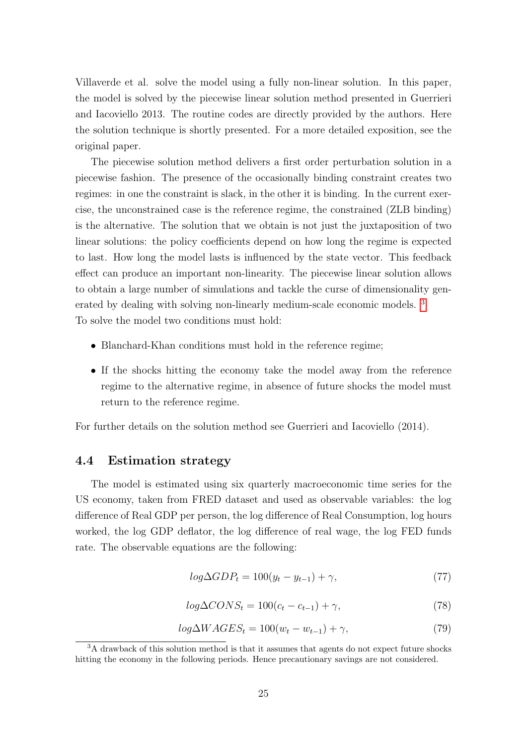Villaverde et al. solve the model using a fully non-linear solution. In this paper, the model is solved by the piecewise linear solution method presented in Guerrieri and Iacoviello 2013. The routine codes are directly provided by the authors. Here the solution technique is shortly presented. For a more detailed exposition, see the original paper.

The piecewise solution method delivers a first order perturbation solution in a piecewise fashion. The presence of the occasionally binding constraint creates two regimes: in one the constraint is slack, in the other it is binding. In the current exercise, the unconstrained case is the reference regime, the constrained (ZLB binding) is the alternative. The solution that we obtain is not just the juxtaposition of two linear solutions: the policy coefficients depend on how long the regime is expected to last. How long the model lasts is influenced by the state vector. This feedback effect can produce an important non-linearity. The piecewise linear solution allows to obtain a large number of simulations and tackle the curse of dimensionality generated by dealing with solving non-linearly medium-scale economic models. [3]
To solve the model two conditions must hold:

- Blanchard-Khan conditions must hold in the reference regime;
- If the shocks hitting the economy take the model away from the reference regime to the alternative regime, in absence of future shocks the model must return to the reference regime.

For further details on the solution method see Guerrieri and Iacoviello (2014).

### 4.4 Estimation strategy

The model is estimated using six quarterly macroeconomic time series for the US economy, taken from FRED dataset and used as observable variables: the log difference of Real GDP per person, the log difference of Real Consumption, log hours worked, the log GDP deflator, the log difference of real wage, the log FED funds rate. The observable equations are the following:

$$log\Delta GDP_t = 100(y_t - y_{t-1}) + \gamma, \tag{77}$$

$$log\Delta CONS_t = 100(c_t - c_{t-1}) + \gamma, \tag{78}$$

$$log\Delta WAGES_t = 100(w_t - w_{t-1}) + \gamma, \tag{79}$$

[3] A drawback of this solution method is that it assumes that agents do not expect future shocks hitting the economy in the following periods. Hence precautionary savings are not considered.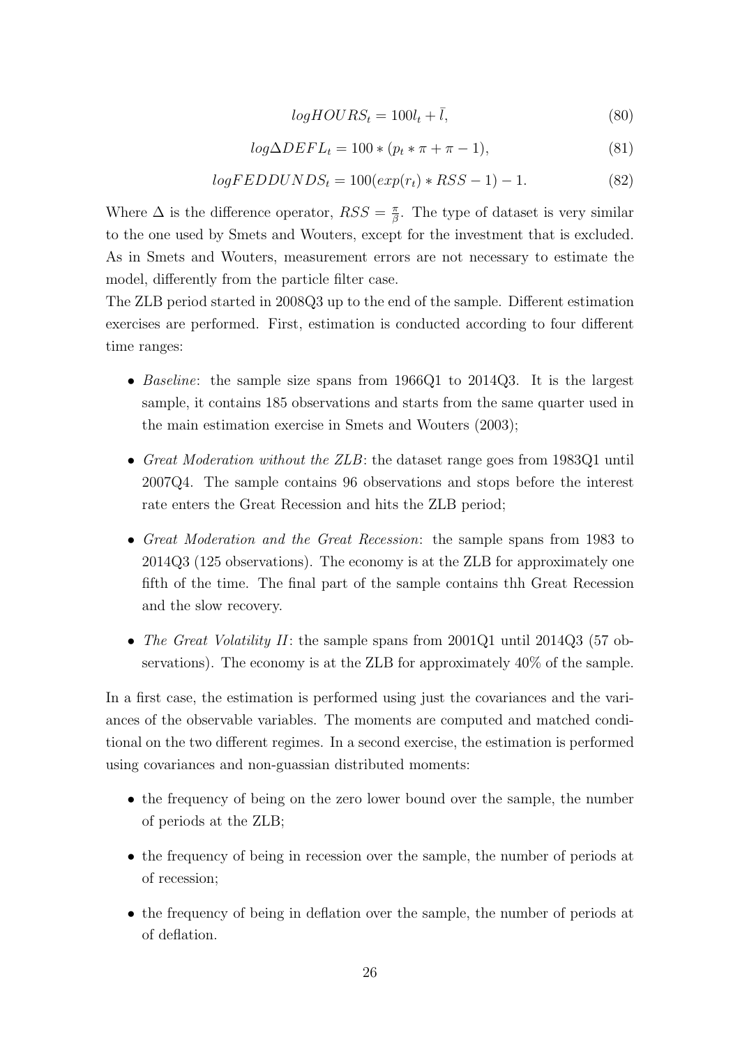$$logHOURS_t = 100l_t + \bar{l}, \tag{80}$$

$$log\Delta DEFL_t = 100 * (p_t * \pi + \pi - 1), \tag{81}$$

$$logFEDDUNDS_t = 100(exp(r_t) * RSS - 1) - 1. \tag{82}$$

Where $\Delta$ is the difference operator, $RSS = \frac{\pi}{\beta}$. The type of dataset is very similar to the one used by Smets and Wouters, except for the investment that is excluded. As in Smets and Wouters, measurement errors are not necessary to estimate the model, differently from the particle filter case.

The ZLB period started in 2008Q3 up to the end of the sample. Different estimation exercises are performed. First, estimation is conducted according to four different time ranges:

- *Baseline*: the sample size spans from 1966Q1 to 2014Q3. It is the largest sample, it contains 185 observations and starts from the same quarter used in the main estimation exercise in Smets and Wouters (2003);
- *Great Moderation without the ZLB*: the dataset range goes from 1983Q1 until 2007Q4. The sample contains 96 observations and stops before the interest rate enters the Great Recession and hits the ZLB period;
- *Great Moderation and the Great Recession*: the sample spans from 1983 to 2014Q3 (125 observations). The economy is at the ZLB for approximately one fifth of the time. The final part of the sample contains thh Great Recession and the slow recovery.
- *The Great Volatility II*: the sample spans from 2001Q1 until 2014Q3 (57 observations). The economy is at the ZLB for approximately 40% of the sample.

In a first case, the estimation is performed using just the covariances and the variances of the observable variables. The moments are computed and matched conditional on the two different regimes. In a second exercise, the estimation is performed using covariances and non-guassian distributed moments:

- the frequency of being on the zero lower bound over the sample, the number of periods at the ZLB;
- the frequency of being in recession over the sample, the number of periods at of recession;
- the frequency of being in deflation over the sample, the number of periods at of deflation.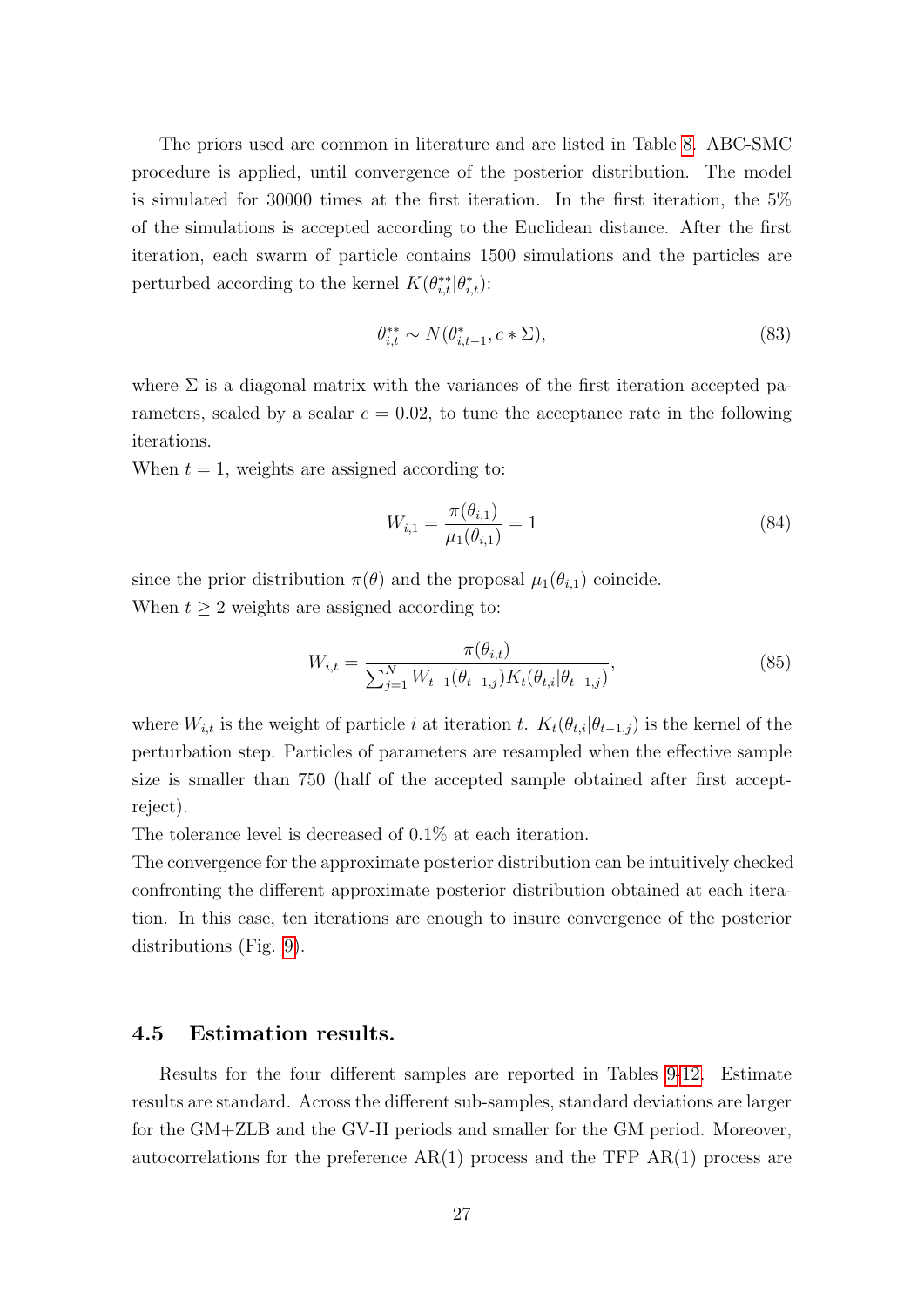The priors used are common in literature and are listed in Table 8. ABC-SMC procedure is applied, until convergence of the posterior distribution. The model is simulated for 30000 times at the first iteration. In the first iteration, the 5% of the simulations is accepted according to the Euclidean distance. After the first iteration, each swarm of particle contains 1500 simulations and the particles are perturbed according to the kernel $K(\theta^{**}_{i,t}|\theta^{*}_{i,t})$:

$$\theta^{**}_{i,t} \sim N(\theta^{*}_{i,t-1}, c * \Sigma), \tag{83}$$

where $\Sigma$ is a diagonal matrix with the variances of the first iteration accepted parameters, scaled by a scalar $c = 0.02$, to tune the acceptance rate in the following iterations.
When $t = 1$, weights are assigned according to:

$$W_{i,1} = \frac{\pi(\theta_{i,1})}{\mu_1(\theta_{i,1})} = 1 \tag{84}$$

since the prior distribution $\pi(\theta)$ and the proposal $\mu_1(\theta_{i,1})$ coincide.
When $t \geq 2$ weights are assigned according to:

$$W_{i,t} = \frac{\pi(\theta_{i,t})}{\sum_{j=1}^{N} W_{t-1}(\theta_{t-1,j}) K_t(\theta_{t,i}|\theta_{t-1,j})}, \tag{85}$$

where $W_{i,t}$ is the weight of particle $i$ at iteration $t$. $K_t(\theta_{t,i}|\theta_{t-1,j})$ is the kernel of the perturbation step. Particles of parameters are resampled when the effective sample size is smaller than 750 (half of the accepted sample obtained after first accept-reject).
The tolerance level is decreased of 0.1% at each iteration.
The convergence for the approximate posterior distribution can be intuitively checked confronting the different approximate posterior distribution obtained at each iteration. In this case, ten iterations are enough to insure convergence of the posterior distributions (Fig. 9).

### 4.5 Estimation results.

Results for the four different samples are reported in Tables 9-12. Estimate results are standard. Across the different sub-samples, standard deviations are larger for the GM+ZLB and the GV-II periods and smaller for the GM period. Moreover, autocorrelations for the preference AR(1) process and the TFP AR(1) process are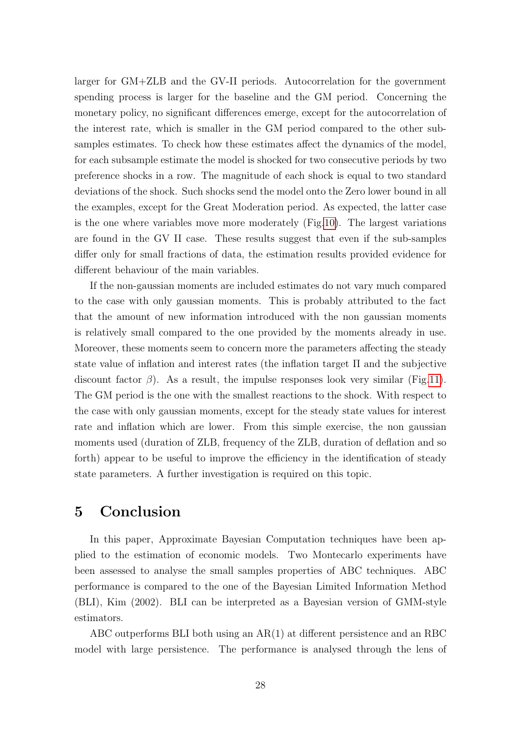larger for GM+ZLB and the GV-II periods. Autocorrelation for the government spending process is larger for the baseline and the GM period. Concerning the monetary policy, no significant differences emerge, except for the autocorrelation of the interest rate, which is smaller in the GM period compared to the other subsamples estimates. To check how these estimates affect the dynamics of the model, for each subsample estimate the model is shocked for two consecutive periods by two preference shocks in a row. The magnitude of each shock is equal to two standard deviations of the shock. Such shocks send the model onto the Zero lower bound in all the examples, except for the Great Moderation period. As expected, the latter case is the one where variables move more moderately (Fig.10). The largest variations are found in the GV II case. These results suggest that even if the sub-samples differ only for small fractions of data, the estimation results provided evidence for different behaviour of the main variables.

If the non-gaussian moments are included estimates do not vary much compared to the case with only gaussian moments. This is probably attributed to the fact that the amount of new information introduced with the non gaussian moments is relatively small compared to the one provided by the moments already in use. Moreover, these moments seem to concern more the parameters affecting the steady state value of inflation and interest rates (the inflation target $\Pi$ and the subjective discount factor $\beta$). As a result, the impulse responses look very similar (Fig.11). The GM period is the one with the smallest reactions to the shock. With respect to the case with only gaussian moments, except for the steady state values for interest rate and inflation which are lower. From this simple exercise, the non gaussian moments used (duration of ZLB, frequency of the ZLB, duration of deflation and so forth) appear to be useful to improve the efficiency in the identification of steady state parameters. A further investigation is required on this topic.

# 5 Conclusion

In this paper, Approximate Bayesian Computation techniques have been applied to the estimation of economic models. Two Montecarlo experiments have been assessed to analyse the small samples properties of ABC techniques. ABC performance is compared to the one of the Bayesian Limited Information Method (BLI), Kim (2002). BLI can be interpreted as a Bayesian version of GMM-style estimators.

ABC outperforms BLI both using an AR(1) at different persistence and an RBC model with large persistence. The performance is analysed through the lens of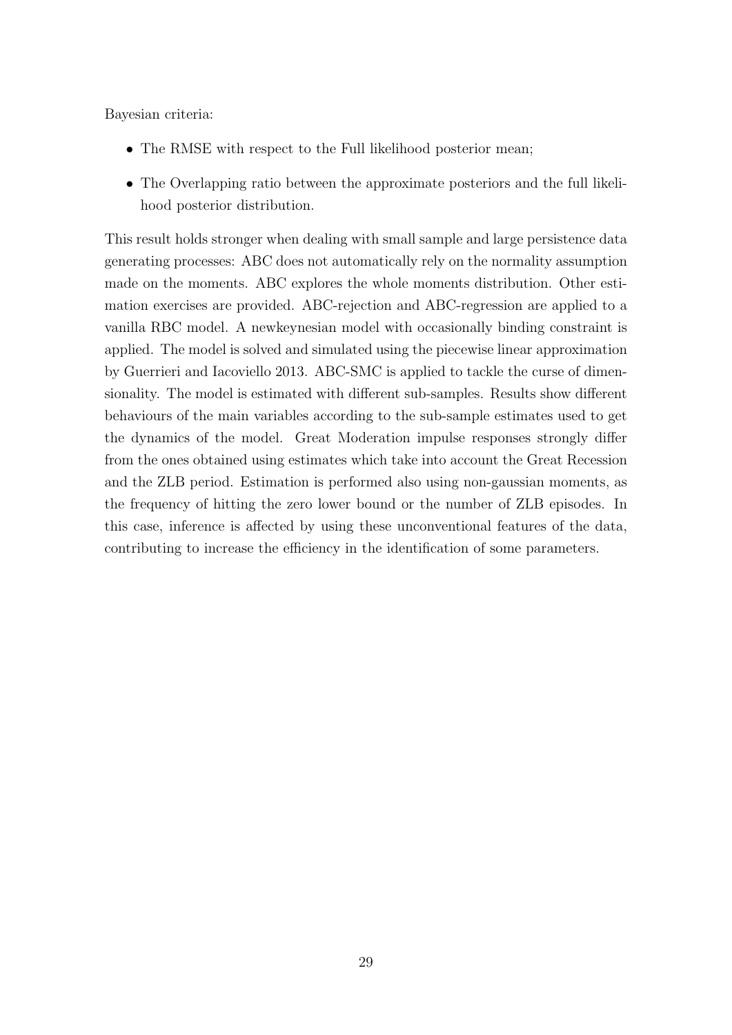Bayesian criteria:

- The RMSE with respect to the Full likelihood posterior mean;
- The Overlapping ratio between the approximate posteriors and the full likelihood posterior distribution.

This result holds stronger when dealing with small sample and large persistence data generating processes: ABC does not automatically rely on the normality assumption made on the moments. ABC explores the whole moments distribution. Other estimation exercises are provided. ABC-rejection and ABC-regression are applied to a vanilla RBC model. A newkeynesian model with occasionally binding constraint is applied. The model is solved and simulated using the piecewise linear approximation by Guerrieri and Iacoviello 2013. ABC-SMC is applied to tackle the curse of dimensionality. The model is estimated with different sub-samples. Results show different behaviours of the main variables according to the sub-sample estimates used to get the dynamics of the model. Great Moderation impulse responses strongly differ from the ones obtained using estimates which take into account the Great Recession and the ZLB period. Estimation is performed also using non-gaussian moments, as the frequency of hitting the zero lower bound or the number of ZLB episodes. In this case, inference is affected by using these unconventional features of the data, contributing to increase the efficiency in the identification of some parameters.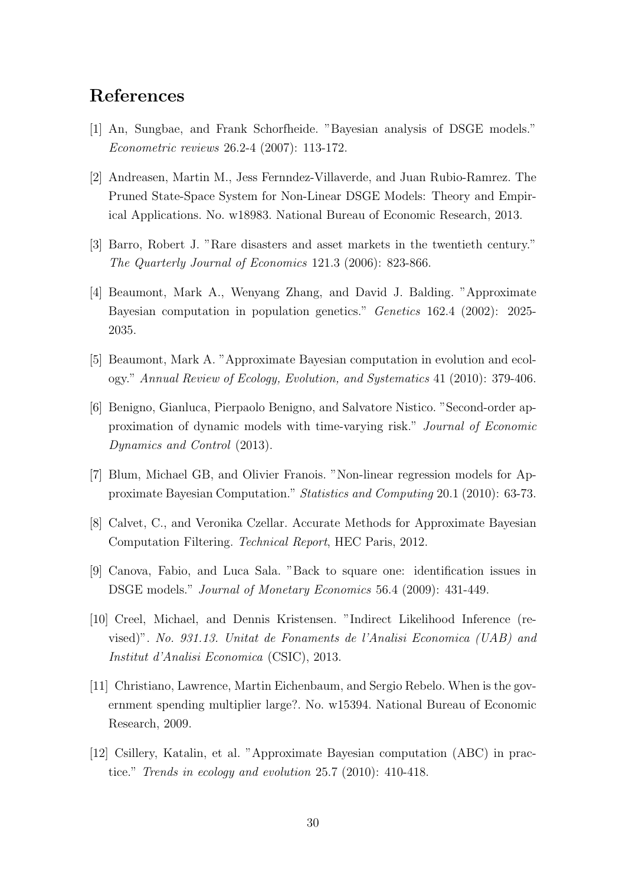# References

[1] An, Sungbae, and Frank Schorfheide. "Bayesian analysis of DSGE models." *Econometric reviews* 26.2-4 (2007): 113-172.

[2] Andreasen, Martin M., Jess Fernndez-Villaverde, and Juan Rubio-Ramrez. The Pruned State-Space System for Non-Linear DSGE Models: Theory and Empirical Applications. No. w18983. National Bureau of Economic Research, 2013.

[3] Barro, Robert J. "Rare disasters and asset markets in the twentieth century." *The Quarterly Journal of Economics* 121.3 (2006): 823-866.

[4] Beaumont, Mark A., Wenyang Zhang, and David J. Balding. "Approximate Bayesian computation in population genetics." *Genetics* 162.4 (2002): 2025-2035.

[5] Beaumont, Mark A. "Approximate Bayesian computation in evolution and ecology." *Annual Review of Ecology, Evolution, and Systematics* 41 (2010): 379-406.

[6] Benigno, Gianluca, Pierpaolo Benigno, and Salvatore Nistico. "Second-order approximation of dynamic models with time-varying risk." *Journal of Economic Dynamics and Control* (2013).

[7] Blum, Michael GB, and Olivier Franois. "Non-linear regression models for Approximate Bayesian Computation." *Statistics and Computing* 20.1 (2010): 63-73.

[8] Calvet, C., and Veronika Czellar. Accurate Methods for Approximate Bayesian Computation Filtering. *Technical Report*, HEC Paris, 2012.

[9] Canova, Fabio, and Luca Sala. "Back to square one: identification issues in DSGE models." *Journal of Monetary Economics* 56.4 (2009): 431-449.

[10] Creel, Michael, and Dennis Kristensen. "Indirect Likelihood Inference (revised)". *No. 931.13. Unitat de Fonaments de l'Analisi Economica (UAB) and Institut d'Analisi Economica* (CSIC), 2013.

[11] Christiano, Lawrence, Martin Eichenbaum, and Sergio Rebelo. When is the government spending multiplier large?. No. w15394. National Bureau of Economic Research, 2009.

[12] Csillery, Katalin, et al. "Approximate Bayesian computation (ABC) in practice." *Trends in ecology and evolution* 25.7 (2010): 410-418.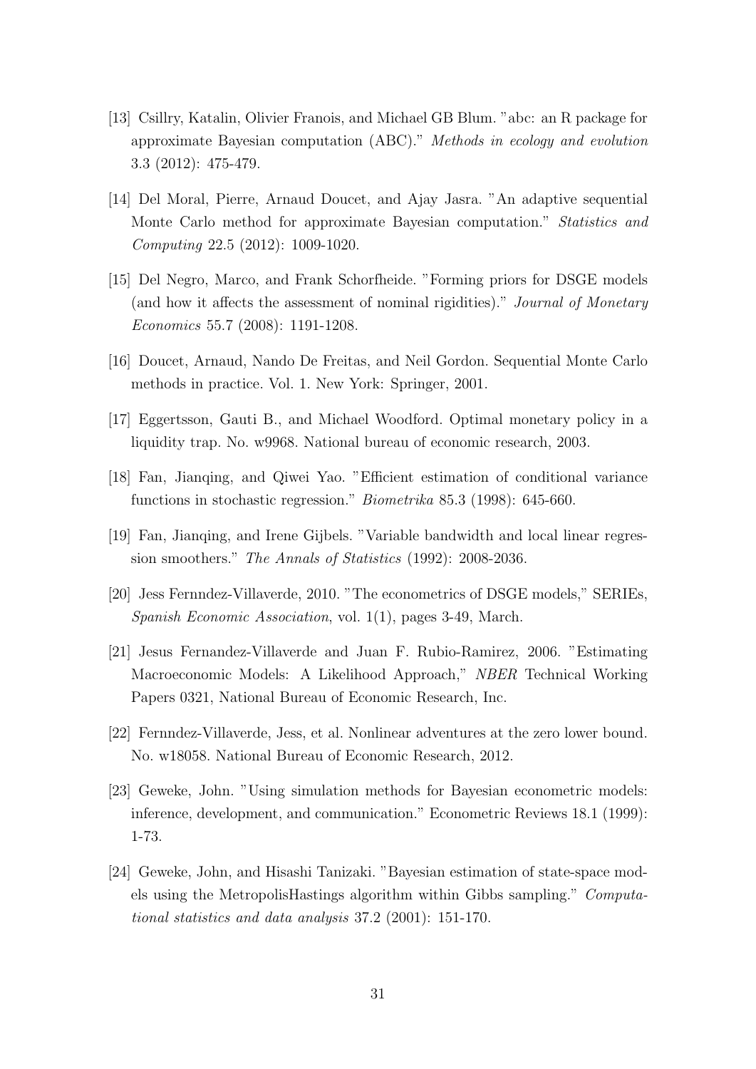[13] Csillry, Katalin, Olivier Franois, and Michael GB Blum. "abc: an R package for approximate Bayesian computation (ABC)." *Methods in ecology and evolution* 3.3 (2012): 475-479.

[14] Del Moral, Pierre, Arnaud Doucet, and Ajay Jasra. "An adaptive sequential Monte Carlo method for approximate Bayesian computation." *Statistics and Computing* 22.5 (2012): 1009-1020.

[15] Del Negro, Marco, and Frank Schorfheide. "Forming priors for DSGE models (and how it affects the assessment of nominal rigidities)." *Journal of Monetary Economics* 55.7 (2008): 1191-1208.

[16] Doucet, Arnaud, Nando De Freitas, and Neil Gordon. Sequential Monte Carlo methods in practice. Vol. 1. New York: Springer, 2001.

[17] Eggertsson, Gauti B., and Michael Woodford. Optimal monetary policy in a liquidity trap. No. w9968. National bureau of economic research, 2003.

[18] Fan, Jianqing, and Qiwei Yao. "Efficient estimation of conditional variance functions in stochastic regression." *Biometrika* 85.3 (1998): 645-660.

[19] Fan, Jianqing, and Irene Gijbels. "Variable bandwidth and local linear regression smoothers." *The Annals of Statistics* (1992): 2008-2036.

[20] Jess Fernndez-Villaverde, 2010. "The econometrics of DSGE models," SERIEs, *Spanish Economic Association*, vol. 1(1), pages 3-49, March.

[21] Jesus Fernandez-Villaverde and Juan F. Rubio-Ramirez, 2006. "Estimating Macroeconomic Models: A Likelihood Approach," *NBER* Technical Working Papers 0321, National Bureau of Economic Research, Inc.

[22] Fernndez-Villaverde, Jess, et al. Nonlinear adventures at the zero lower bound. No. w18058. National Bureau of Economic Research, 2012.

[23] Geweke, John. "Using simulation methods for Bayesian econometric models: inference, development, and communication." Econometric Reviews 18.1 (1999): 1-73.

[24] Geweke, John, and Hisashi Tanizaki. "Bayesian estimation of state-space models using the MetropolisHastings algorithm within Gibbs sampling." *Computational statistics and data analysis* 37.2 (2001): 151-170.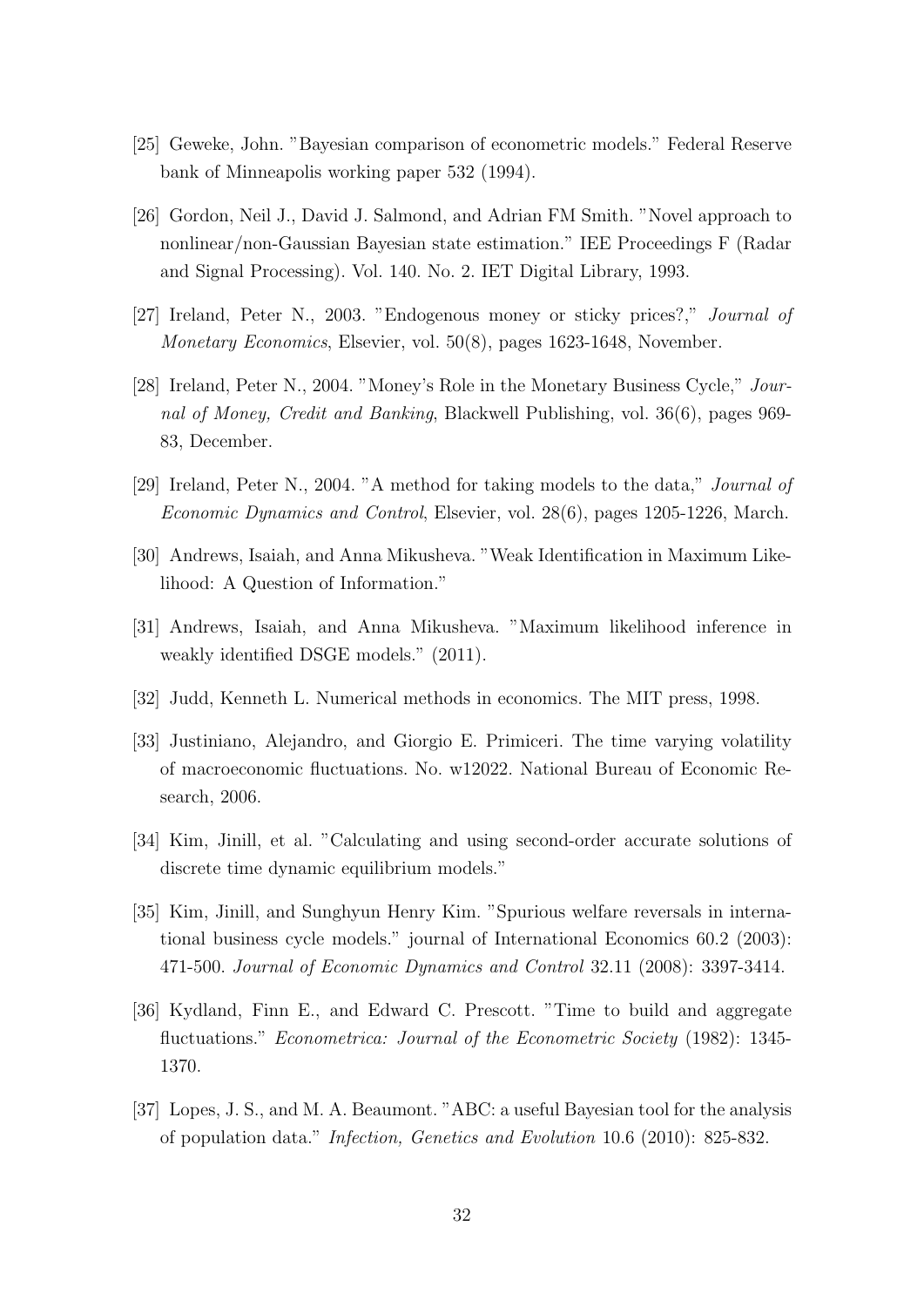[25] Geweke, John. "Bayesian comparison of econometric models." Federal Reserve bank of Minneapolis working paper 532 (1994).

[26] Gordon, Neil J., David J. Salmond, and Adrian FM Smith. "Novel approach to nonlinear/non-Gaussian Bayesian state estimation." IEE Proceedings F (Radar and Signal Processing). Vol. 140. No. 2. IET Digital Library, 1993.

[27] Ireland, Peter N., 2003. "Endogenous money or sticky prices?," *Journal of Monetary Economics*, Elsevier, vol. 50(8), pages 1623-1648, November.

[28] Ireland, Peter N., 2004. "Money's Role in the Monetary Business Cycle," *Journal of Money, Credit and Banking*, Blackwell Publishing, vol. 36(6), pages 969-83, December.

[29] Ireland, Peter N., 2004. "A method for taking models to the data," *Journal of Economic Dynamics and Control*, Elsevier, vol. 28(6), pages 1205-1226, March.

[30] Andrews, Isaiah, and Anna Mikusheva. "Weak Identification in Maximum Likelihood: A Question of Information."

[31] Andrews, Isaiah, and Anna Mikusheva. "Maximum likelihood inference in weakly identified DSGE models." (2011).

[32] Judd, Kenneth L. Numerical methods in economics. The MIT press, 1998.

[33] Justiniano, Alejandro, and Giorgio E. Primiceri. The time varying volatility of macroeconomic fluctuations. No. w12022. National Bureau of Economic Research, 2006.

[34] Kim, Jinill, et al. "Calculating and using second-order accurate solutions of discrete time dynamic equilibrium models."

[35] Kim, Jinill, and Sunghyun Henry Kim. "Spurious welfare reversals in international business cycle models." journal of International Economics 60.2 (2003): 471-500. *Journal of Economic Dynamics and Control* 32.11 (2008): 3397-3414.

[36] Kydland, Finn E., and Edward C. Prescott. "Time to build and aggregate fluctuations." *Econometrica: Journal of the Econometric Society* (1982): 1345-1370.

[37] Lopes, J. S., and M. A. Beaumont. "ABC: a useful Bayesian tool for the analysis of population data." *Infection, Genetics and Evolution* 10.6 (2010): 825-832.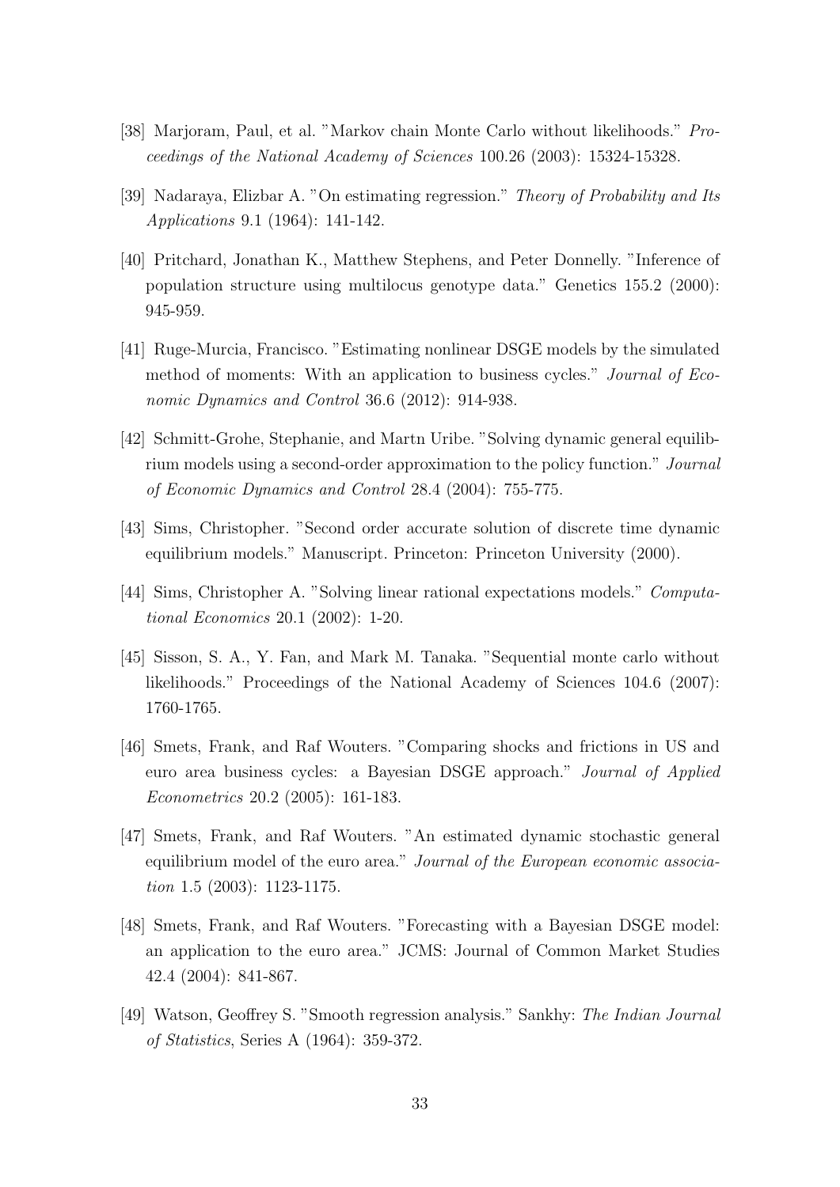[38] Marjoram, Paul, et al. "Markov chain Monte Carlo without likelihoods." *Proceedings of the National Academy of Sciences* 100.26 (2003): 15324-15328.

[39] Nadaraya, Elizbar A. "On estimating regression." *Theory of Probability and Its Applications* 9.1 (1964): 141-142.

[40] Pritchard, Jonathan K., Matthew Stephens, and Peter Donnelly. "Inference of population structure using multilocus genotype data." Genetics 155.2 (2000): 945-959.

[41] Ruge-Murcia, Francisco. "Estimating nonlinear DSGE models by the simulated method of moments: With an application to business cycles." *Journal of Economic Dynamics and Control* 36.6 (2012): 914-938.

[42] Schmitt-Grohe, Stephanie, and Martn Uribe. "Solving dynamic general equilibrium models using a second-order approximation to the policy function." *Journal of Economic Dynamics and Control* 28.4 (2004): 755-775.

[43] Sims, Christopher. "Second order accurate solution of discrete time dynamic equilibrium models." Manuscript. Princeton: Princeton University (2000).

[44] Sims, Christopher A. "Solving linear rational expectations models." *Computational Economics* 20.1 (2002): 1-20.

[45] Sisson, S. A., Y. Fan, and Mark M. Tanaka. "Sequential monte carlo without likelihoods." Proceedings of the National Academy of Sciences 104.6 (2007): 1760-1765.

[46] Smets, Frank, and Raf Wouters. "Comparing shocks and frictions in US and euro area business cycles: a Bayesian DSGE approach." *Journal of Applied Econometrics* 20.2 (2005): 161-183.

[47] Smets, Frank, and Raf Wouters. "An estimated dynamic stochastic general equilibrium model of the euro area." *Journal of the European economic association* 1.5 (2003): 1123-1175.

[48] Smets, Frank, and Raf Wouters. "Forecasting with a Bayesian DSGE model: an application to the euro area." JCMS: Journal of Common Market Studies 42.4 (2004): 841-867.

[49] Watson, Geoffrey S. "Smooth regression analysis." Sankhy: *The Indian Journal of Statistics*, Series A (1964): 359-372.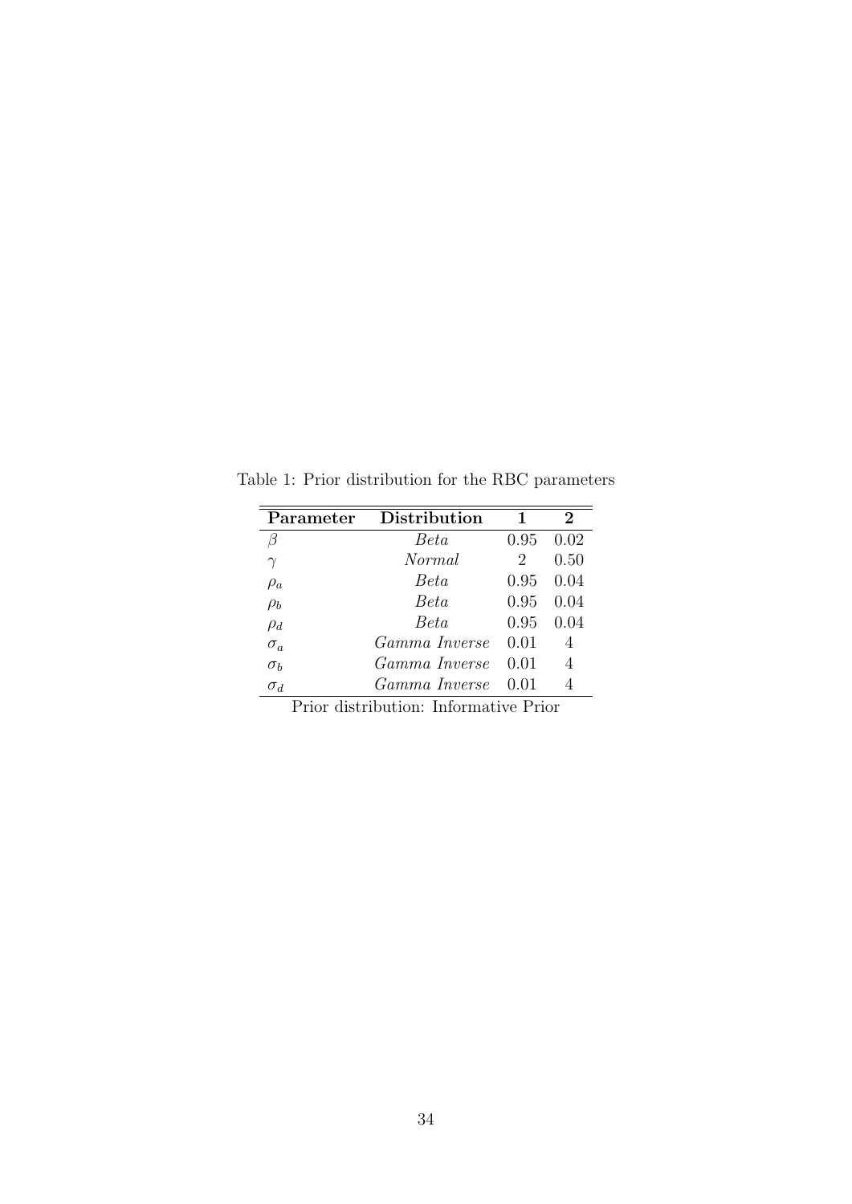Table 1: Prior distribution for the RBC parameters

| **Parameter** | **Distribution** | **1** | **2** |
|---|---|---|---|
| $\beta$ | *Beta* | 0.95 | 0.02 |
| $\gamma$ | *Normal* | 2 | 0.50 |
| $\rho_a$ | *Beta* | 0.95 | 0.04 |
| $\rho_b$ | *Beta* | 0.95 | 0.04 |
| $\rho_d$ | *Beta* | 0.95 | 0.04 |
| $\sigma_a$ | *Gamma Inverse* | 0.01 | 4 |
| $\sigma_b$ | *Gamma Inverse* | 0.01 | 4 |
| $\sigma_d$ | *Gamma Inverse* | 0.01 | 4 |

Prior distribution: Informative Prior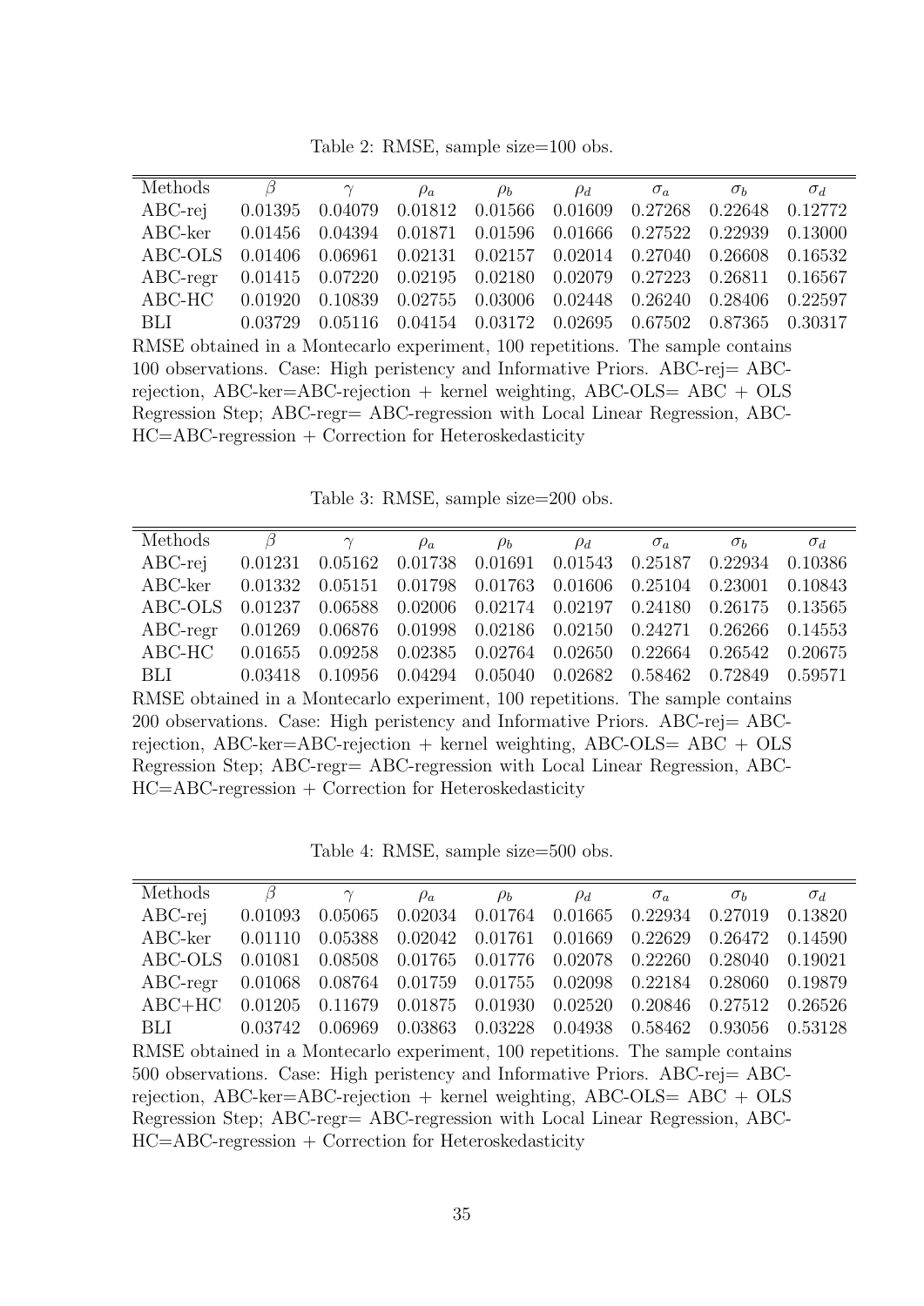Table 2: RMSE, sample size=100 obs.

| Methods | $\beta$ | $\gamma$ | $\rho_a$ | $\rho_b$ | $\rho_d$ | $\sigma_a$ | $\sigma_b$ | $\sigma_d$ |
|---|---|---|---|---|---|---|---|---|
| ABC-rej | 0.01395 | 0.04079 | 0.01812 | 0.01566 | 0.01609 | 0.27268 | 0.22648 | 0.12772 |
| ABC-ker | 0.01456 | 0.04394 | 0.01871 | 0.01596 | 0.01666 | 0.27522 | 0.22939 | 0.13000 |
| ABC-OLS | 0.01406 | 0.06961 | 0.02131 | 0.02157 | 0.02014 | 0.27040 | 0.26608 | 0.16532 |
| ABC-regr | 0.01415 | 0.07220 | 0.02195 | 0.02180 | 0.02079 | 0.27223 | 0.26811 | 0.16567 |
| ABC-HC | 0.01920 | 0.10839 | 0.02755 | 0.03006 | 0.02448 | 0.26240 | 0.28406 | 0.22597 |
| BLI | 0.03729 | 0.05116 | 0.04154 | 0.03172 | 0.02695 | 0.67502 | 0.87365 | 0.30317 |

RMSE obtained in a Montecarlo experiment, 100 repetitions. The sample contains 100 observations. Case: High peristency and Informative Priors. ABC-rej= ABC-rejection, ABC-ker=ABC-rejection + kernel weighting, ABC-OLS= ABC + OLS Regression Step; ABC-regr= ABC-regression with Local Linear Regression, ABC-HC=ABC-regression + Correction for Heteroskedasticity

Table 3: RMSE, sample size=200 obs.

| Methods | $\beta$ | $\gamma$ | $\rho_a$ | $\rho_b$ | $\rho_d$ | $\sigma_a$ | $\sigma_b$ | $\sigma_d$ |
|---|---|---|---|---|---|---|---|---|
| ABC-rej | 0.01231 | 0.05162 | 0.01738 | 0.01691 | 0.01543 | 0.25187 | 0.22934 | 0.10386 |
| ABC-ker | 0.01332 | 0.05151 | 0.01798 | 0.01763 | 0.01606 | 0.25104 | 0.23001 | 0.10843 |
| ABC-OLS | 0.01237 | 0.06588 | 0.02006 | 0.02174 | 0.02197 | 0.24180 | 0.26175 | 0.13565 |
| ABC-regr | 0.01269 | 0.06876 | 0.01998 | 0.02186 | 0.02150 | 0.24271 | 0.26266 | 0.14553 |
| ABC-HC | 0.01655 | 0.09258 | 0.02385 | 0.02764 | 0.02650 | 0.22664 | 0.26542 | 0.20675 |
| BLI | 0.03418 | 0.10956 | 0.04294 | 0.05040 | 0.02682 | 0.58462 | 0.72849 | 0.59571 |

RMSE obtained in a Montecarlo experiment, 100 repetitions. The sample contains 200 observations. Case: High peristency and Informative Priors. ABC-rej= ABC-rejection, ABC-ker=ABC-rejection + kernel weighting, ABC-OLS= ABC + OLS Regression Step; ABC-regr= ABC-regression with Local Linear Regression, ABC-HC=ABC-regression + Correction for Heteroskedasticity

Table 4: RMSE, sample size=500 obs.

| Methods | $\beta$ | $\gamma$ | $\rho_a$ | $\rho_b$ | $\rho_d$ | $\sigma_a$ | $\sigma_b$ | $\sigma_d$ |
|---|---|---|---|---|---|---|---|---|
| ABC-rej | 0.01093 | 0.05065 | 0.02034 | 0.01764 | 0.01665 | 0.22934 | 0.27019 | 0.13820 |
| ABC-ker | 0.01110 | 0.05388 | 0.02042 | 0.01761 | 0.01669 | 0.22629 | 0.26472 | 0.14590 |
| ABC-OLS | 0.01081 | 0.08508 | 0.01765 | 0.01776 | 0.02078 | 0.22260 | 0.28040 | 0.19021 |
| ABC-regr | 0.01068 | 0.08764 | 0.01759 | 0.01755 | 0.02098 | 0.22184 | 0.28060 | 0.19879 |
| ABC+HC | 0.01205 | 0.11679 | 0.01875 | 0.01930 | 0.02520 | 0.20846 | 0.27512 | 0.26526 |
| BLI | 0.03742 | 0.06969 | 0.03863 | 0.03228 | 0.04938 | 0.58462 | 0.93056 | 0.53128 |

RMSE obtained in a Montecarlo experiment, 100 repetitions. The sample contains 500 observations. Case: High peristency and Informative Priors. ABC-rej= ABC-rejection, ABC-ker=ABC-rejection + kernel weighting, ABC-OLS= ABC + OLS Regression Step; ABC-regr= ABC-regression with Local Linear Regression, ABC-HC=ABC-regression + Correction for Heteroskedasticity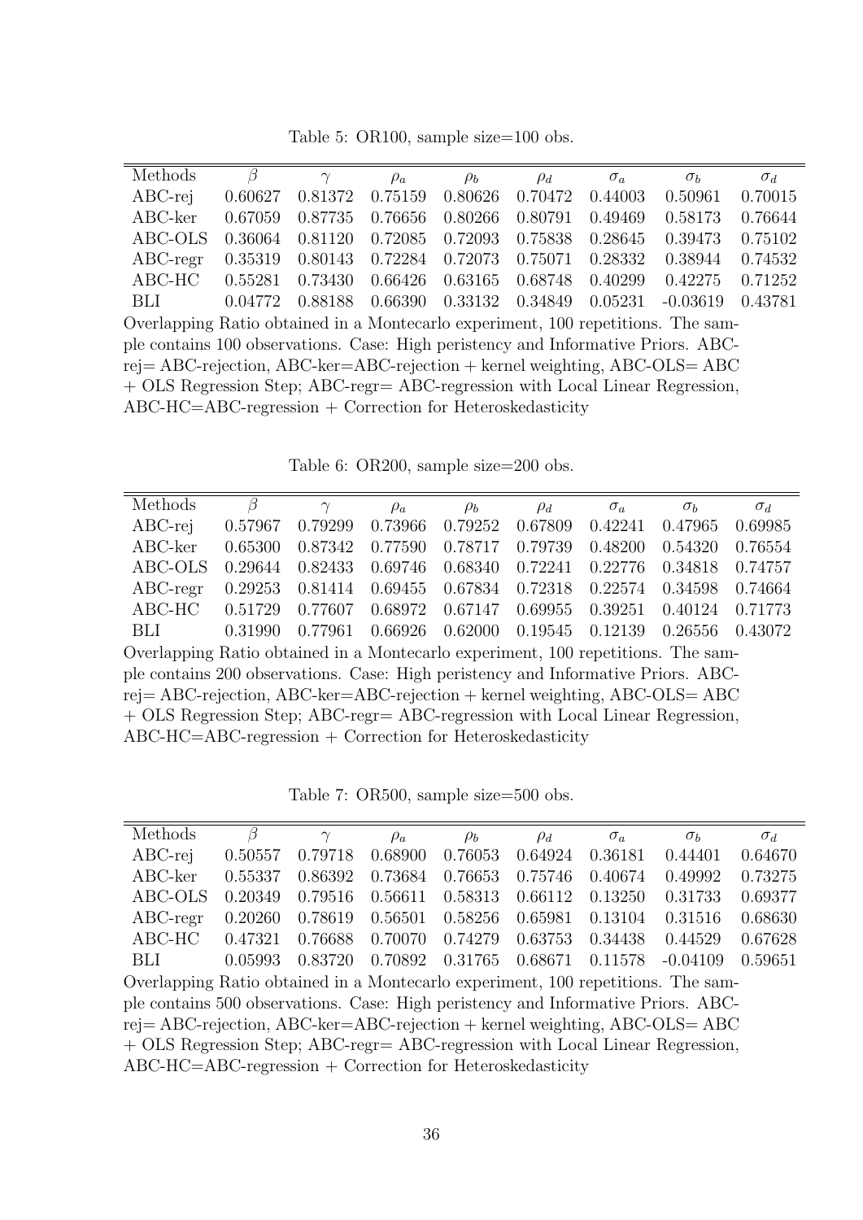Table 5: OR100, sample size=100 obs.

| Methods | $\beta$ | $\gamma$ | $\rho_a$ | $\rho_b$ | $\rho_d$ | $\sigma_a$ | $\sigma_b$ | $\sigma_d$ |
|---|---|---|---|---|---|---|---|---|
| ABC-rej | 0.60627 | 0.81372 | 0.75159 | 0.80626 | 0.70472 | 0.44003 | 0.50961 | 0.70015 |
| ABC-ker | 0.67059 | 0.87735 | 0.76656 | 0.80266 | 0.80791 | 0.49469 | 0.58173 | 0.76644 |
| ABC-OLS | 0.36064 | 0.81120 | 0.72085 | 0.72093 | 0.75838 | 0.28645 | 0.39473 | 0.75102 |
| ABC-regr | 0.35319 | 0.80143 | 0.72284 | 0.72073 | 0.75071 | 0.28332 | 0.38944 | 0.74532 |
| ABC-HC | 0.55281 | 0.73430 | 0.66426 | 0.63165 | 0.68748 | 0.40299 | 0.42275 | 0.71252 |
| BLI | 0.04772 | 0.88188 | 0.66390 | 0.33132 | 0.34849 | 0.05231 | -0.03619 | 0.43781 |

Overlapping Ratio obtained in a Montecarlo experiment, 100 repetitions. The sample contains 100 observations. Case: High peristency and Informative Priors. ABC-rej= ABC-rejection, ABC-ker=ABC-rejection + kernel weighting, ABC-OLS= ABC + OLS Regression Step; ABC-regr= ABC-regression with Local Linear Regression, ABC-HC=ABC-regression + Correction for Heteroskedasticity

Table 6: OR200, sample size=200 obs.

| Methods | $\beta$ | $\gamma$ | $\rho_a$ | $\rho_b$ | $\rho_d$ | $\sigma_a$ | $\sigma_b$ | $\sigma_d$ |
|---|---|---|---|---|---|---|---|---|
| ABC-rej | 0.57967 | 0.79299 | 0.73966 | 0.79252 | 0.67809 | 0.42241 | 0.47965 | 0.69985 |
| ABC-ker | 0.65300 | 0.87342 | 0.77590 | 0.78717 | 0.79739 | 0.48200 | 0.54320 | 0.76554 |
| ABC-OLS | 0.29644 | 0.82433 | 0.69746 | 0.68340 | 0.72241 | 0.22776 | 0.34818 | 0.74757 |
| ABC-regr | 0.29253 | 0.81414 | 0.69455 | 0.67834 | 0.72318 | 0.22574 | 0.34598 | 0.74664 |
| ABC-HC | 0.51729 | 0.77607 | 0.68972 | 0.67147 | 0.69955 | 0.39251 | 0.40124 | 0.71773 |
| BLI | 0.31990 | 0.77961 | 0.66926 | 0.62000 | 0.19545 | 0.12139 | 0.26556 | 0.43072 |

Overlapping Ratio obtained in a Montecarlo experiment, 100 repetitions. The sample contains 200 observations. Case: High peristency and Informative Priors. ABC-rej= ABC-rejection, ABC-ker=ABC-rejection + kernel weighting, ABC-OLS= ABC + OLS Regression Step; ABC-regr= ABC-regression with Local Linear Regression, ABC-HC=ABC-regression + Correction for Heteroskedasticity

Table 7: OR500, sample size=500 obs.

| Methods | $\beta$ | $\gamma$ | $\rho_a$ | $\rho_b$ | $\rho_d$ | $\sigma_a$ | $\sigma_b$ | $\sigma_d$ |
|---|---|---|---|---|---|---|---|---|
| ABC-rej | 0.50557 | 0.79718 | 0.68900 | 0.76053 | 0.64924 | 0.36181 | 0.44401 | 0.64670 |
| ABC-ker | 0.55337 | 0.86392 | 0.73684 | 0.76653 | 0.75746 | 0.40674 | 0.49992 | 0.73275 |
| ABC-OLS | 0.20349 | 0.79516 | 0.56611 | 0.58313 | 0.66112 | 0.13250 | 0.31733 | 0.69377 |
| ABC-regr | 0.20260 | 0.78619 | 0.56501 | 0.58256 | 0.65981 | 0.13104 | 0.31516 | 0.68630 |
| ABC-HC | 0.47321 | 0.76688 | 0.70070 | 0.74279 | 0.63753 | 0.34438 | 0.44529 | 0.67628 |
| BLI | 0.05993 | 0.83720 | 0.70892 | 0.31765 | 0.68671 | 0.11578 | -0.04109 | 0.59651 |

Overlapping Ratio obtained in a Montecarlo experiment, 100 repetitions. The sample contains 500 observations. Case: High peristency and Informative Priors. ABC-rej= ABC-rejection, ABC-ker=ABC-rejection + kernel weighting, ABC-OLS= ABC + OLS Regression Step; ABC-regr= ABC-regression with Local Linear Regression, ABC-HC=ABC-regression + Correction for Heteroskedasticity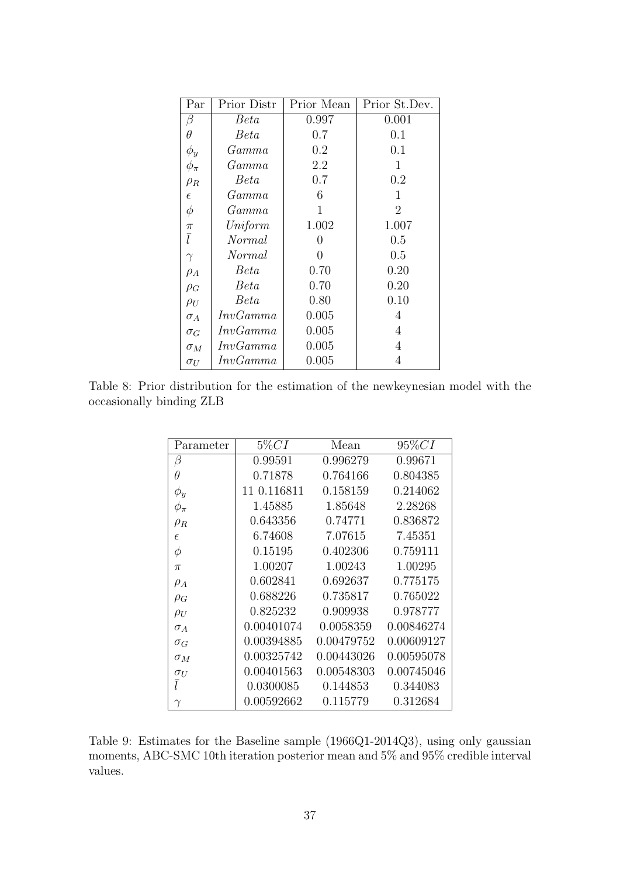| Par | Prior Distr | Prior Mean | Prior St.Dev. |
|---|---|---|---|
| $\beta$ | *Beta* | 0.997 | 0.001 |
| $\theta$ | *Beta* | 0.7 | 0.1 |
| $\phi_y$ | *Gamma* | 0.2 | 0.1 |
| $\phi_\pi$ | *Gamma* | 2.2 | 1 |
| $\rho_R$ | *Beta* | 0.7 | 0.2 |
| $\epsilon$ | *Gamma* | 6 | 1 |
| $\phi$ | *Gamma* | 1 | 2 |
| $\pi$ | *Uniform* | 1.002 | 1.007 |
| $\bar{l}$ | *Normal* | 0 | 0.5 |
| $\gamma$ | *Normal* | 0 | 0.5 |
| $\rho_A$ | *Beta* | 0.70 | 0.20 |
| $\rho_G$ | *Beta* | 0.70 | 0.20 |
| $\rho_U$ | *Beta* | 0.80 | 0.10 |
| $\sigma_A$ | *InvGamma* | 0.005 | 4 |
| $\sigma_G$ | *InvGamma* | 0.005 | 4 |
| $\sigma_M$ | *InvGamma* | 0.005 | 4 |
| $\sigma_U$ | *InvGamma* | 0.005 | 4 |

Table 8: Prior distribution for the estimation of the newkeynesian model with the occasionally binding ZLB

| Parameter | $5\%CI$ | Mean | $95\%CI$ |
|---|---|---|---|
| $\beta$ | 0.99591 | 0.996279 | 0.99671 |
| $\theta$ | 0.71878 | 0.764166 | 0.804385 |
| $\phi_y$ | 11 0.116811 | 0.158159 | 0.214062 |
| $\phi_\pi$ | 1.45885 | 1.85648 | 2.28268 |
| $\rho_R$ | 0.643356 | 0.74771 | 0.836872 |
| $\epsilon$ | 6.74608 | 7.07615 | 7.45351 |
| $\phi$ | 0.15195 | 0.402306 | 0.759111 |
| $\pi$ | 1.00207 | 1.00243 | 1.00295 |
| $\rho_A$ | 0.602841 | 0.692637 | 0.775175 |
| $\rho_G$ | 0.688226 | 0.735817 | 0.765022 |
| $\rho_U$ | 0.825232 | 0.909938 | 0.978777 |
| $\sigma_A$ | 0.00401074 | 0.0058359 | 0.00846274 |
| $\sigma_G$ | 0.00394885 | 0.00479752 | 0.00609127 |
| $\sigma_M$ | 0.00325742 | 0.00443026 | 0.00595078 |
| $\sigma_U$ | 0.00401563 | 0.00548303 | 0.00745046 |
| $\bar{l}$ | 0.0300085 | 0.144853 | 0.344083 |
| $\gamma$ | 0.00592662 | 0.115779 | 0.312684 |

Table 9: Estimates for the Baseline sample (1966Q1-2014Q3), using only gaussian moments, ABC-SMC 10th iteration posterior mean and 5% and 95% credible interval values.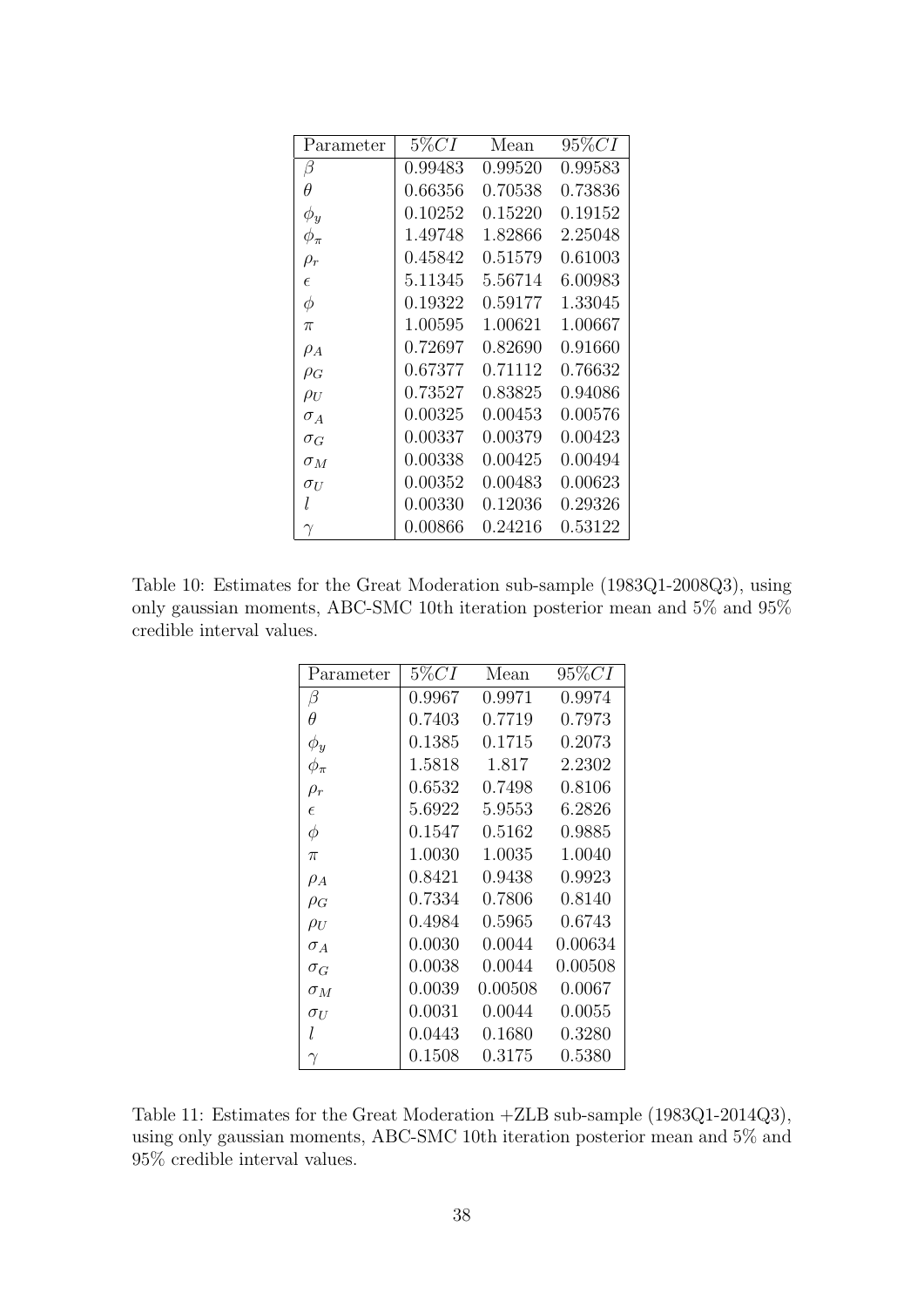| Parameter | $5\%CI$ | Mean | $95\%CI$ |
|---|---|---|---|
| $\beta$ | 0.99483 | 0.99520 | 0.99583 |
| $\theta$ | 0.66356 | 0.70538 | 0.73836 |
| $\phi_y$ | 0.10252 | 0.15220 | 0.19152 |
| $\phi_\pi$ | 1.49748 | 1.82866 | 2.25048 |
| $\rho_r$ | 0.45842 | 0.51579 | 0.61003 |
| $\epsilon$ | 5.11345 | 5.56714 | 6.00983 |
| $\phi$ | 0.19322 | 0.59177 | 1.33045 |
| $\pi$ | 1.00595 | 1.00621 | 1.00667 |
| $\rho_A$ | 0.72697 | 0.82690 | 0.91660 |
| $\rho_G$ | 0.67377 | 0.71112 | 0.76632 |
| $\rho_U$ | 0.73527 | 0.83825 | 0.94086 |
| $\sigma_A$ | 0.00325 | 0.00453 | 0.00576 |
| $\sigma_G$ | 0.00337 | 0.00379 | 0.00423 |
| $\sigma_M$ | 0.00338 | 0.00425 | 0.00494 |
| $\sigma_U$ | 0.00352 | 0.00483 | 0.00623 |
| $l$ | 0.00330 | 0.12036 | 0.29326 |
| $\gamma$ | 0.00866 | 0.24216 | 0.53122 |

Table 10: Estimates for the Great Moderation sub-sample (1983Q1-2008Q3), using only gaussian moments, ABC-SMC 10th iteration posterior mean and 5% and 95% credible interval values.

| Parameter | $5\%CI$ | Mean | $95\%CI$ |
|---|---|---|---|
| $\beta$ | 0.9967 | 0.9971 | 0.9974 |
| $\theta$ | 0.7403 | 0.7719 | 0.7973 |
| $\phi_y$ | 0.1385 | 0.1715 | 0.2073 |
| $\phi_\pi$ | 1.5818 | 1.817 | 2.2302 |
| $\rho_r$ | 0.6532 | 0.7498 | 0.8106 |
| $\epsilon$ | 5.6922 | 5.9553 | 6.2826 |
| $\phi$ | 0.1547 | 0.5162 | 0.9885 |
| $\pi$ | 1.0030 | 1.0035 | 1.0040 |
| $\rho_A$ | 0.8421 | 0.9438 | 0.9923 |
| $\rho_G$ | 0.7334 | 0.7806 | 0.8140 |
| $\rho_U$ | 0.4984 | 0.5965 | 0.6743 |
| $\sigma_A$ | 0.0030 | 0.0044 | 0.00634 |
| $\sigma_G$ | 0.0038 | 0.0044 | 0.00508 |
| $\sigma_M$ | 0.0039 | 0.00508 | 0.0067 |
| $\sigma_U$ | 0.0031 | 0.0044 | 0.0055 |
| $l$ | 0.0443 | 0.1680 | 0.3280 |
| $\gamma$ | 0.1508 | 0.3175 | 0.5380 |

Table 11: Estimates for the Great Moderation +ZLB sub-sample (1983Q1-2014Q3), using only gaussian moments, ABC-SMC 10th iteration posterior mean and 5% and 95% credible interval values.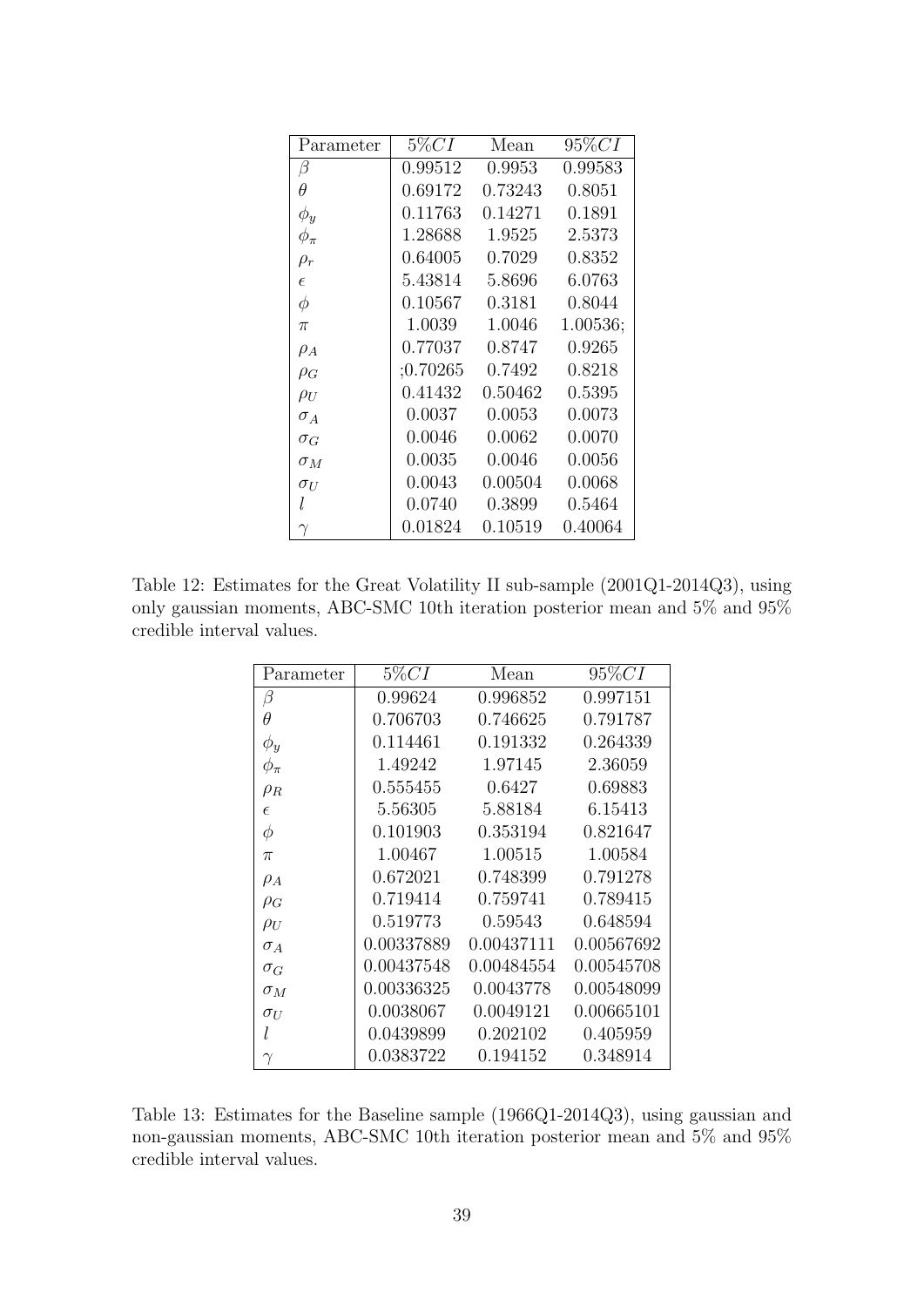| Parameter | $5\%CI$ | Mean | $95\%CI$ |
|---|---|---|---|
| $\beta$ | 0.99512 | 0.9953 | 0.99583 |
| $\theta$ | 0.69172 | 0.73243 | 0.8051 |
| $\phi_y$ | 0.11763 | 0.14271 | 0.1891 |
| $\phi_\pi$ | 1.28688 | 1.9525 | 2.5373 |
| $\rho_r$ | 0.64005 | 0.7029 | 0.8352 |
| $\epsilon$ | 5.43814 | 5.8696 | 6.0763 |
| $\phi$ | 0.10567 | 0.3181 | 0.8044 |
| $\pi$ | 1.0039 | 1.0046 | 1.00536; |
| $\rho_A$ | 0.77037 | 0.8747 | 0.9265 |
| $\rho_G$ | ;0.70265 | 0.7492 | 0.8218 |
| $\rho_U$ | 0.41432 | 0.50462 | 0.5395 |
| $\sigma_A$ | 0.0037 | 0.0053 | 0.0073 |
| $\sigma_G$ | 0.0046 | 0.0062 | 0.0070 |
| $\sigma_M$ | 0.0035 | 0.0046 | 0.0056 |
| $\sigma_U$ | 0.0043 | 0.00504 | 0.0068 |
| $l$ | 0.0740 | 0.3899 | 0.5464 |
| $\gamma$ | 0.01824 | 0.10519 | 0.40064 |

Table 12: Estimates for the Great Volatility II sub-sample (2001Q1-2014Q3), using only gaussian moments, ABC-SMC 10th iteration posterior mean and 5% and 95% credible interval values.

| Parameter | $5\%CI$ | Mean | $95\%CI$ |
|---|---|---|---|
| $\beta$ | 0.99624 | 0.996852 | 0.997151 |
| $\theta$ | 0.706703 | 0.746625 | 0.791787 |
| $\phi_y$ | 0.114461 | 0.191332 | 0.264339 |
| $\phi_\pi$ | 1.49242 | 1.97145 | 2.36059 |
| $\rho_R$ | 0.555455 | 0.6427 | 0.69883 |
| $\epsilon$ | 5.56305 | 5.88184 | 6.15413 |
| $\phi$ | 0.101903 | 0.353194 | 0.821647 |
| $\pi$ | 1.00467 | 1.00515 | 1.00584 |
| $\rho_A$ | 0.672021 | 0.748399 | 0.791278 |
| $\rho_G$ | 0.719414 | 0.759741 | 0.789415 |
| $\rho_U$ | 0.519773 | 0.59543 | 0.648594 |
| $\sigma_A$ | 0.00337889 | 0.00437111 | 0.00567692 |
| $\sigma_G$ | 0.00437548 | 0.00484554 | 0.00545708 |
| $\sigma_M$ | 0.00336325 | 0.0043778 | 0.00548099 |
| $\sigma_U$ | 0.0038067 | 0.0049121 | 0.00665101 |
| $l$ | 0.0439899 | 0.202102 | 0.405959 |
| $\gamma$ | 0.0383722 | 0.194152 | 0.348914 |

Table 13: Estimates for the Baseline sample (1966Q1-2014Q3), using gaussian and non-gaussian moments, ABC-SMC 10th iteration posterior mean and 5% and 95% credible interval values.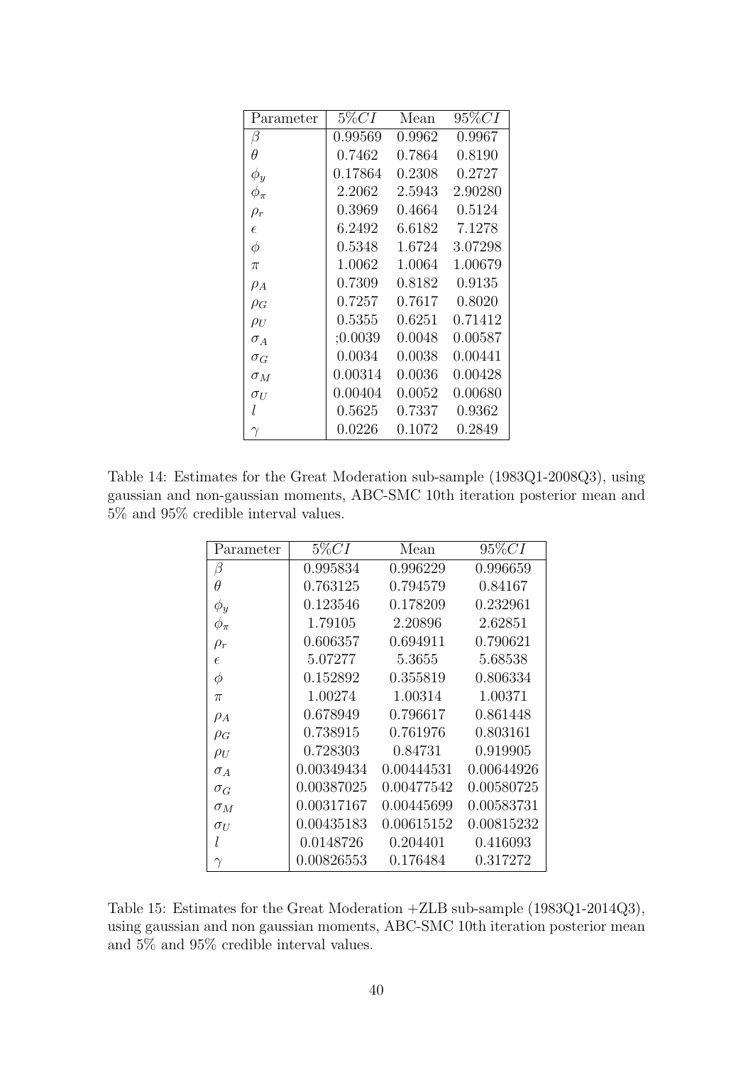| Parameter | $5\%CI$ | Mean | $95\%CI$ |
|---|---|---|---|
| $\beta$ | 0.99569 | 0.9962 | 0.9967 |
| $\theta$ | 0.7462 | 0.7864 | 0.8190 |
| $\phi_y$ | 0.17864 | 0.2308 | 0.2727 |
| $\phi_\pi$ | 2.2062 | 2.5943 | 2.90280 |
| $\rho_r$ | 0.3969 | 0.4664 | 0.5124 |
| $\epsilon$ | 6.2492 | 6.6182 | 7.1278 |
| $\phi$ | 0.5348 | 1.6724 | 3.07298 |
| $\pi$ | 1.0062 | 1.0064 | 1.00679 |
| $\rho_A$ | 0.7309 | 0.8182 | 0.9135 |
| $\rho_G$ | 0.7257 | 0.7617 | 0.8020 |
| $\rho_U$ | 0.5355 | 0.6251 | 0.71412 |
| $\sigma_A$ | ;0.0039 | 0.0048 | 0.00587 |
| $\sigma_G$ | 0.0034 | 0.0038 | 0.00441 |
| $\sigma_M$ | 0.00314 | 0.0036 | 0.00428 |
| $\sigma_U$ | 0.00404 | 0.0052 | 0.00680 |
| $l$ | 0.5625 | 0.7337 | 0.9362 |
| $\gamma$ | 0.0226 | 0.1072 | 0.2849 |

Table 14: Estimates for the Great Moderation sub-sample (1983Q1-2008Q3), using gaussian and non-gaussian moments, ABC-SMC 10th iteration posterior mean and 5% and 95% credible interval values.

| Parameter | $5\%CI$ | Mean | $95\%CI$ |
|---|---|---|---|
| $\beta$ | 0.995834 | 0.996229 | 0.996659 |
| $\theta$ | 0.763125 | 0.794579 | 0.84167 |
| $\phi_y$ | 0.123546 | 0.178209 | 0.232961 |
| $\phi_\pi$ | 1.79105 | 2.20896 | 2.62851 |
| $\rho_r$ | 0.606357 | 0.694911 | 0.790621 |
| $\epsilon$ | 5.07277 | 5.3655 | 5.68538 |
| $\phi$ | 0.152892 | 0.355819 | 0.806334 |
| $\pi$ | 1.00274 | 1.00314 | 1.00371 |
| $\rho_A$ | 0.678949 | 0.796617 | 0.861448 |
| $\rho_G$ | 0.738915 | 0.761976 | 0.803161 |
| $\rho_U$ | 0.728303 | 0.84731 | 0.919905 |
| $\sigma_A$ | 0.00349434 | 0.00444531 | 0.00644926 |
| $\sigma_G$ | 0.00387025 | 0.00477542 | 0.00580725 |
| $\sigma_M$ | 0.00317167 | 0.00445699 | 0.00583731 |
| $\sigma_U$ | 0.00435183 | 0.00615152 | 0.00815232 |
| $l$ | 0.0148726 | 0.204401 | 0.416093 |
| $\gamma$ | 0.00826553 | 0.176484 | 0.317272 |

Table 15: Estimates for the Great Moderation +ZLB sub-sample (1983Q1-2014Q3), using gaussian and non gaussian moments, ABC-SMC 10th iteration posterior mean and 5% and 95% credible interval values.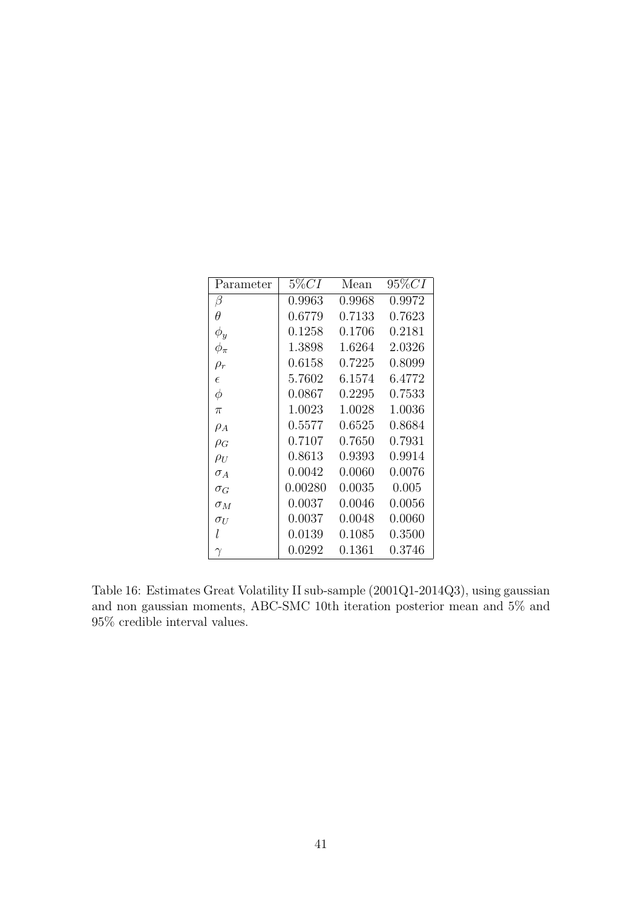| Parameter | $5\% CI$ | Mean | $95\% CI$ |
|---|---|---|---|
| $\beta$ | 0.9963 | 0.9968 | 0.9972 |
| $\theta$ | 0.6779 | 0.7133 | 0.7623 |
| $\phi_y$ | 0.1258 | 0.1706 | 0.2181 |
| $\phi_\pi$ | 1.3898 | 1.6264 | 2.0326 |
| $\rho_r$ | 0.6158 | 0.7225 | 0.8099 |
| $\epsilon$ | 5.7602 | 6.1574 | 6.4772 |
| $\phi$ | 0.0867 | 0.2295 | 0.7533 |
| $\pi$ | 1.0023 | 1.0028 | 1.0036 |
| $\rho_A$ | 0.5577 | 0.6525 | 0.8684 |
| $\rho_G$ | 0.7107 | 0.7650 | 0.7931 |
| $\rho_U$ | 0.8613 | 0.9393 | 0.9914 |
| $\sigma_A$ | 0.0042 | 0.0060 | 0.0076 |
| $\sigma_G$ | 0.00280 | 0.0035 | 0.005 |
| $\sigma_M$ | 0.0037 | 0.0046 | 0.0056 |
| $\sigma_U$ | 0.0037 | 0.0048 | 0.0060 |
| $l$ | 0.0139 | 0.1085 | 0.3500 |
| $\gamma$ | 0.0292 | 0.1361 | 0.3746 |

Table 16: Estimates Great Volatility II sub-sample (2001Q1-2014Q3), using gaussian and non gaussian moments, ABC-SMC 10th iteration posterior mean and 5% and 95% credible interval values.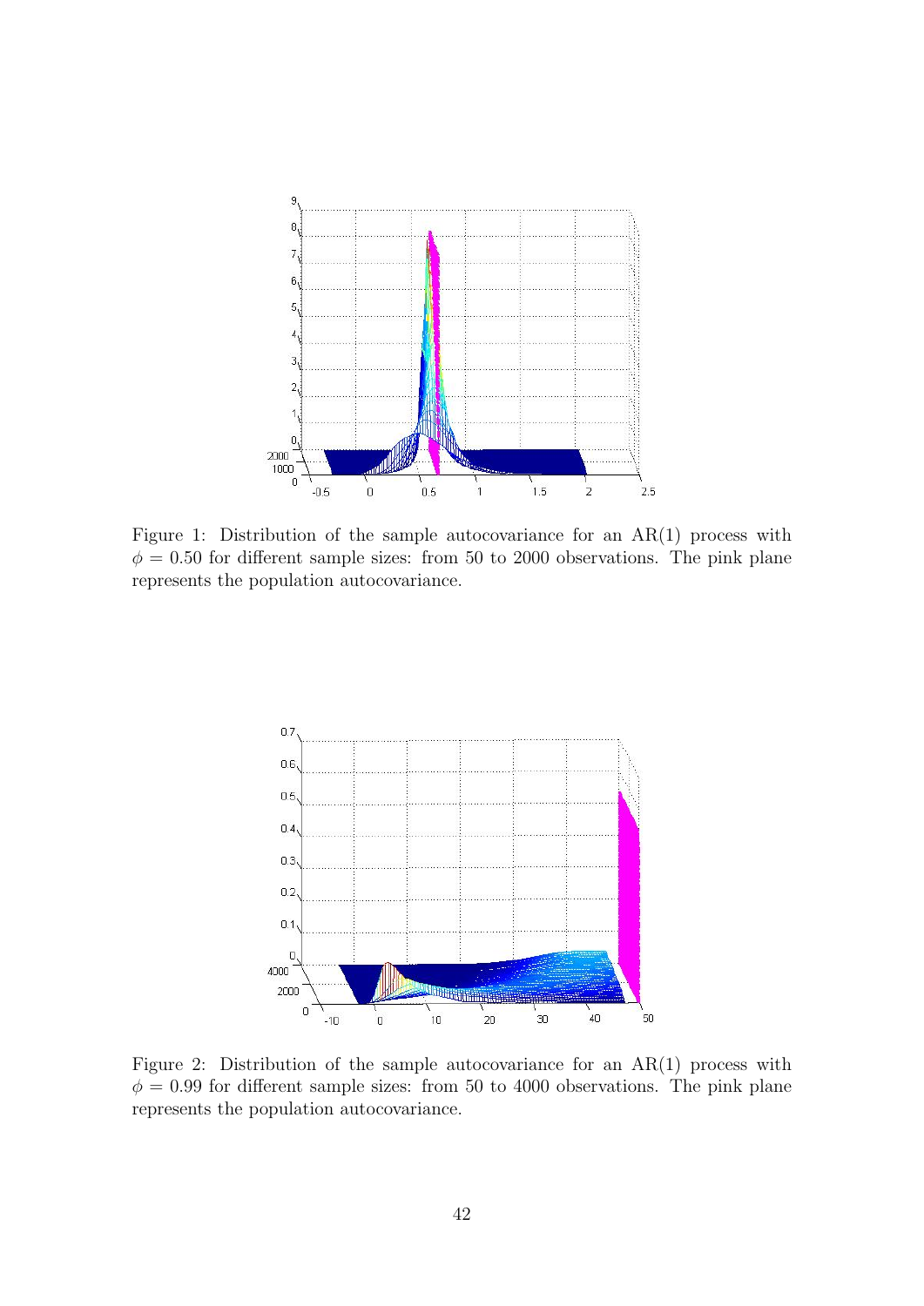Figure 1: Distribution of the sample autocovariance for an AR(1) process with $\phi = 0.50$ for different sample sizes: from 50 to 2000 observations. The pink plane represents the population autocovariance.

Figure 2: Distribution of the sample autocovariance for an AR(1) process with $\phi = 0.99$ for different sample sizes: from 50 to 4000 observations. The pink plane represents the population autocovariance.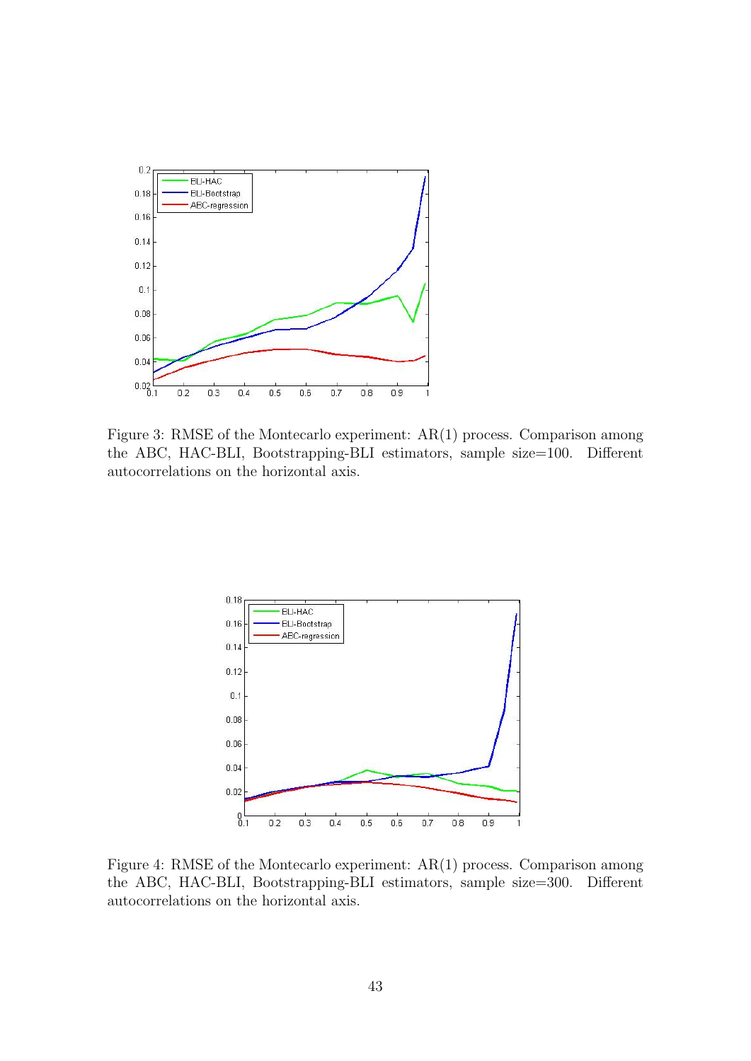Figure 3: RMSE of the Montecarlo experiment: AR(1) process. Comparison among the ABC, HAC-BLI, Bootstrapping-BLI estimators, sample size=100. Different autocorrelations on the horizontal axis.

Figure 4: RMSE of the Montecarlo experiment: AR(1) process. Comparison among the ABC, HAC-BLI, Bootstrapping-BLI estimators, sample size=300. Different autocorrelations on the horizontal axis.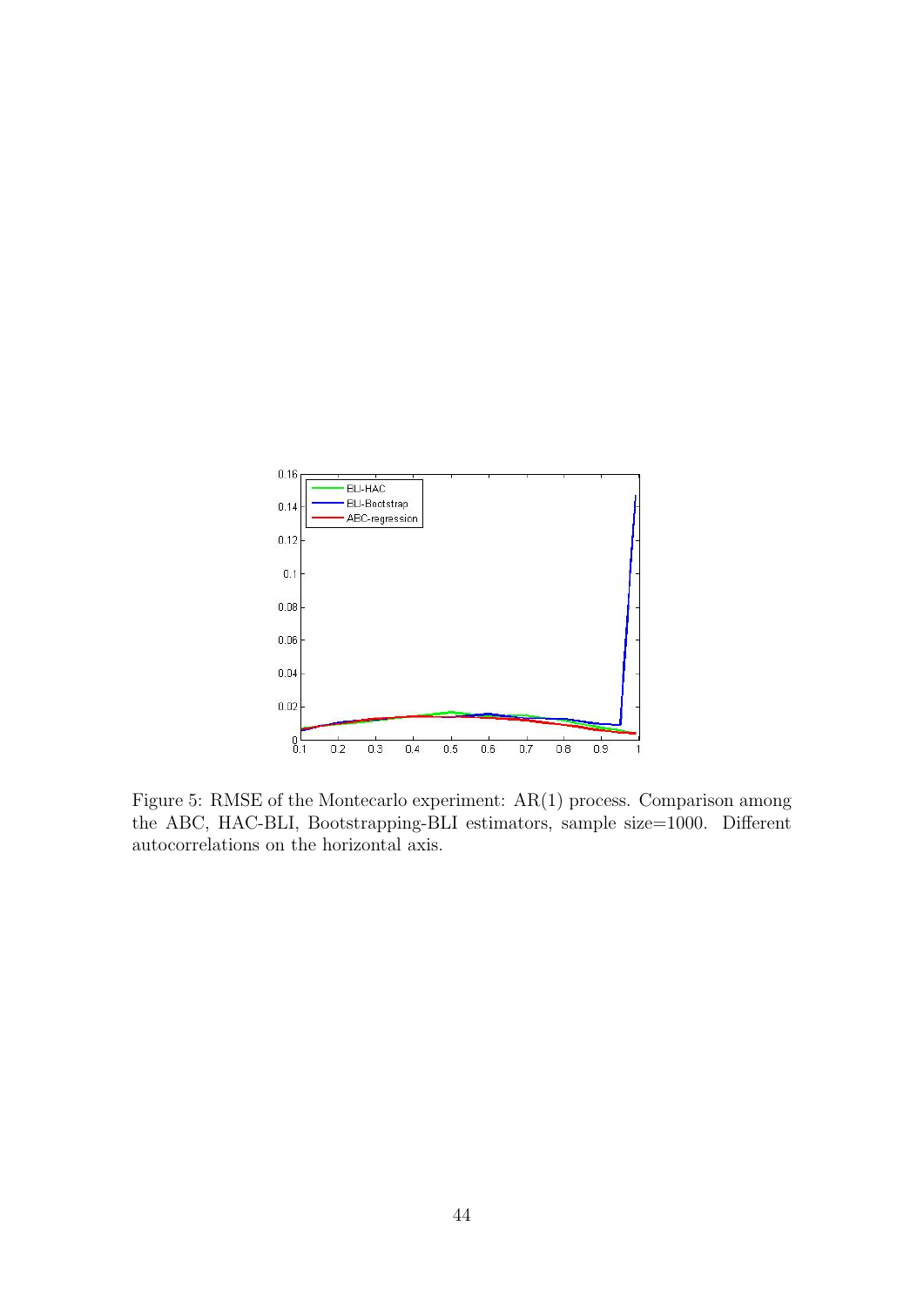Figure 5: RMSE of the Montecarlo experiment: AR(1) process. Comparison among the ABC, HAC-BLI, Bootstrapping-BLI estimators, sample size=1000. Different autocorrelations on the horizontal axis.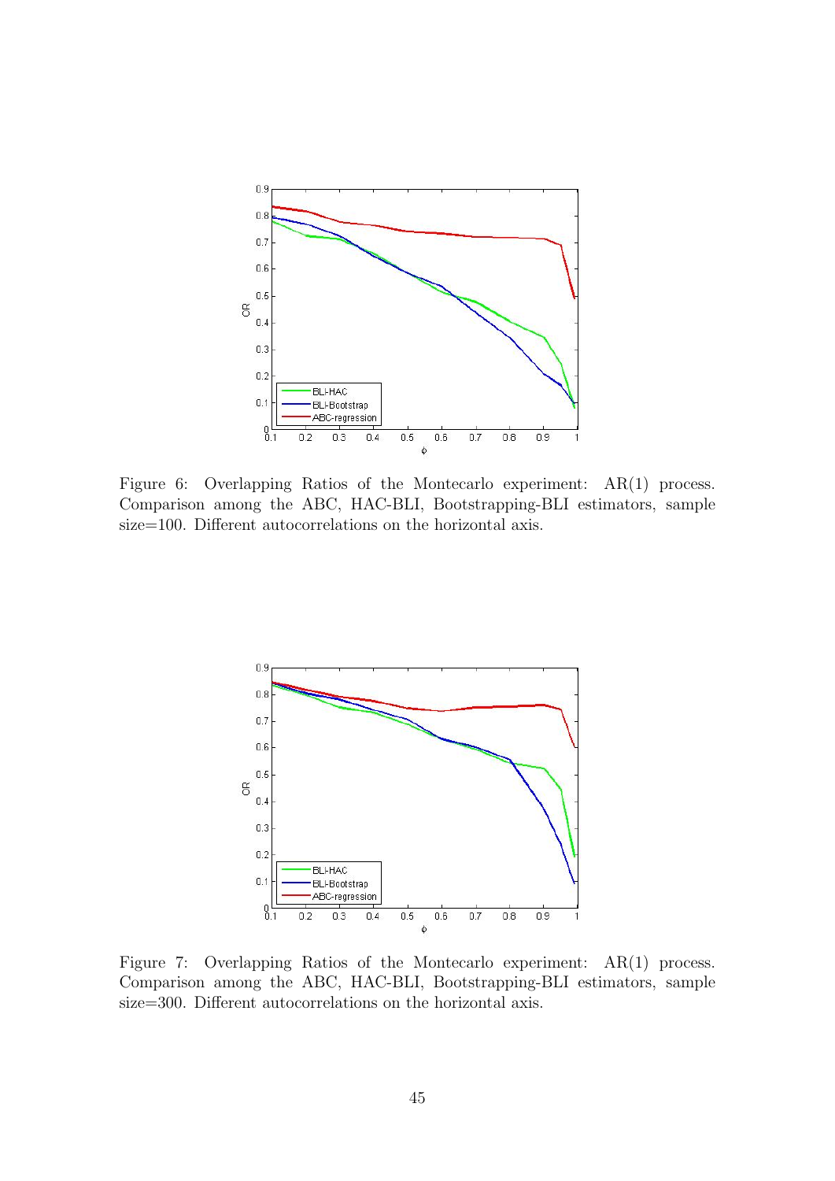Figure 6: Overlapping Ratios of the Montecarlo experiment: AR(1) process. Comparison among the ABC, HAC-BLI, Bootstrapping-BLI estimators, sample size=100. Different autocorrelations on the horizontal axis.

Figure 7: Overlapping Ratios of the Montecarlo experiment: AR(1) process. Comparison among the ABC, HAC-BLI, Bootstrapping-BLI estimators, sample size=300. Different autocorrelations on the horizontal axis.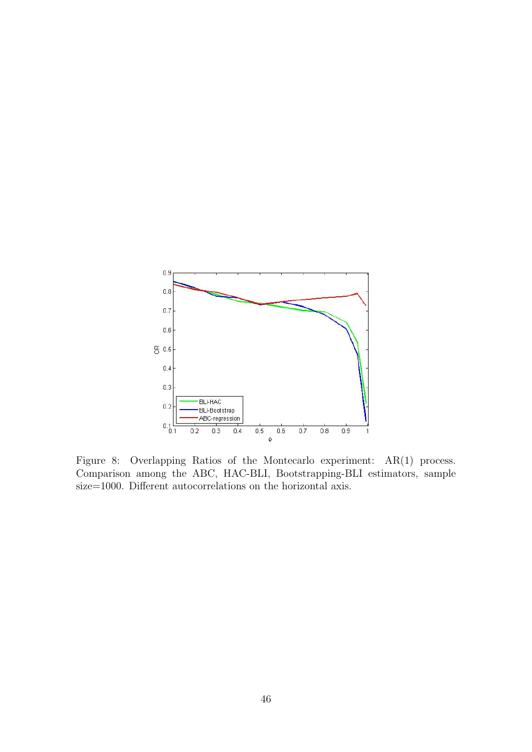Figure 8: Overlapping Ratios of the Montecarlo experiment: AR(1) process. Comparison among the ABC, HAC-BLI, Bootstrapping-BLI estimators, sample size=1000. Different autocorrelations on the horizontal axis.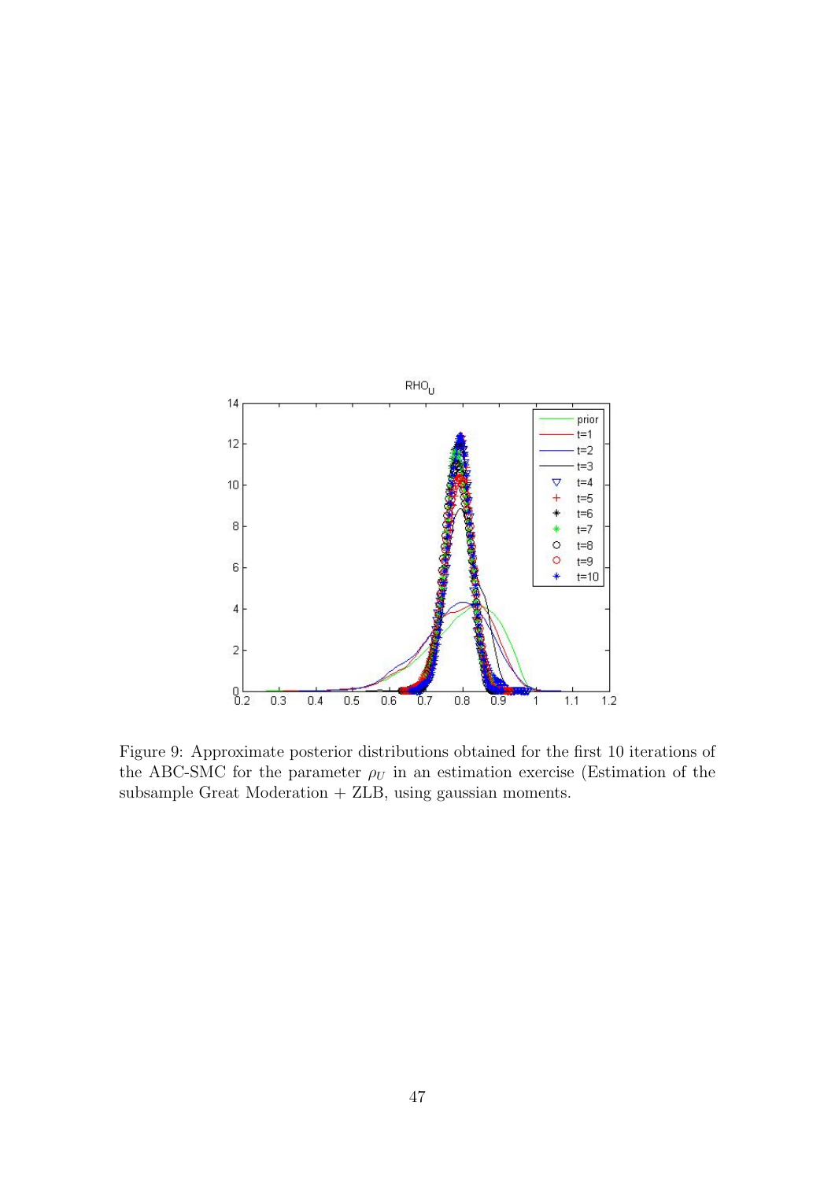Figure 9: Approximate posterior distributions obtained for the first 10 iterations of the ABC-SMC for the parameter $\rho_U$ in an estimation exercise (Estimation of the subsample Great Moderation + ZLB, using gaussian moments.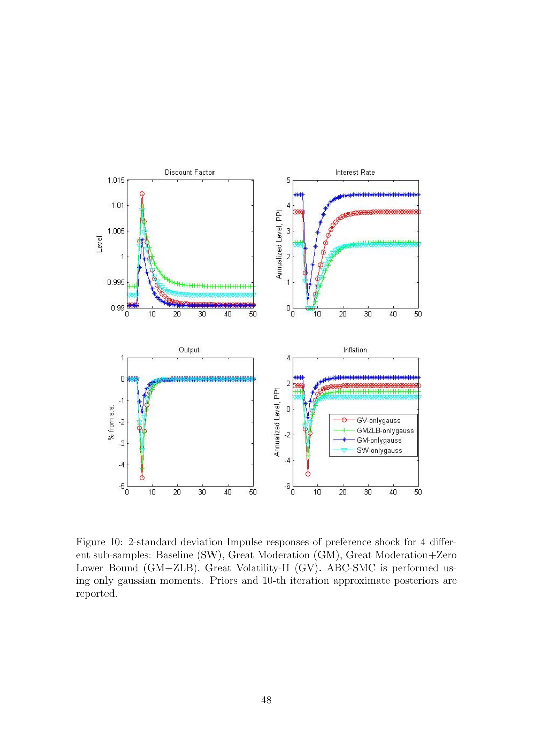Figure 10: 2-standard deviation Impulse responses of preference shock for 4 different sub-samples: Baseline (SW), Great Moderation (GM), Great Moderation+Zero Lower Bound (GM+ZLB), Great Volatility-II (GV). ABC-SMC is performed using only gaussian moments. Priors and 10-th iteration approximate posteriors are reported.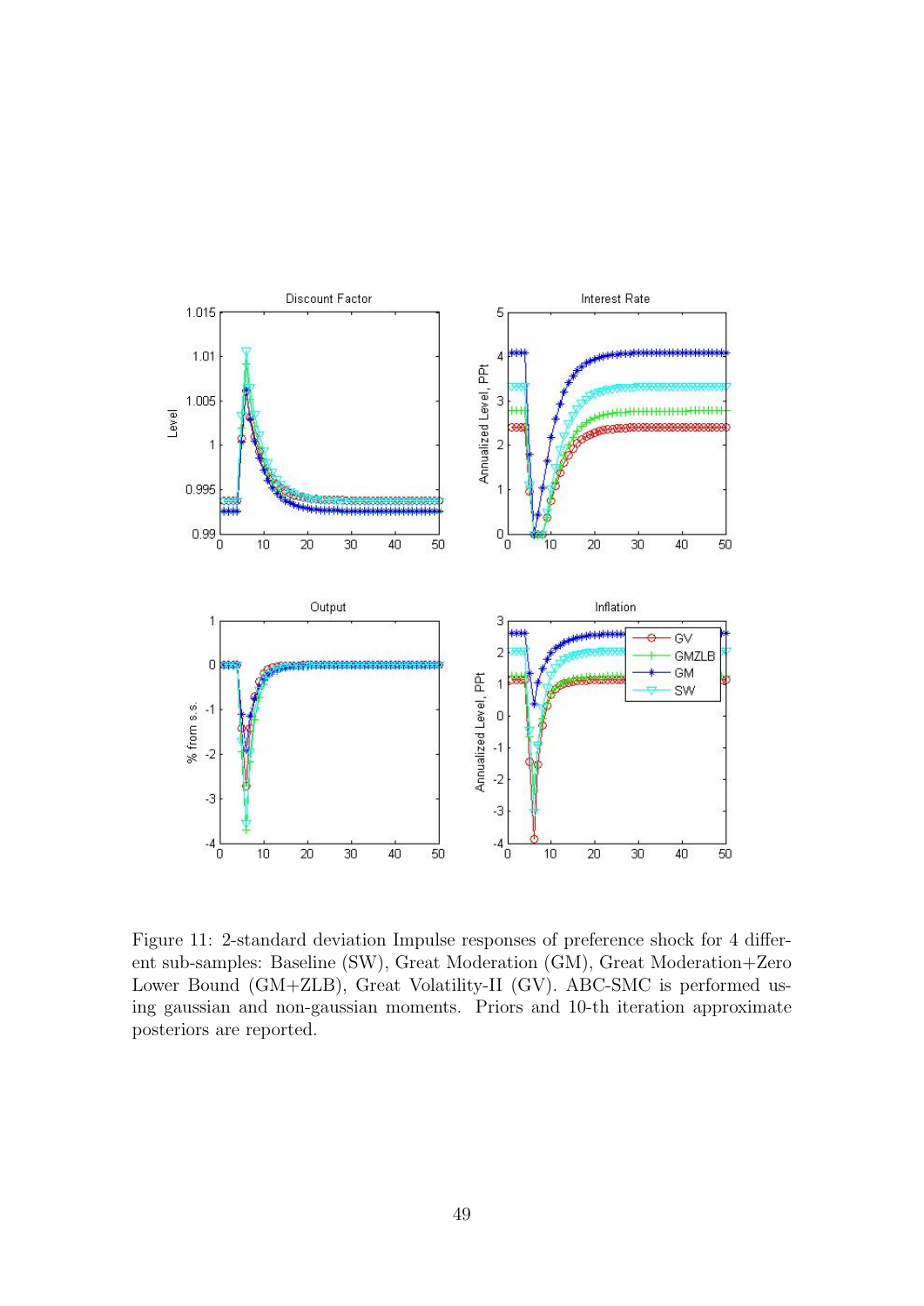Figure 11: 2-standard deviation Impulse responses of preference shock for 4 different sub-samples: Baseline (SW), Great Moderation (GM), Great Moderation+Zero Lower Bound (GM+ZLB), Great Volatility-II (GV). ABC-SMC is performed using gaussian and non-gaussian moments. Priors and 10-th iteration approximate posteriors are reported.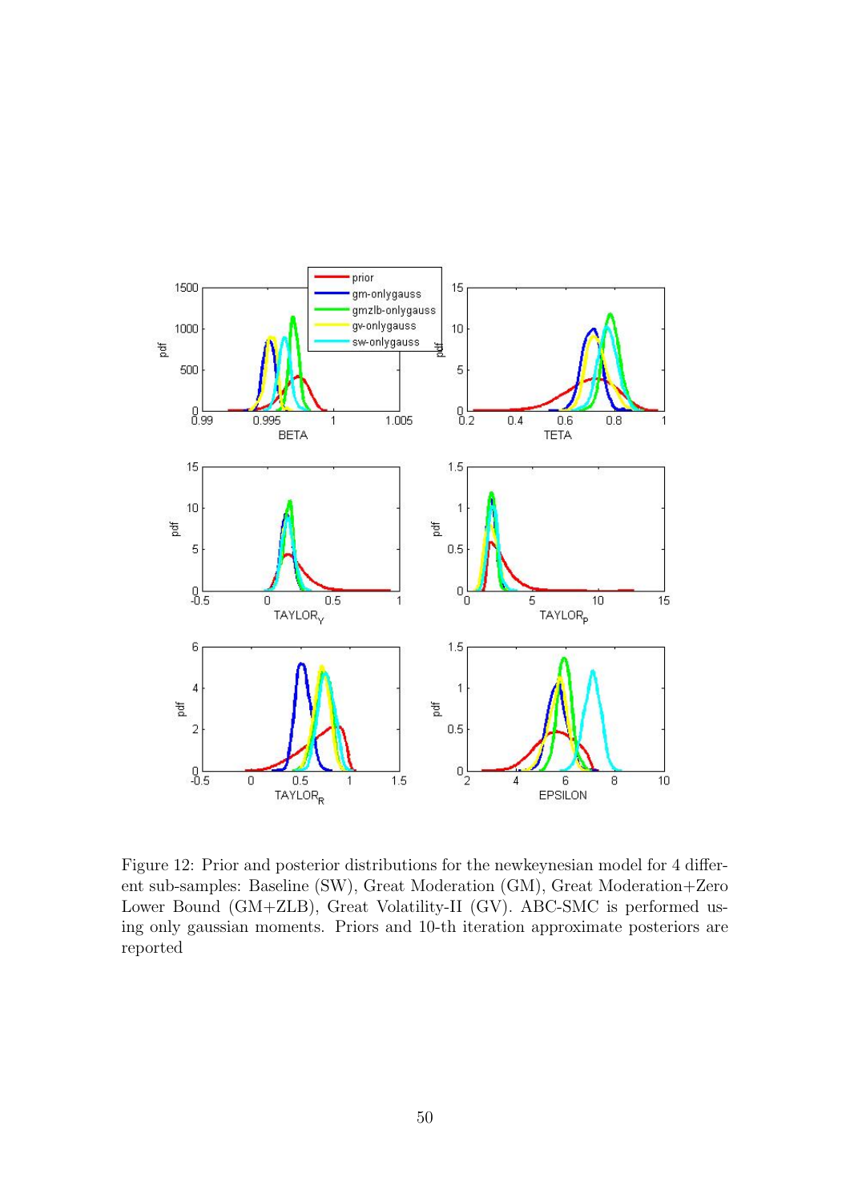Figure 12: Prior and posterior distributions for the newkeynesian model for 4 different sub-samples: Baseline (SW), Great Moderation (GM), Great Moderation+Zero Lower Bound (GM+ZLB), Great Volatility-II (GV). ABC-SMC is performed using only gaussian moments. Priors and 10-th iteration approximate posteriors are reported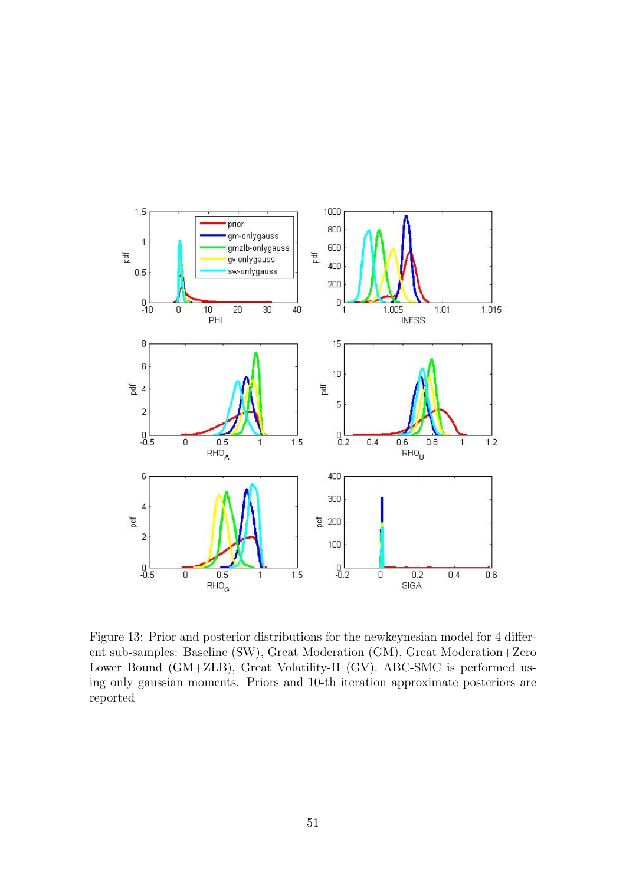Figure 13: Prior and posterior distributions for the newkeynesian model for 4 different sub-samples: Baseline (SW), Great Moderation (GM), Great Moderation+Zero Lower Bound (GM+ZLB), Great Volatility-II (GV). ABC-SMC is performed using only gaussian moments. Priors and 10-th iteration approximate posteriors are reported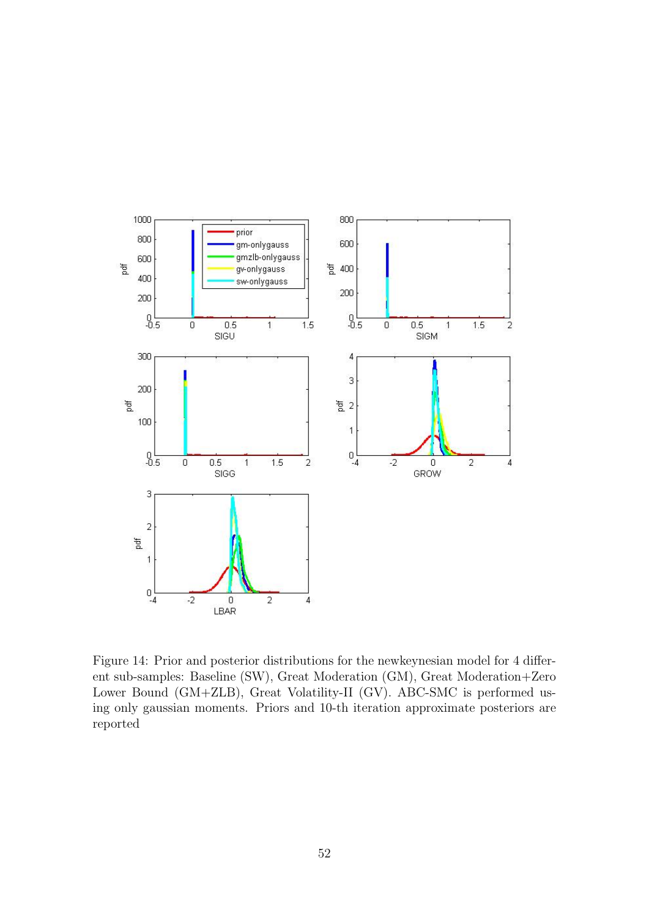Figure 14: Prior and posterior distributions for the newkeynesian model for 4 different sub-samples: Baseline (SW), Great Moderation (GM), Great Moderation+Zero Lower Bound (GM+ZLB), Great Volatility-II (GV). ABC-SMC is performed using only gaussian moments. Priors and 10-th iteration approximate posteriors are reported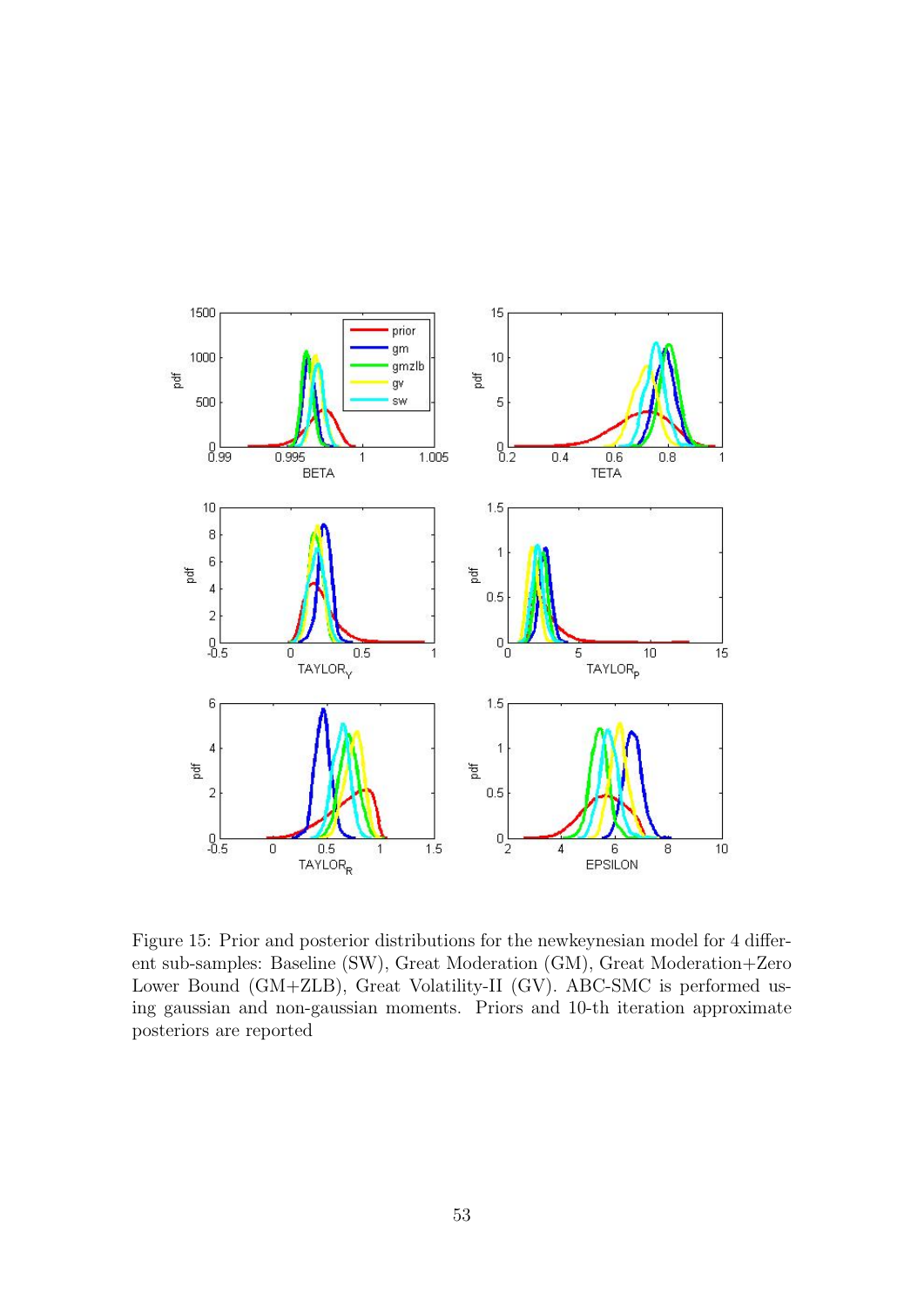Figure 15: Prior and posterior distributions for the newkeynesian model for 4 different sub-samples: Baseline (SW), Great Moderation (GM), Great Moderation+Zero Lower Bound (GM+ZLB), Great Volatility-II (GV). ABC-SMC is performed using gaussian and non-gaussian moments. Priors and 10-th iteration approximate posteriors are reported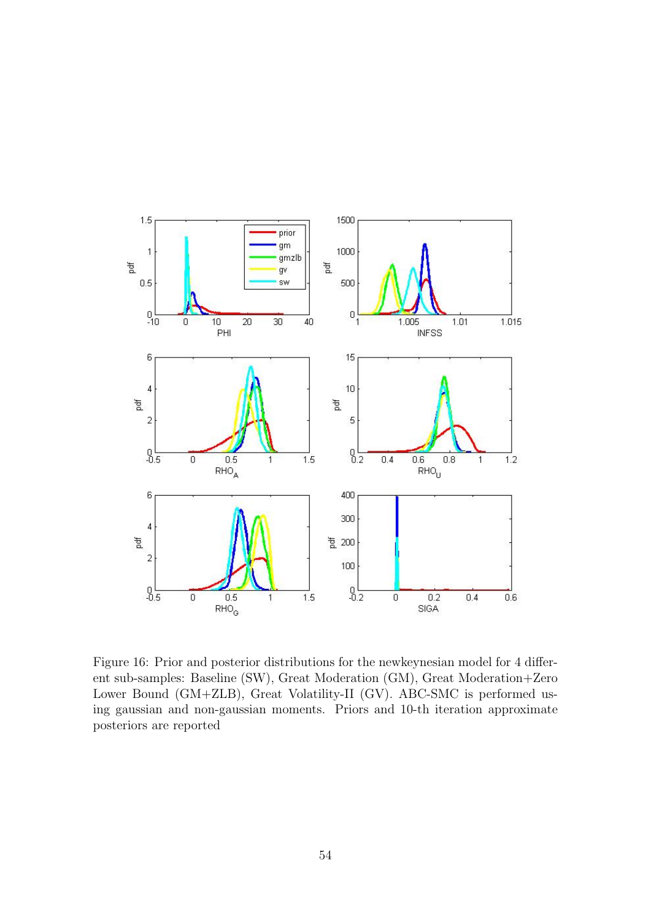Figure 16: Prior and posterior distributions for the newkeynesian model for 4 different sub-samples: Baseline (SW), Great Moderation (GM), Great Moderation+Zero Lower Bound (GM+ZLB), Great Volatility-II (GV). ABC-SMC is performed using gaussian and non-gaussian moments. Priors and 10-th iteration approximate posteriors are reported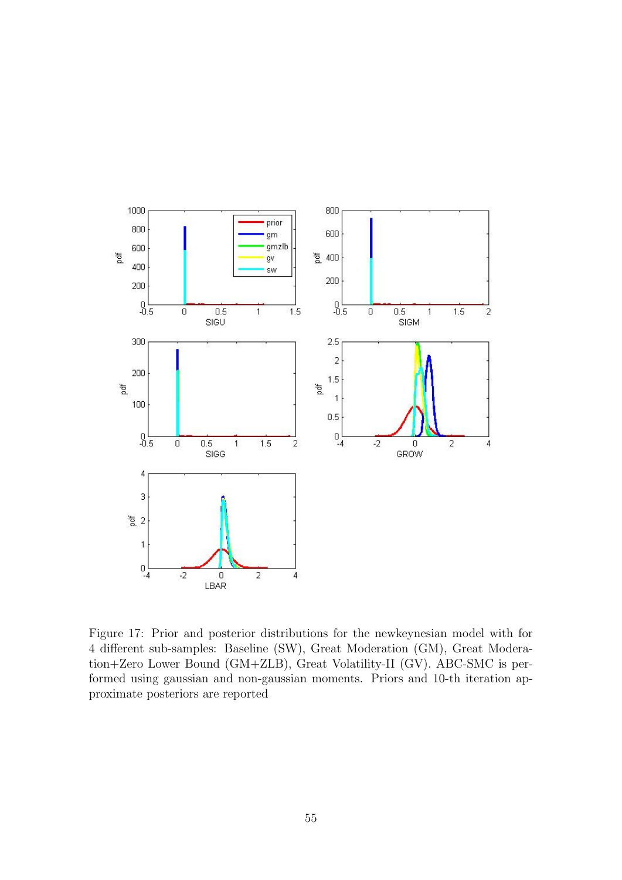1000
800
600
400
200
0
-0.5
0
0.5
1
1.5
pdf
SIGU
prior
gm
gmzlb
gv
sw

800
600
400
200
0
-0.5
0
0.5
1
1.5
2
pdf
SIGM

300
200
100
0
-0.5
0
0.5
1
1.5
2
pdf
SIGG

2.5
2
1.5
1
0.5
0
-4
-2
0
2
4
pdf
GROW

4
3
2
1
0
-4
-2
0
2
4
pdf
LBAR

Figure 17: Prior and posterior distributions for the newkeynesian model with for 4 different sub-samples: Baseline (SW), Great Moderation (GM), Great Moderation+Zero Lower Bound (GM+ZLB), Great Volatility-II (GV). ABC-SMC is performed using gaussian and non-gaussian moments. Priors and 10-th iteration approximate posteriors are reported